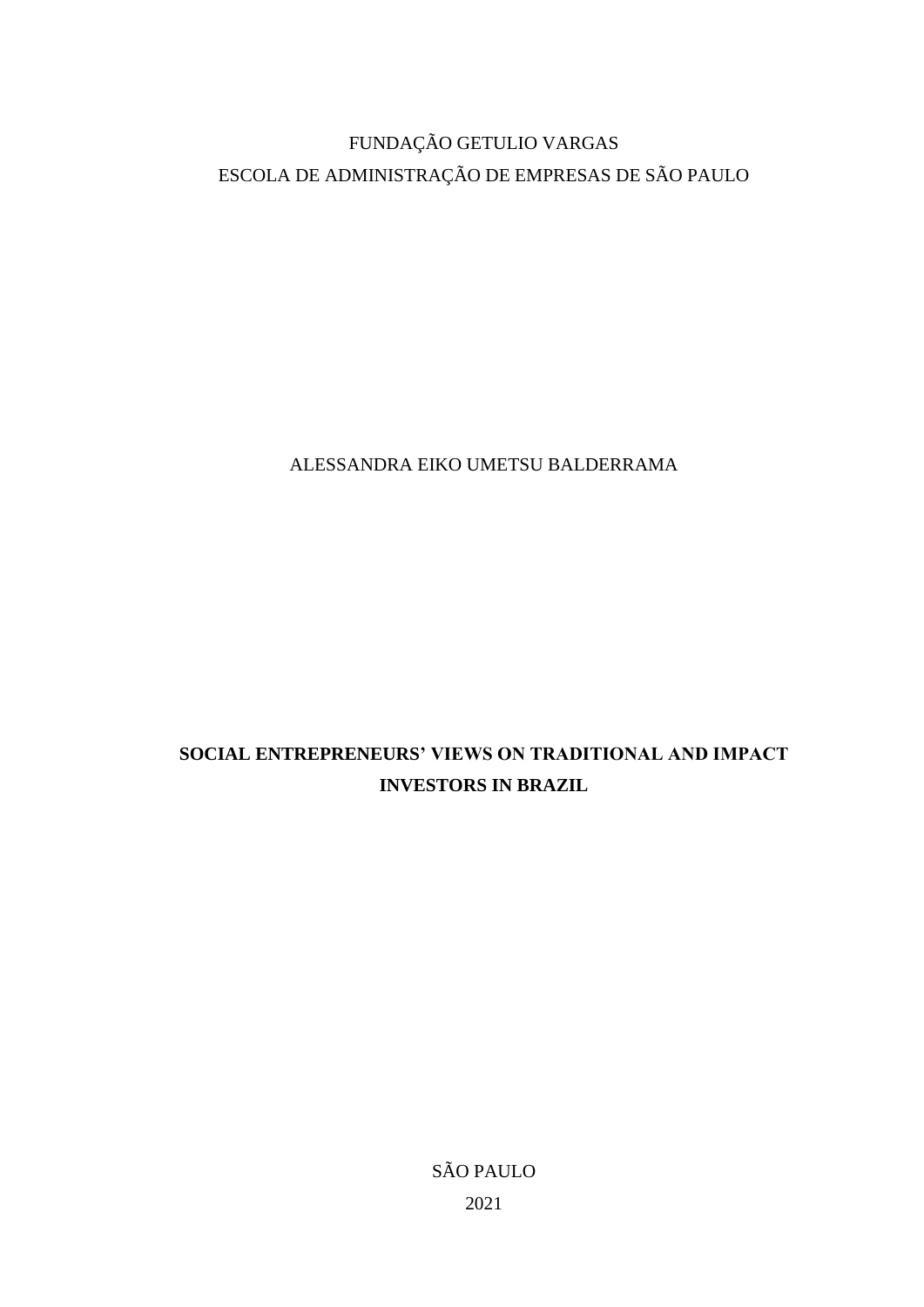FUNDAÇÃO GETULIO VARGAS

ESCOLA DE ADMINISTRAÇÃO DE EMPRESAS DE SÃO PAULO

ALESSANDRA EIKO UMETSU BALDERRAMA

# SOCIAL ENTREPRENEURS' VIEWS ON TRADITIONAL AND IMPACT INVESTORS IN BRAZIL

SÃO PAULO

2021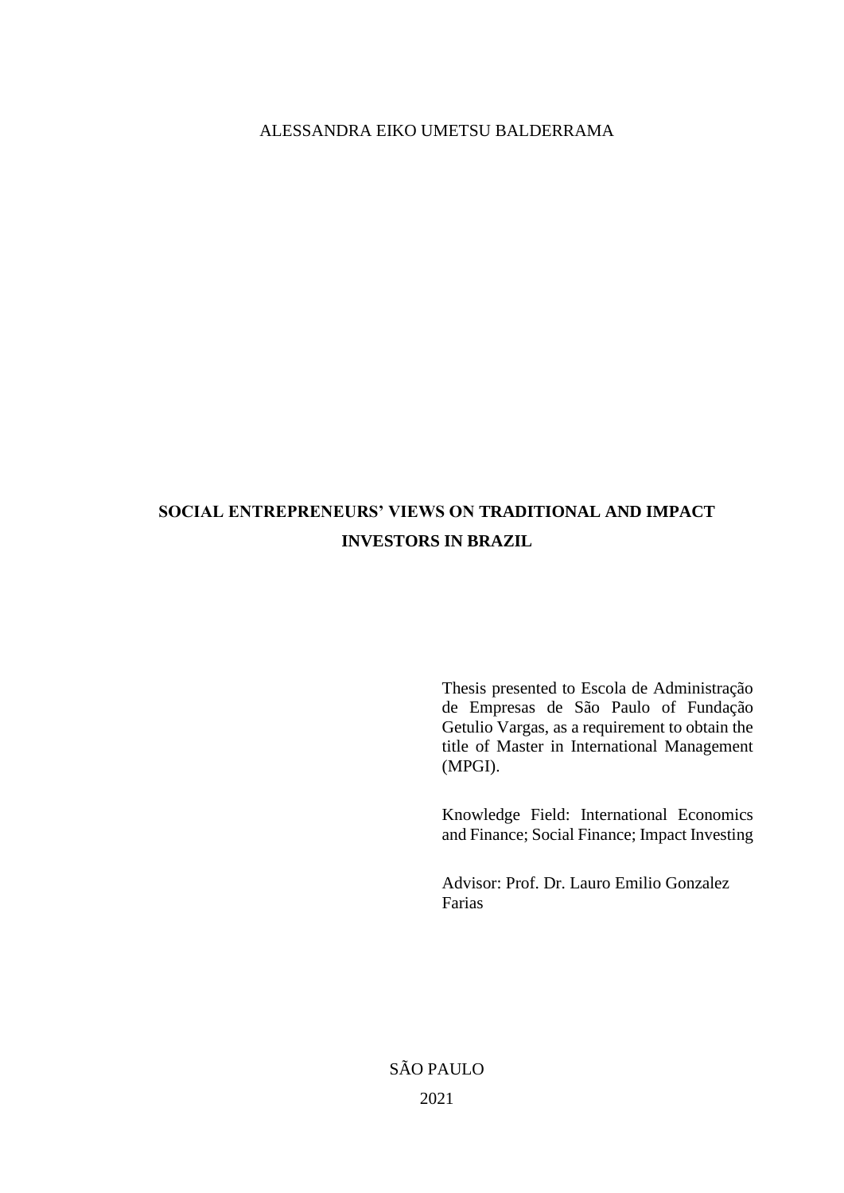ALESSANDRA EIKO UMETSU BALDERRAMA

# SOCIAL ENTREPRENEURS' VIEWS ON TRADITIONAL AND IMPACT INVESTORS IN BRAZIL

Thesis presented to Escola de Administração de Empresas de São Paulo of Fundação Getulio Vargas, as a requirement to obtain the title of Master in International Management (MPGI).

Knowledge Field: International Economics and Finance; Social Finance; Impact Investing

Advisor: Prof. Dr. Lauro Emilio Gonzalez Farias

SÃO PAULO

2021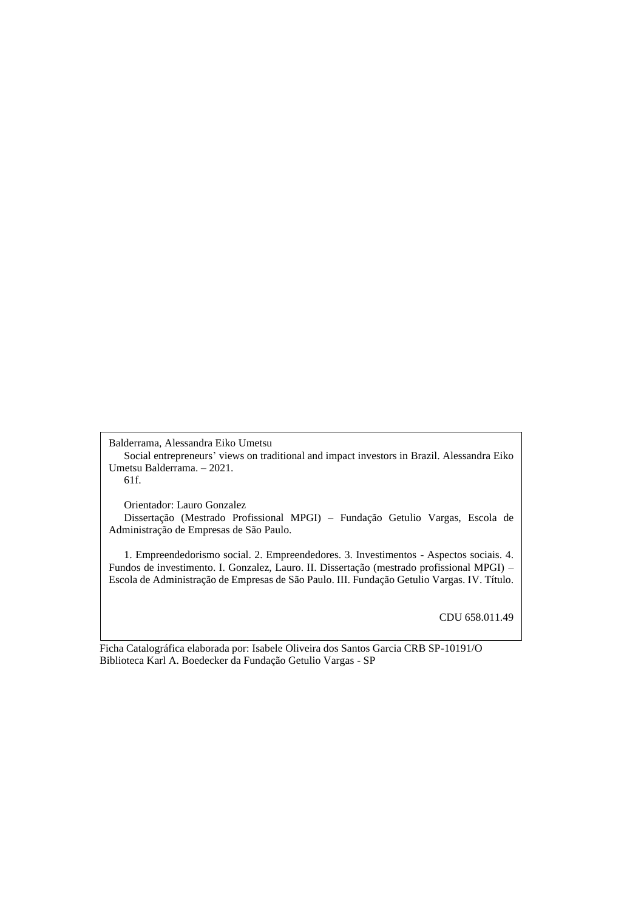Balderrama, Alessandra Eiko Umetsu

Social entrepreneurs' views on traditional and impact investors in Brazil. Alessandra Eiko Umetsu Balderrama. – 2021.

61f.

Orientador: Lauro Gonzalez

Dissertação (Mestrado Profissional MPGI) – Fundação Getulio Vargas, Escola de Administração de Empresas de São Paulo.

1. Empreendedorismo social. 2. Empreendedores. 3. Investimentos - Aspectos sociais. 4. Fundos de investimento. I. Gonzalez, Lauro. II. Dissertação (mestrado profissional MPGI) – Escola de Administração de Empresas de São Paulo. III. Fundação Getulio Vargas. IV. Título.

CDU 658.011.49

Ficha Catalográfica elaborada por: Isabele Oliveira dos Santos Garcia CRB SP-10191/O
Biblioteca Karl A. Boedecker da Fundação Getulio Vargas - SP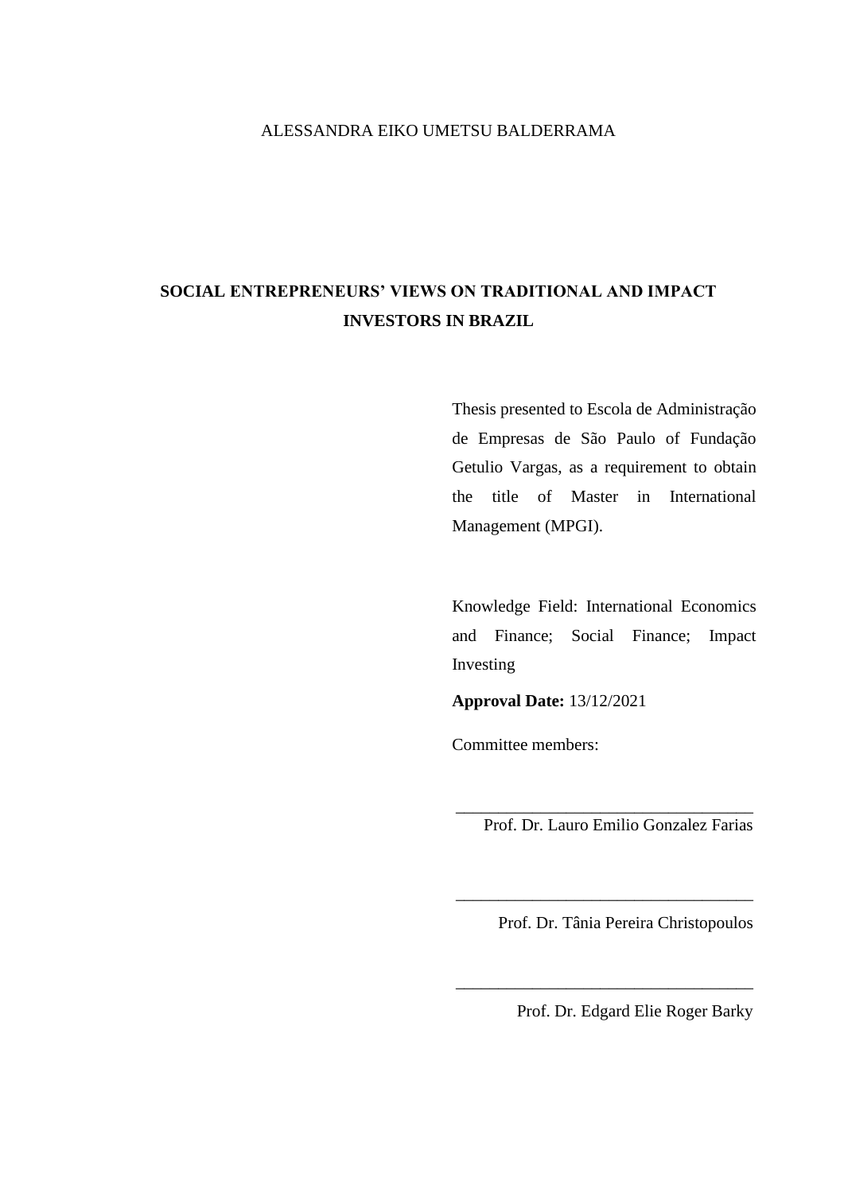ALESSANDRA EIKO UMETSU BALDERRAMA

# SOCIAL ENTREPRENEURS' VIEWS ON TRADITIONAL AND IMPACT INVESTORS IN BRAZIL

Thesis presented to Escola de Administração de Empresas de São Paulo of Fundação Getulio Vargas, as a requirement to obtain the title of Master in International Management (MPGI).

Knowledge Field: International Economics and Finance; Social Finance; Impact Investing

**Approval Date:** 13/12/2021

Committee members:

\_\_\_\_\_\_\_\_\_\_\_\_\_\_\_\_\_\_\_\_\_\_\_\_\_\_\_\_\_\_\_\_\_\_\_
Prof. Dr. Lauro Emilio Gonzalez Farias

\_\_\_\_\_\_\_\_\_\_\_\_\_\_\_\_\_\_\_\_\_\_\_\_\_\_\_\_\_\_\_\_\_\_\_
Prof. Dr. Tânia Pereira Christopoulos

\_\_\_\_\_\_\_\_\_\_\_\_\_\_\_\_\_\_\_\_\_\_\_\_\_\_\_\_\_\_\_\_\_\_\_
Prof. Dr. Edgard Elie Roger Barky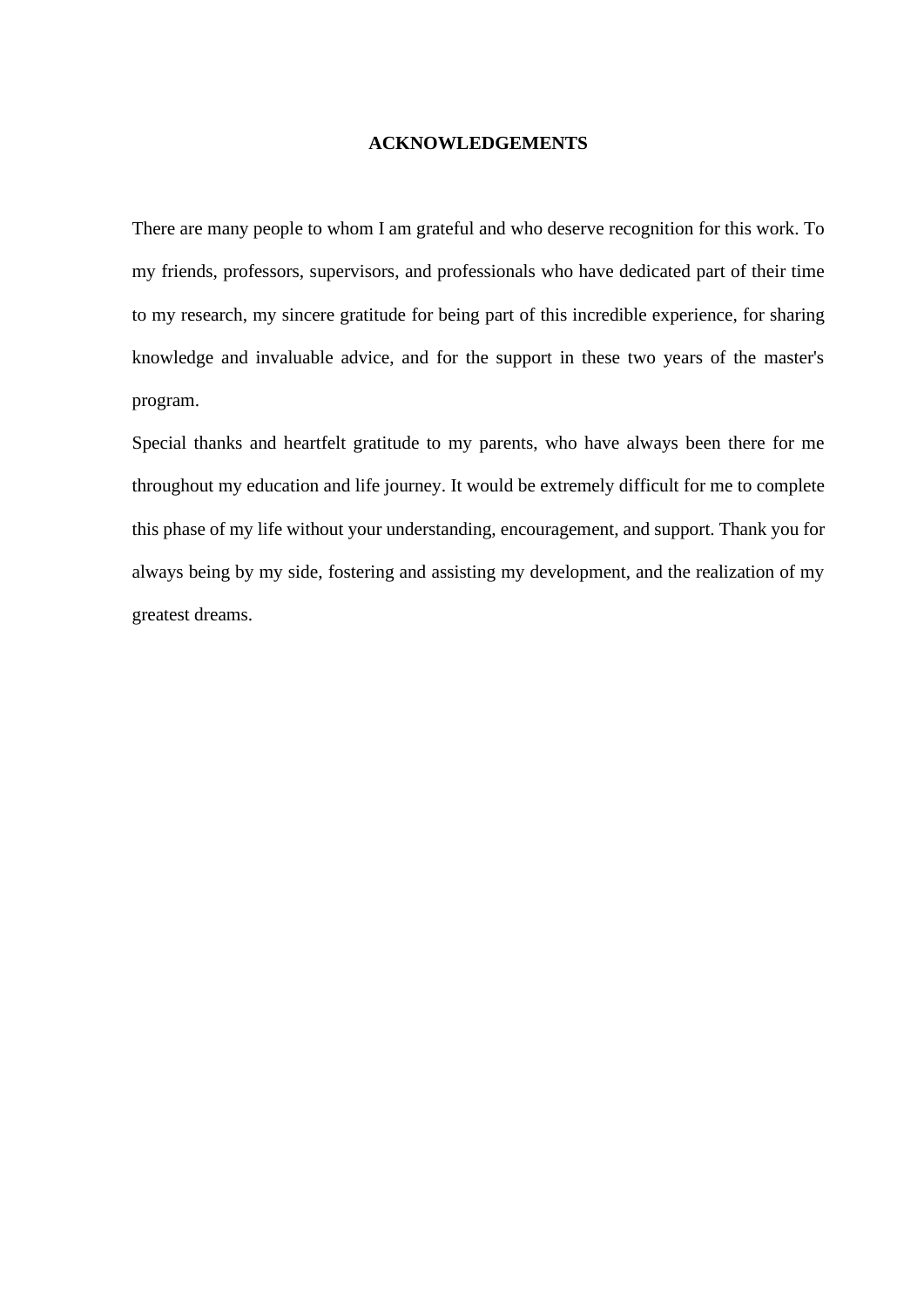# ACKNOWLEDGEMENTS

There are many people to whom I am grateful and who deserve recognition for this work. To my friends, professors, supervisors, and professionals who have dedicated part of their time to my research, my sincere gratitude for being part of this incredible experience, for sharing knowledge and invaluable advice, and for the support in these two years of the master's program.

Special thanks and heartfelt gratitude to my parents, who have always been there for me throughout my education and life journey. It would be extremely difficult for me to complete this phase of my life without your understanding, encouragement, and support. Thank you for always being by my side, fostering and assisting my development, and the realization of my greatest dreams.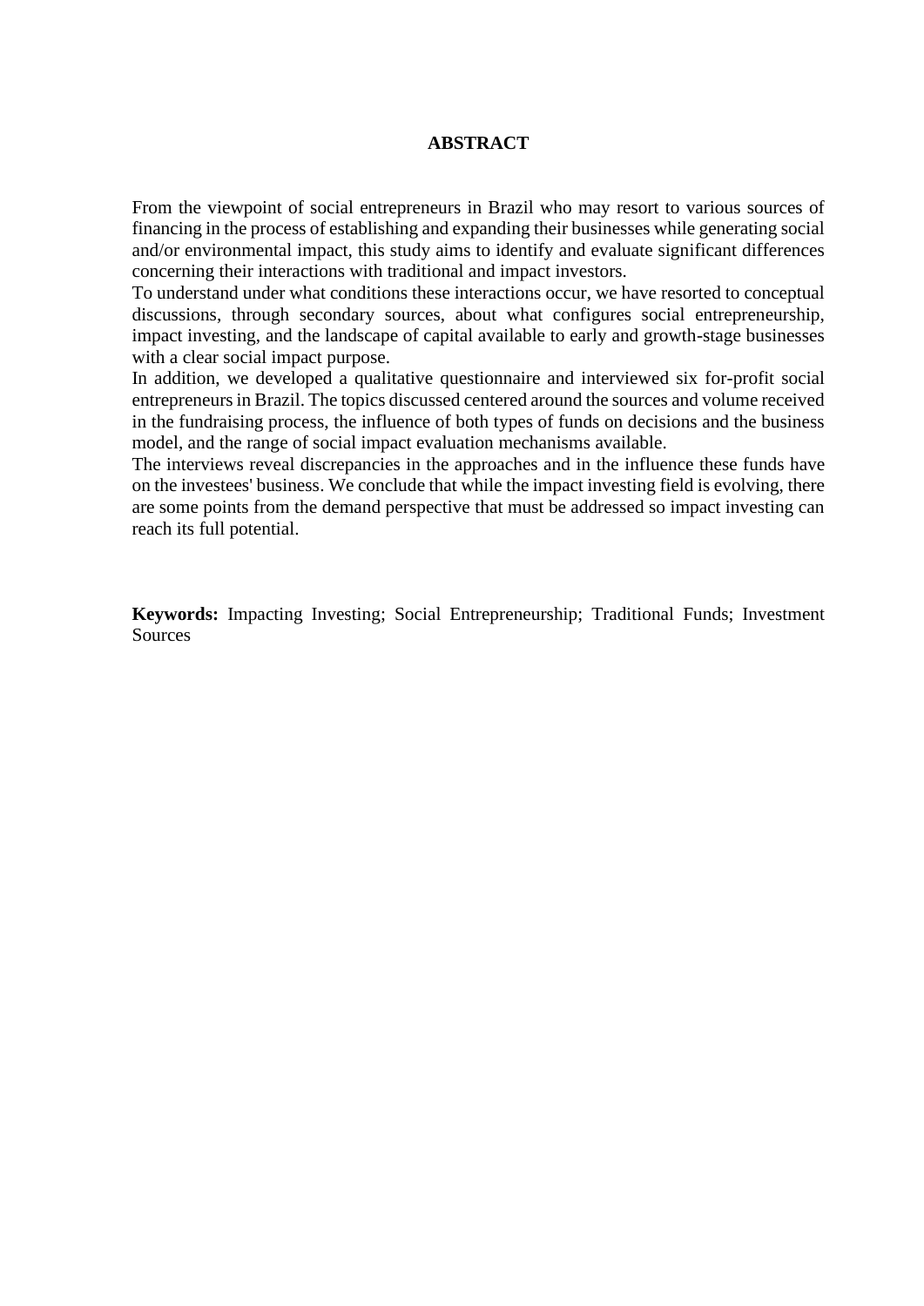# ABSTRACT

From the viewpoint of social entrepreneurs in Brazil who may resort to various sources of financing in the process of establishing and expanding their businesses while generating social and/or environmental impact, this study aims to identify and evaluate significant differences concerning their interactions with traditional and impact investors.

To understand under what conditions these interactions occur, we have resorted to conceptual discussions, through secondary sources, about what configures social entrepreneurship, impact investing, and the landscape of capital available to early and growth-stage businesses with a clear social impact purpose.

In addition, we developed a qualitative questionnaire and interviewed six for-profit social entrepreneurs in Brazil. The topics discussed centered around the sources and volume received in the fundraising process, the influence of both types of funds on decisions and the business model, and the range of social impact evaluation mechanisms available.

The interviews reveal discrepancies in the approaches and in the influence these funds have on the investees' business. We conclude that while the impact investing field is evolving, there are some points from the demand perspective that must be addressed so impact investing can reach its full potential.

**Keywords:** Impacting Investing; Social Entrepreneurship; Traditional Funds; Investment Sources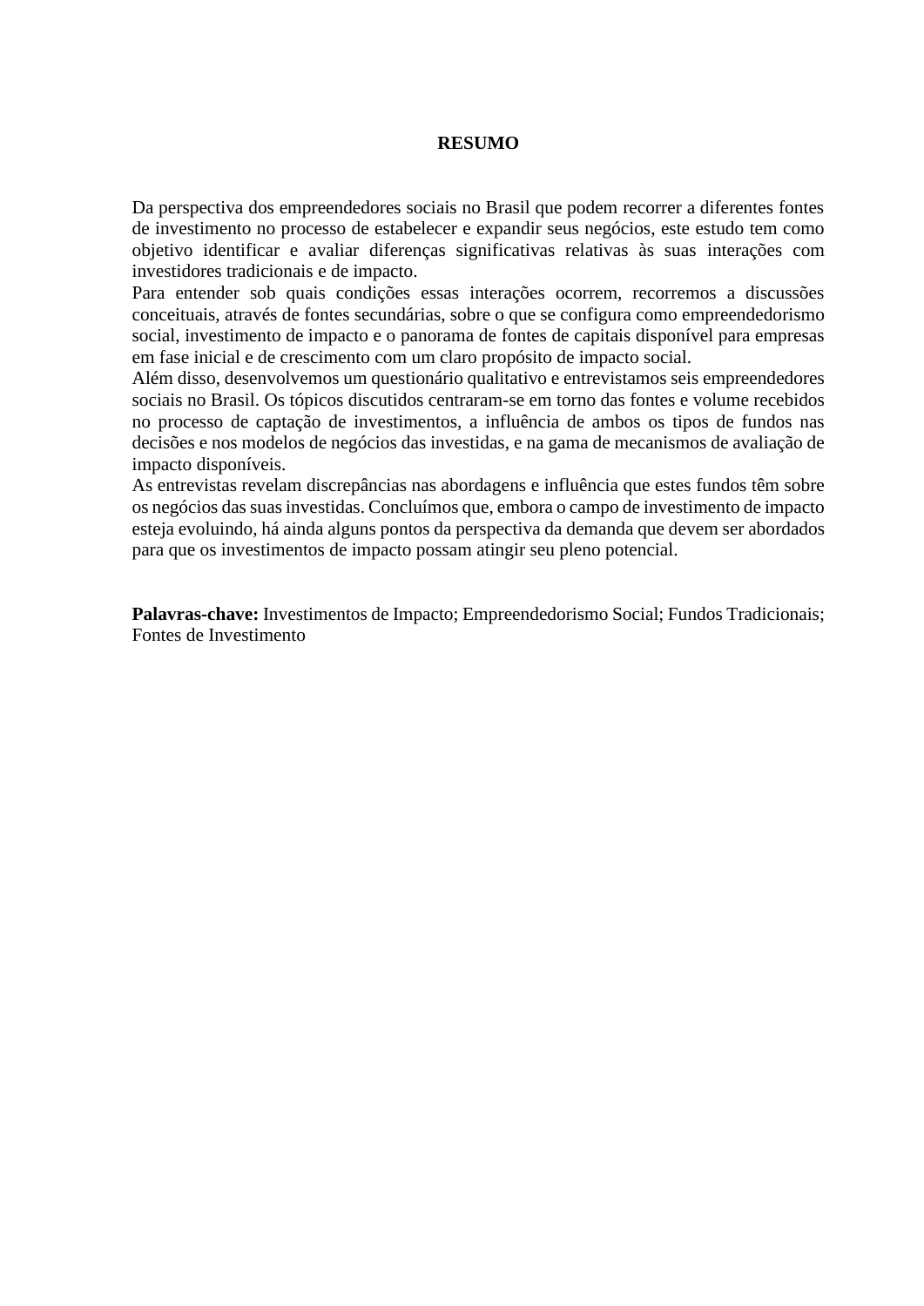# RESUMO

Da perspectiva dos empreendedores sociais no Brasil que podem recorrer a diferentes fontes de investimento no processo de estabelecer e expandir seus negócios, este estudo tem como objetivo identificar e avaliar diferenças significativas relativas às suas interações com investidores tradicionais e de impacto.

Para entender sob quais condições essas interações ocorrem, recorremos a discussões conceituais, através de fontes secundárias, sobre o que se configura como empreendedorismo social, investimento de impacto e o panorama de fontes de capitais disponível para empresas em fase inicial e de crescimento com um claro propósito de impacto social.

Além disso, desenvolvemos um questionário qualitativo e entrevistamos seis empreendedores sociais no Brasil. Os tópicos discutidos centraram-se em torno das fontes e volume recebidos no processo de captação de investimentos, a influência de ambos os tipos de fundos nas decisões e nos modelos de negócios das investidas, e na gama de mecanismos de avaliação de impacto disponíveis.

As entrevistas revelam discrepâncias nas abordagens e influência que estes fundos têm sobre os negócios das suas investidas. Concluímos que, embora o campo de investimento de impacto esteja evoluindo, há ainda alguns pontos da perspectiva da demanda que devem ser abordados para que os investimentos de impacto possam atingir seu pleno potencial.

**Palavras-chave:** Investimentos de Impacto; Empreendedorismo Social; Fundos Tradicionais; Fontes de Investimento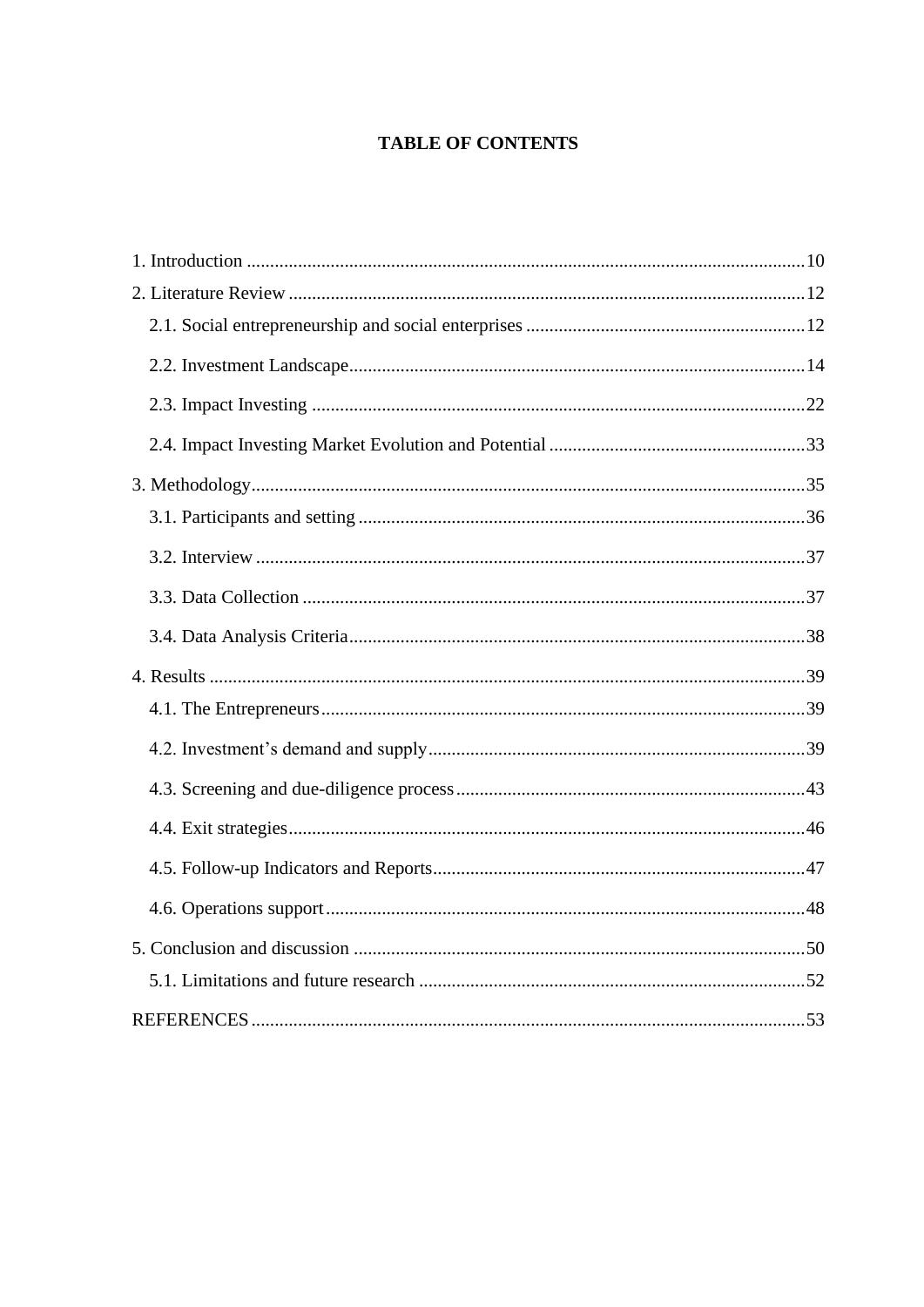# TABLE OF CONTENTS

1. Introduction .......................................................................................................................10
2. Literature Review ..............................................................................................................12
   - 2.1. Social entrepreneurship and social enterprises ...........................................................12
   - 2.2. Investment Landscape.................................................................................................14
   - 2.3. Impact Investing .........................................................................................................22
   - 2.4. Impact Investing Market Evolution and Potential .......................................................33
3. Methodology......................................................................................................................35
   - 3.1. Participants and setting ...............................................................................................36
   - 3.2. Interview .....................................................................................................................37
   - 3.3. Data Collection ...........................................................................................................37
   - 3.4. Data Analysis Criteria.................................................................................................38
4. Results ...............................................................................................................................39
   - 4.1. The Entrepreneurs.......................................................................................................39
   - 4.2. Investment's demand and supply................................................................................39
   - 4.3. Screening and due-diligence process..........................................................................43
   - 4.4. Exit strategies..............................................................................................................46
   - 4.5. Follow-up Indicators and Reports...............................................................................47
   - 4.6. Operations support......................................................................................................48
5. Conclusion and discussion ................................................................................................50
   - 5.1. Limitations and future research ..................................................................................52

REFERENCES......................................................................................................................53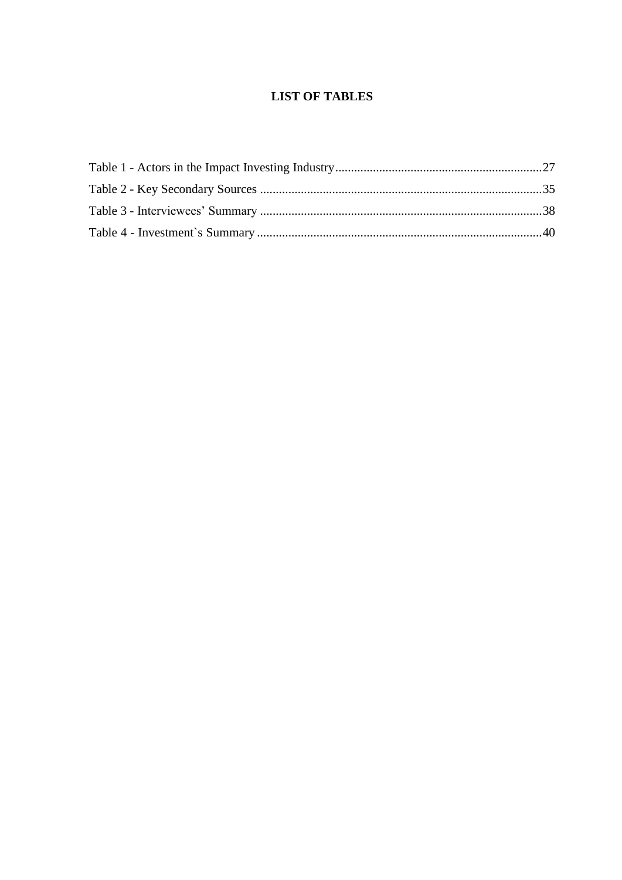# LIST OF TABLES

Table 1 - Actors in the Impact Investing Industry....................................................................27

Table 2 - Key Secondary Sources ..........................................................................................35

Table 3 - Interviewees' Summary ..........................................................................................38

Table 4 - Investment`s Summary ...........................................................................................40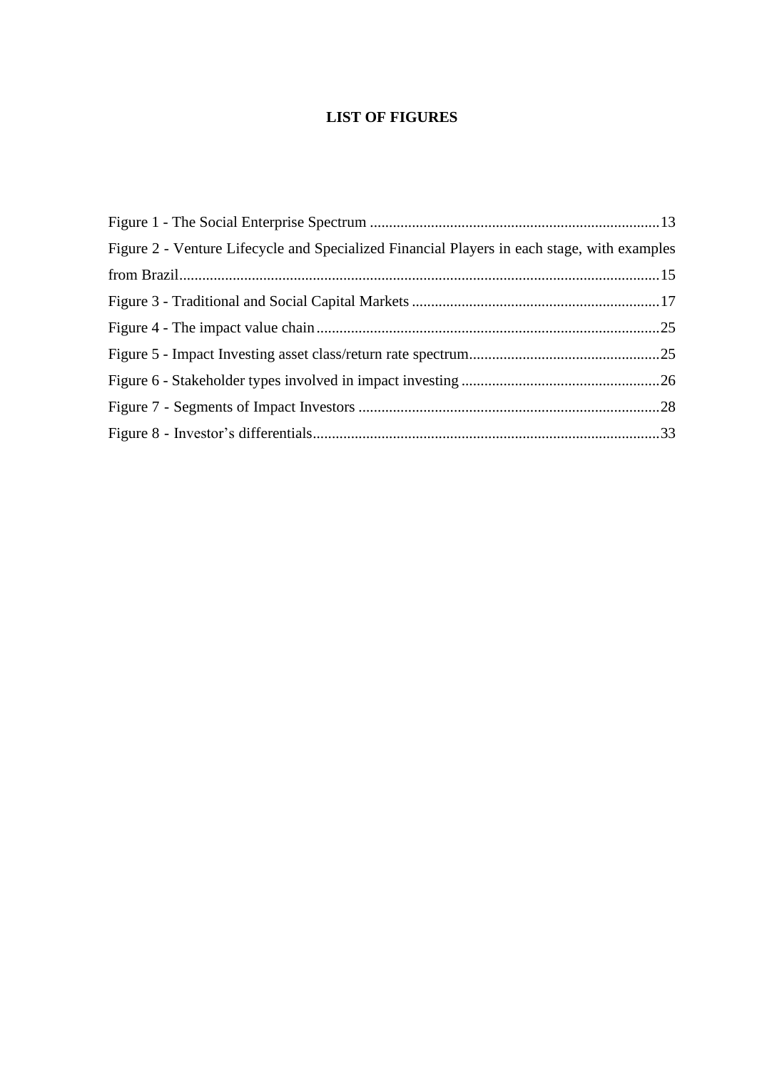# LIST OF FIGURES

Figure 1 - The Social Enterprise Spectrum ............................................................................13

Figure 2 - Venture Lifecycle and Specialized Financial Players in each stage, with examples from Brazil..............................................................................................................................15

Figure 3 - Traditional and Social Capital Markets .................................................................17

Figure 4 - The impact value chain..........................................................................................25

Figure 5 - Impact Investing asset class/return rate spectrum..................................................25

Figure 6 - Stakeholder types involved in impact investing ....................................................26

Figure 7 - Segments of Impact Investors ...............................................................................28

Figure 8 - Investor's differentials...........................................................................................33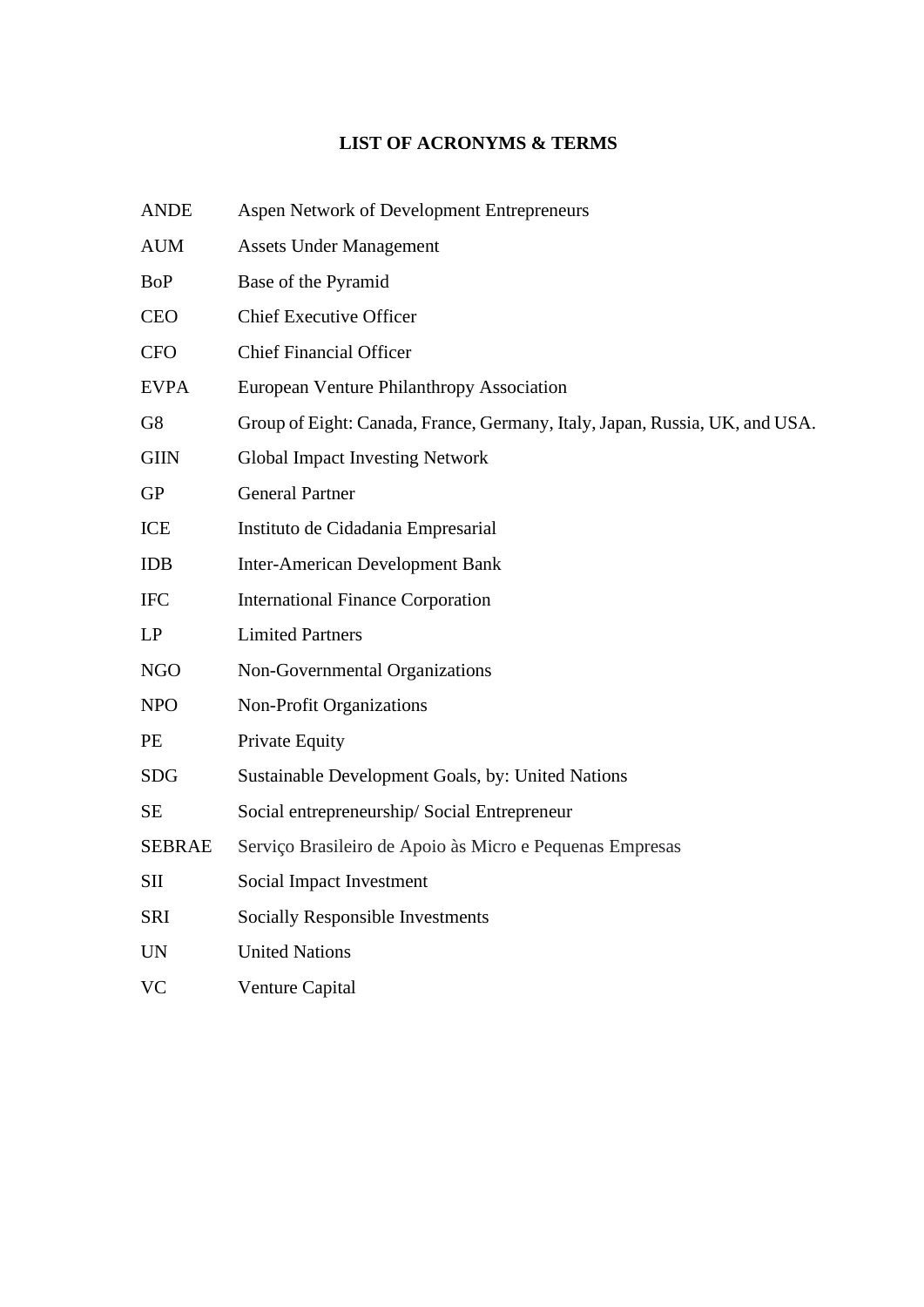# LIST OF ACRONYMS & TERMS

| | |
|---|---|
| ANDE | Aspen Network of Development Entrepreneurs |
| AUM | Assets Under Management |
| BoP | Base of the Pyramid |
| CEO | Chief Executive Officer |
| CFO | Chief Financial Officer |
| EVPA | European Venture Philanthropy Association |
| G8 | Group of Eight: Canada, France, Germany, Italy, Japan, Russia, UK, and USA. |
| GIIN | Global Impact Investing Network |
| GP | General Partner |
| ICE | Instituto de Cidadania Empresarial |
| IDB | Inter-American Development Bank |
| IFC | International Finance Corporation |
| LP | Limited Partners |
| NGO | Non-Governmental Organizations |
| NPO | Non-Profit Organizations |
| PE | Private Equity |
| SDG | Sustainable Development Goals, by: United Nations |
| SE | Social entrepreneurship/ Social Entrepreneur |
| SEBRAE | Serviço Brasileiro de Apoio às Micro e Pequenas Empresas |
| SII | Social Impact Investment |
| SRI | Socially Responsible Investments |
| UN | United Nations |
| VC | Venture Capital |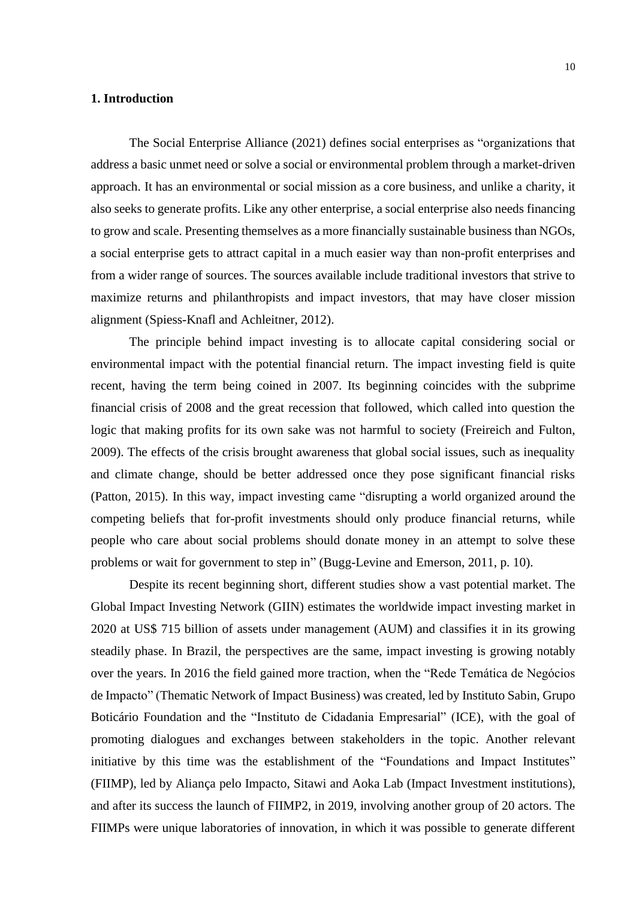## 1. Introduction

The Social Enterprise Alliance (2021) defines social enterprises as "organizations that address a basic unmet need or solve a social or environmental problem through a market-driven approach. It has an environmental or social mission as a core business, and unlike a charity, it also seeks to generate profits. Like any other enterprise, a social enterprise also needs financing to grow and scale. Presenting themselves as a more financially sustainable business than NGOs, a social enterprise gets to attract capital in a much easier way than non-profit enterprises and from a wider range of sources. The sources available include traditional investors that strive to maximize returns and philanthropists and impact investors, that may have closer mission alignment (Spiess-Knafl and Achleitner, 2012).

The principle behind impact investing is to allocate capital considering social or environmental impact with the potential financial return. The impact investing field is quite recent, having the term being coined in 2007. Its beginning coincides with the subprime financial crisis of 2008 and the great recession that followed, which called into question the logic that making profits for its own sake was not harmful to society (Freireich and Fulton, 2009). The effects of the crisis brought awareness that global social issues, such as inequality and climate change, should be better addressed once they pose significant financial risks (Patton, 2015). In this way, impact investing came "disrupting a world organized around the competing beliefs that for-profit investments should only produce financial returns, while people who care about social problems should donate money in an attempt to solve these problems or wait for government to step in" (Bugg-Levine and Emerson, 2011, p. 10).

Despite its recent beginning short, different studies show a vast potential market. The Global Impact Investing Network (GIIN) estimates the worldwide impact investing market in 2020 at US$ 715 billion of assets under management (AUM) and classifies it in its growing steadily phase. In Brazil, the perspectives are the same, impact investing is growing notably over the years. In 2016 the field gained more traction, when the "Rede Temática de Negócios de Impacto" (Thematic Network of Impact Business) was created, led by Instituto Sabin, Grupo Boticário Foundation and the "Instituto de Cidadania Empresarial" (ICE), with the goal of promoting dialogues and exchanges between stakeholders in the topic. Another relevant initiative by this time was the establishment of the "Foundations and Impact Institutes" (FIIMP), led by Aliança pelo Impacto, Sitawi and Aoka Lab (Impact Investment institutions), and after its success the launch of FIIMP2, in 2019, involving another group of 20 actors. The FIIMPs were unique laboratories of innovation, in which it was possible to generate different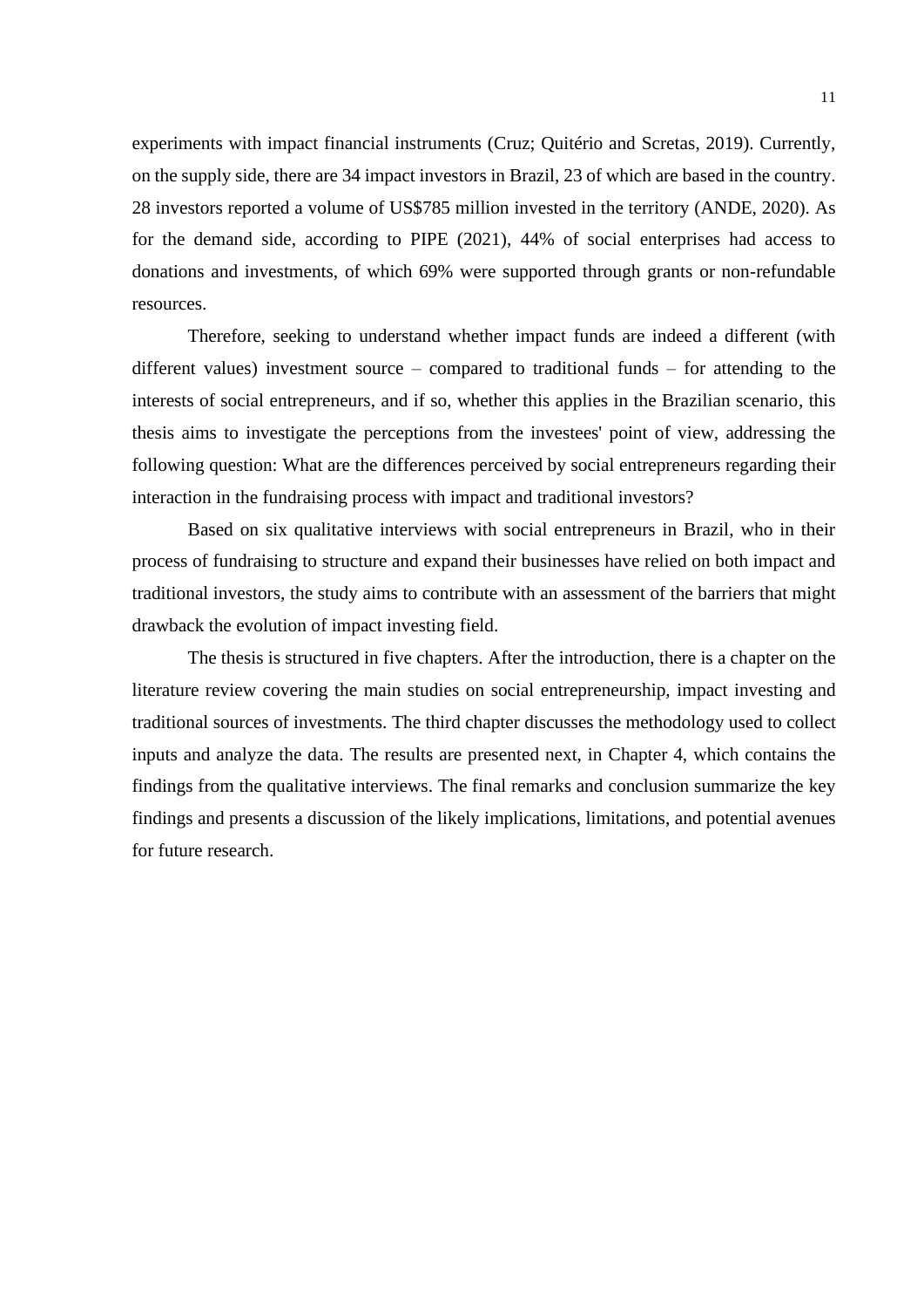experiments with impact financial instruments (Cruz; Quitério and Scretas, 2019). Currently, on the supply side, there are 34 impact investors in Brazil, 23 of which are based in the country. 28 investors reported a volume of US$785 million invested in the territory (ANDE, 2020). As for the demand side, according to PIPE (2021), 44% of social enterprises had access to donations and investments, of which 69% were supported through grants or non-refundable resources.

Therefore, seeking to understand whether impact funds are indeed a different (with different values) investment source – compared to traditional funds – for attending to the interests of social entrepreneurs, and if so, whether this applies in the Brazilian scenario, this thesis aims to investigate the perceptions from the investees' point of view, addressing the following question: What are the differences perceived by social entrepreneurs regarding their interaction in the fundraising process with impact and traditional investors?

Based on six qualitative interviews with social entrepreneurs in Brazil, who in their process of fundraising to structure and expand their businesses have relied on both impact and traditional investors, the study aims to contribute with an assessment of the barriers that might drawback the evolution of impact investing field.

The thesis is structured in five chapters. After the introduction, there is a chapter on the literature review covering the main studies on social entrepreneurship, impact investing and traditional sources of investments. The third chapter discusses the methodology used to collect inputs and analyze the data. The results are presented next, in Chapter 4, which contains the findings from the qualitative interviews. The final remarks and conclusion summarize the key findings and presents a discussion of the likely implications, limitations, and potential avenues for future research.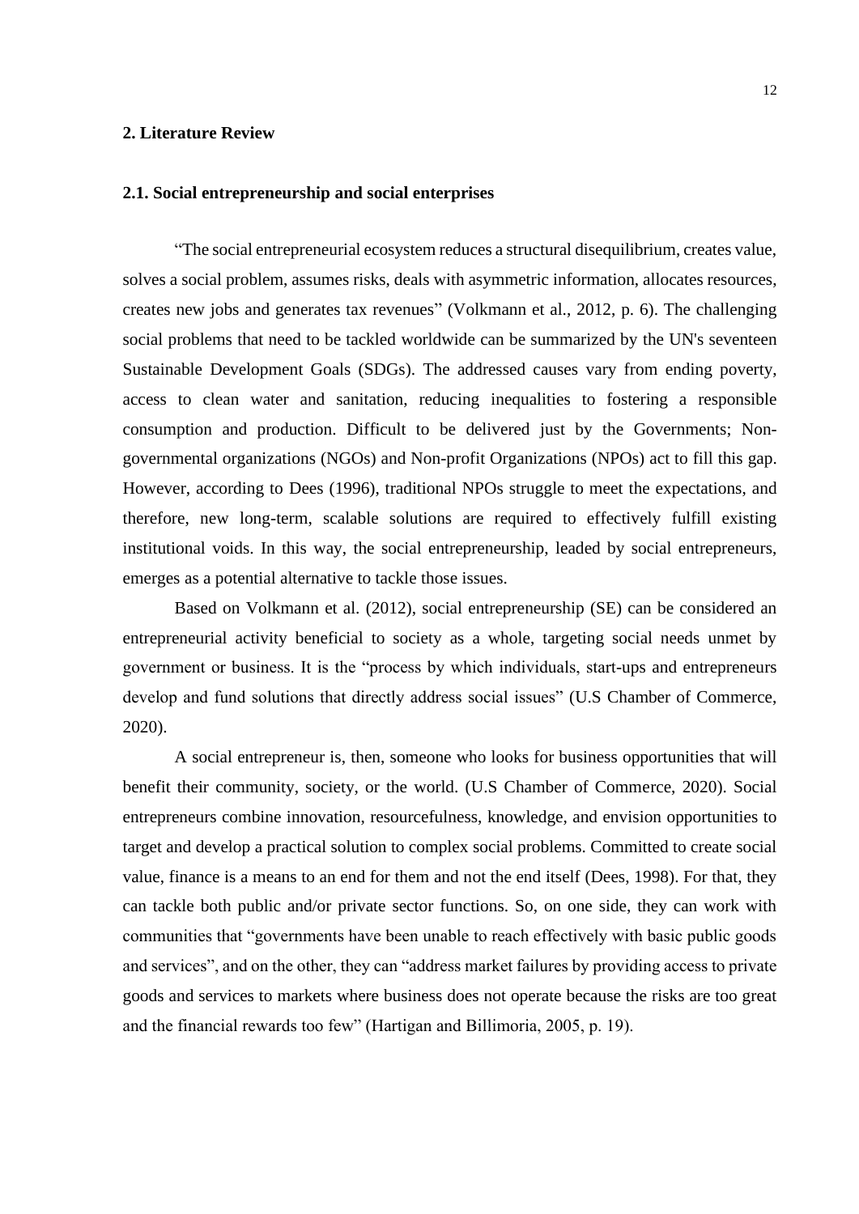# 2. Literature Review

## 2.1. Social entrepreneurship and social enterprises

"The social entrepreneurial ecosystem reduces a structural disequilibrium, creates value, solves a social problem, assumes risks, deals with asymmetric information, allocates resources, creates new jobs and generates tax revenues" (Volkmann et al., 2012, p. 6). The challenging social problems that need to be tackled worldwide can be summarized by the UN's seventeen Sustainable Development Goals (SDGs). The addressed causes vary from ending poverty, access to clean water and sanitation, reducing inequalities to fostering a responsible consumption and production. Difficult to be delivered just by the Governments; Non-governmental organizations (NGOs) and Non-profit Organizations (NPOs) act to fill this gap. However, according to Dees (1996), traditional NPOs struggle to meet the expectations, and therefore, new long-term, scalable solutions are required to effectively fulfill existing institutional voids. In this way, the social entrepreneurship, leaded by social entrepreneurs, emerges as a potential alternative to tackle those issues.

Based on Volkmann et al. (2012), social entrepreneurship (SE) can be considered an entrepreneurial activity beneficial to society as a whole, targeting social needs unmet by government or business. It is the "process by which individuals, start-ups and entrepreneurs develop and fund solutions that directly address social issues" (U.S Chamber of Commerce, 2020).

A social entrepreneur is, then, someone who looks for business opportunities that will benefit their community, society, or the world. (U.S Chamber of Commerce, 2020). Social entrepreneurs combine innovation, resourcefulness, knowledge, and envision opportunities to target and develop a practical solution to complex social problems. Committed to create social value, finance is a means to an end for them and not the end itself (Dees, 1998). For that, they can tackle both public and/or private sector functions. So, on one side, they can work with communities that "governments have been unable to reach effectively with basic public goods and services", and on the other, they can "address market failures by providing access to private goods and services to markets where business does not operate because the risks are too great and the financial rewards too few" (Hartigan and Billimoria, 2005, p. 19).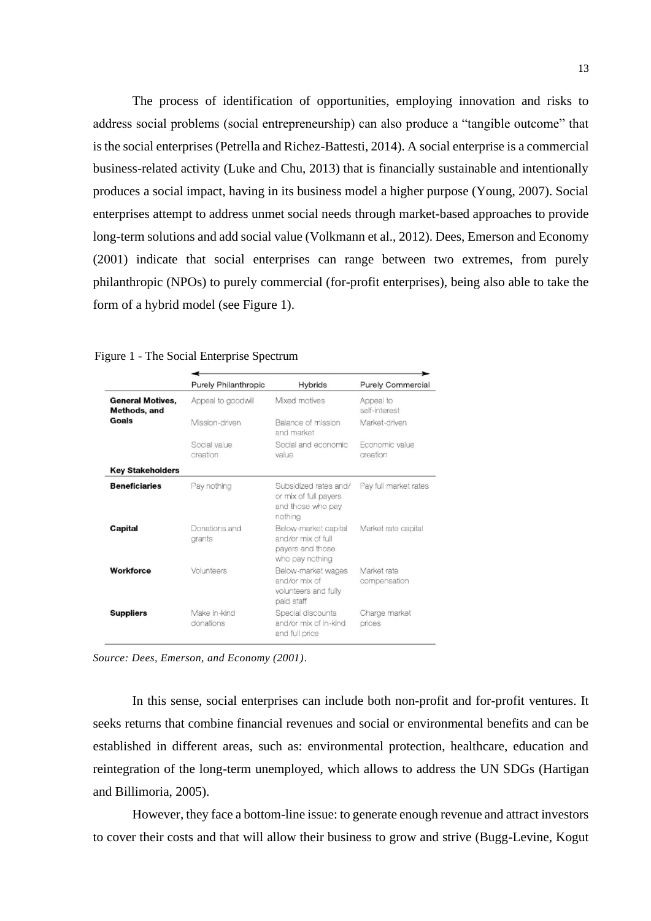The process of identification of opportunities, employing innovation and risks to address social problems (social entrepreneurship) can also produce a "tangible outcome" that is the social enterprises (Petrella and Richez-Battesti, 2014). A social enterprise is a commercial business-related activity (Luke and Chu, 2013) that is financially sustainable and intentionally produces a social impact, having in its business model a higher purpose (Young, 2007). Social enterprises attempt to address unmet social needs through market-based approaches to provide long-term solutions and add social value (Volkmann et al., 2012). Dees, Emerson and Economy (2001) indicate that social enterprises can range between two extremes, from purely philanthropic (NPOs) to purely commercial (for-profit enterprises), being also able to take the form of a hybrid model (see Figure 1).

Figure 1 - The Social Enterprise Spectrum

| | Purely Philanthropic | Hybrids | Purely Commercial |
|---|---|---|---|
| **General Motives, Methods, and Goals** | Appeal to goodwill | Mixed motives | Appeal to self-interest |
| | Mission-driven | Balance of mission and market | Market-driven |
| | Social value creation | Social and economic value | Economic value creation |
| **Key Stakeholders** | | | |
| **Beneficiaries** | Pay nothing | Subsidized rates and/ or mix of full payers and those who pay nothing | Pay full market rates |
| **Capital** | Donations and grants | Below-market capital and/or mix of full payers and those who pay nothing | Market rate capital |
| **Workforce** | Volunteers | Below-market wages and/or mix of volunteers and fully paid staff | Market rate compensation |
| **Suppliers** | Make in-kind donations | Special discounts and/or mix of in-kind and full price | Charge market prices |

*Source: Dees, Emerson, and Economy (2001).*

In this sense, social enterprises can include both non-profit and for-profit ventures. It seeks returns that combine financial revenues and social or environmental benefits and can be established in different areas, such as: environmental protection, healthcare, education and reintegration of the long-term unemployed, which allows to address the UN SDGs (Hartigan and Billimoria, 2005).

However, they face a bottom-line issue: to generate enough revenue and attract investors to cover their costs and that will allow their business to grow and strive (Bugg-Levine, Kogut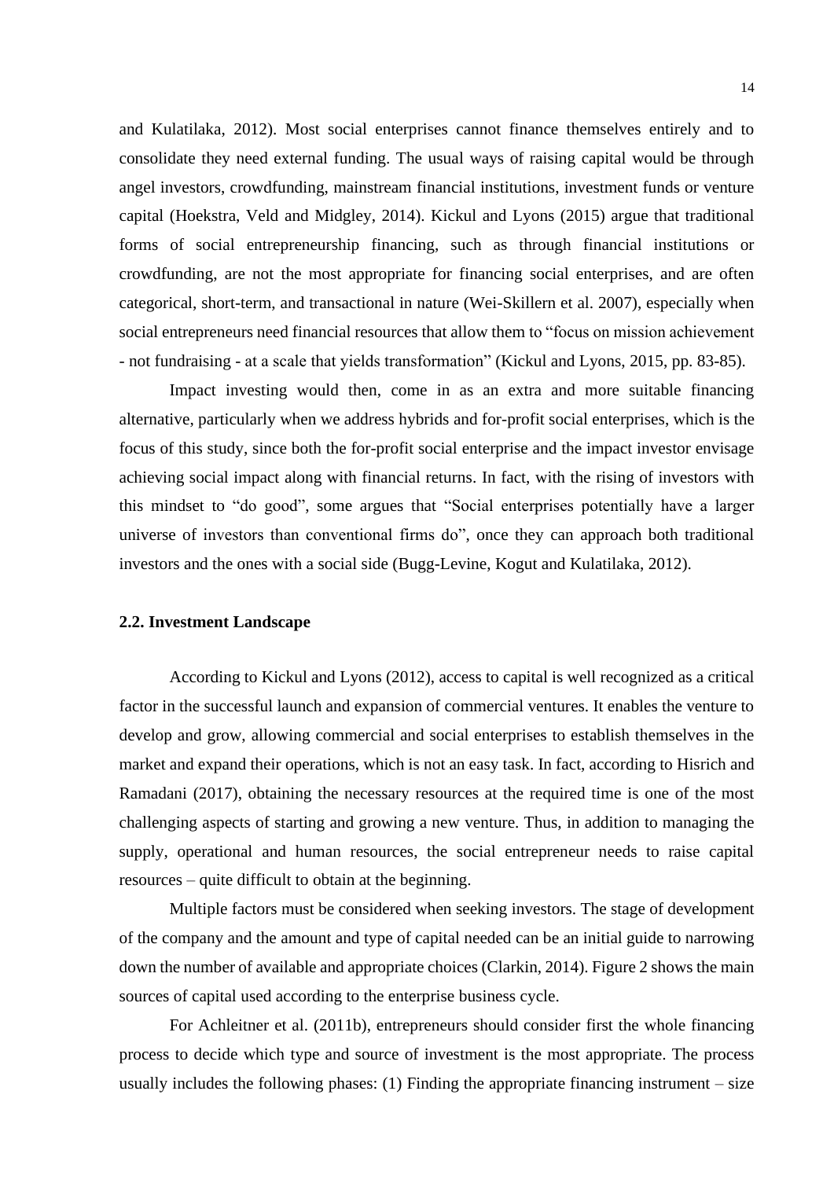and Kulatilaka, 2012). Most social enterprises cannot finance themselves entirely and to consolidate they need external funding. The usual ways of raising capital would be through angel investors, crowdfunding, mainstream financial institutions, investment funds or venture capital (Hoekstra, Veld and Midgley, 2014). Kickul and Lyons (2015) argue that traditional forms of social entrepreneurship financing, such as through financial institutions or crowdfunding, are not the most appropriate for financing social enterprises, and are often categorical, short-term, and transactional in nature (Wei-Skillern et al. 2007), especially when social entrepreneurs need financial resources that allow them to "focus on mission achievement - not fundraising - at a scale that yields transformation" (Kickul and Lyons, 2015, pp. 83-85).

Impact investing would then, come in as an extra and more suitable financing alternative, particularly when we address hybrids and for-profit social enterprises, which is the focus of this study, since both the for-profit social enterprise and the impact investor envisage achieving social impact along with financial returns. In fact, with the rising of investors with this mindset to "do good", some argues that "Social enterprises potentially have a larger universe of investors than conventional firms do", once they can approach both traditional investors and the ones with a social side (Bugg-Levine, Kogut and Kulatilaka, 2012).

### 2.2. Investment Landscape

According to Kickul and Lyons (2012), access to capital is well recognized as a critical factor in the successful launch and expansion of commercial ventures. It enables the venture to develop and grow, allowing commercial and social enterprises to establish themselves in the market and expand their operations, which is not an easy task. In fact, according to Hisrich and Ramadani (2017), obtaining the necessary resources at the required time is one of the most challenging aspects of starting and growing a new venture. Thus, in addition to managing the supply, operational and human resources, the social entrepreneur needs to raise capital resources – quite difficult to obtain at the beginning.

Multiple factors must be considered when seeking investors. The stage of development of the company and the amount and type of capital needed can be an initial guide to narrowing down the number of available and appropriate choices (Clarkin, 2014). Figure 2 shows the main sources of capital used according to the enterprise business cycle.

For Achleitner et al. (2011b), entrepreneurs should consider first the whole financing process to decide which type and source of investment is the most appropriate. The process usually includes the following phases: (1) Finding the appropriate financing instrument – size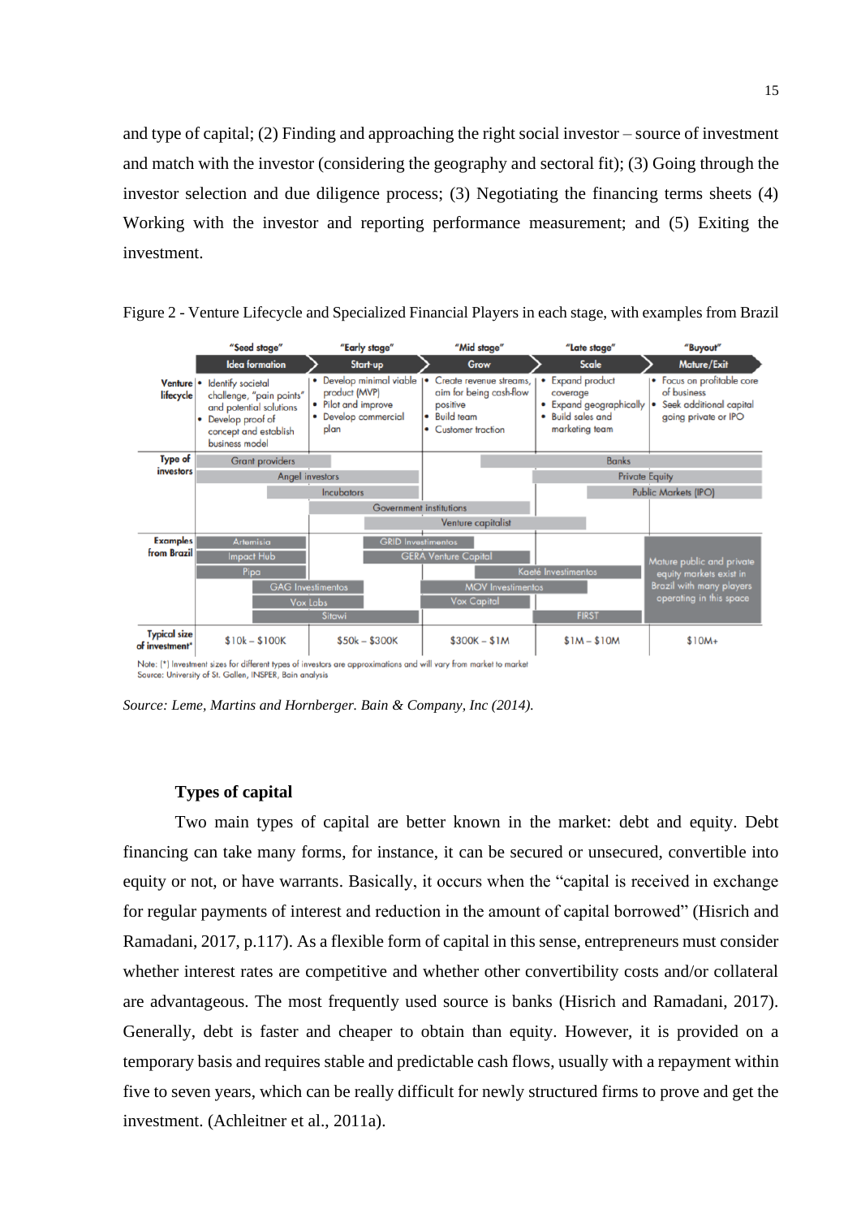and type of capital; (2) Finding and approaching the right social investor – source of investment and match with the investor (considering the geography and sectoral fit); (3) Going through the investor selection and due diligence process; (3) Negotiating the financing terms sheets (4) Working with the investor and reporting performance measurement; and (5) Exiting the investment.

Figure 2 - Venture Lifecycle and Specialized Financial Players in each stage, with examples from Brazil

| | "Seed stage" | "Early stage" | "Mid stage" | "Late stage" | "Buyout" |
|---|---|---|---|---|---|
| | Idea formation | Start-up | Grow | Scale | Mature/Exit |
| Venture lifecycle | • Identify societal challenge, "pain points" and potential solutions<br>• Develop proof of concept and establish business model | • Develop minimal viable product (MVP)<br>• Pilot and improve<br>• Develop commercial plan | • Create revenue streams, aim for being cash-flow positive<br>• Build team<br>• Customer traction | • Expand product coverage<br>• Expand geographically<br>• Build sales and marketing team | • Focus on profitable core of business<br>• Seek additional capital going private or IPO |
| Type of investors | Grant providers; Angel investors | Angel investors; Incubators; Government institutions | Government institutions; Venture capitalist | Banks; Private Equity; Venture capitalist | Banks; Private Equity; Public Markets (IPO) |
| Examples from Brazil | Artemisia; Impact Hub; Pipa; GAG Investimentos; Vox Labs | GAG Investimentos; Vox Labs; Sitawi; GRID Investimentos; GERA Venture Capital | GRID Investimentos; GERA Venture Capital; Kaeté Investimentos; MOV Investimentos; Vox Capital | Kaeté Investimentos; MOV Investimentos; FIRST | Mature public and private equity markets exist in Brazil with many players operating in this space |
| Typical size of investment* | \$10k – \$100K | \$50k – \$300K | \$300K – \$1M | \$1M – \$10M | \$10M+ |

Note: [*] Investment sizes for different types of investors are approximations and will vary from market to market
Source: University of St. Gallen, INSPER, Bain analysis

*Source: Leme, Martins and Hornberger. Bain & Company, Inc (2014).*

## Types of capital

Two main types of capital are better known in the market: debt and equity. Debt financing can take many forms, for instance, it can be secured or unsecured, convertible into equity or not, or have warrants. Basically, it occurs when the "capital is received in exchange for regular payments of interest and reduction in the amount of capital borrowed" (Hisrich and Ramadani, 2017, p.117). As a flexible form of capital in this sense, entrepreneurs must consider whether interest rates are competitive and whether other convertibility costs and/or collateral are advantageous. The most frequently used source is banks (Hisrich and Ramadani, 2017). Generally, debt is faster and cheaper to obtain than equity. However, it is provided on a temporary basis and requires stable and predictable cash flows, usually with a repayment within five to seven years, which can be really difficult for newly structured firms to prove and get the investment. (Achleitner et al., 2011a).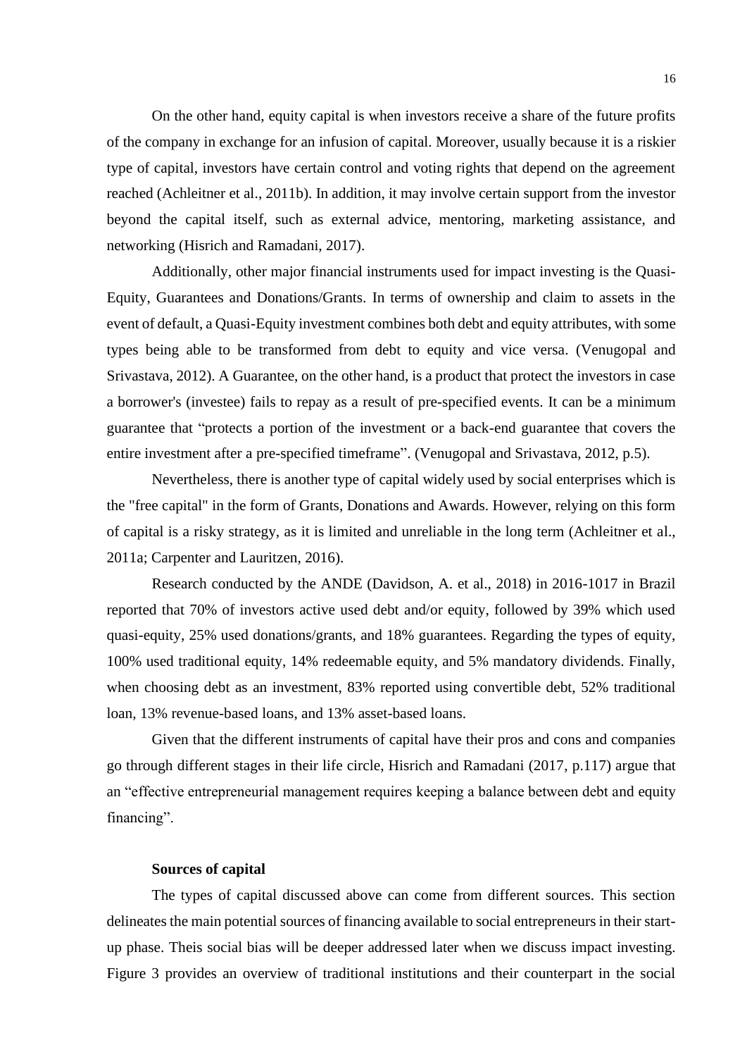On the other hand, equity capital is when investors receive a share of the future profits of the company in exchange for an infusion of capital. Moreover, usually because it is a riskier type of capital, investors have certain control and voting rights that depend on the agreement reached (Achleitner et al., 2011b). In addition, it may involve certain support from the investor beyond the capital itself, such as external advice, mentoring, marketing assistance, and networking (Hisrich and Ramadani, 2017).

Additionally, other major financial instruments used for impact investing is the Quasi-Equity, Guarantees and Donations/Grants. In terms of ownership and claim to assets in the event of default, a Quasi-Equity investment combines both debt and equity attributes, with some types being able to be transformed from debt to equity and vice versa. (Venugopal and Srivastava, 2012). A Guarantee, on the other hand, is a product that protect the investors in case a borrower's (investee) fails to repay as a result of pre-specified events. It can be a minimum guarantee that "protects a portion of the investment or a back-end guarantee that covers the entire investment after a pre-specified timeframe". (Venugopal and Srivastava, 2012, p.5).

Nevertheless, there is another type of capital widely used by social enterprises which is the "free capital" in the form of Grants, Donations and Awards. However, relying on this form of capital is a risky strategy, as it is limited and unreliable in the long term (Achleitner et al., 2011a; Carpenter and Lauritzen, 2016).

Research conducted by the ANDE (Davidson, A. et al., 2018) in 2016-1017 in Brazil reported that 70% of investors active used debt and/or equity, followed by 39% which used quasi-equity, 25% used donations/grants, and 18% guarantees. Regarding the types of equity, 100% used traditional equity, 14% redeemable equity, and 5% mandatory dividends. Finally, when choosing debt as an investment, 83% reported using convertible debt, 52% traditional loan, 13% revenue-based loans, and 13% asset-based loans.

Given that the different instruments of capital have their pros and cons and companies go through different stages in their life circle, Hisrich and Ramadani (2017, p.117) argue that an "effective entrepreneurial management requires keeping a balance between debt and equity financing".

**Sources of capital**

The types of capital discussed above can come from different sources. This section delineates the main potential sources of financing available to social entrepreneurs in their start-up phase. Theis social bias will be deeper addressed later when we discuss impact investing. Figure 3 provides an overview of traditional institutions and their counterpart in the social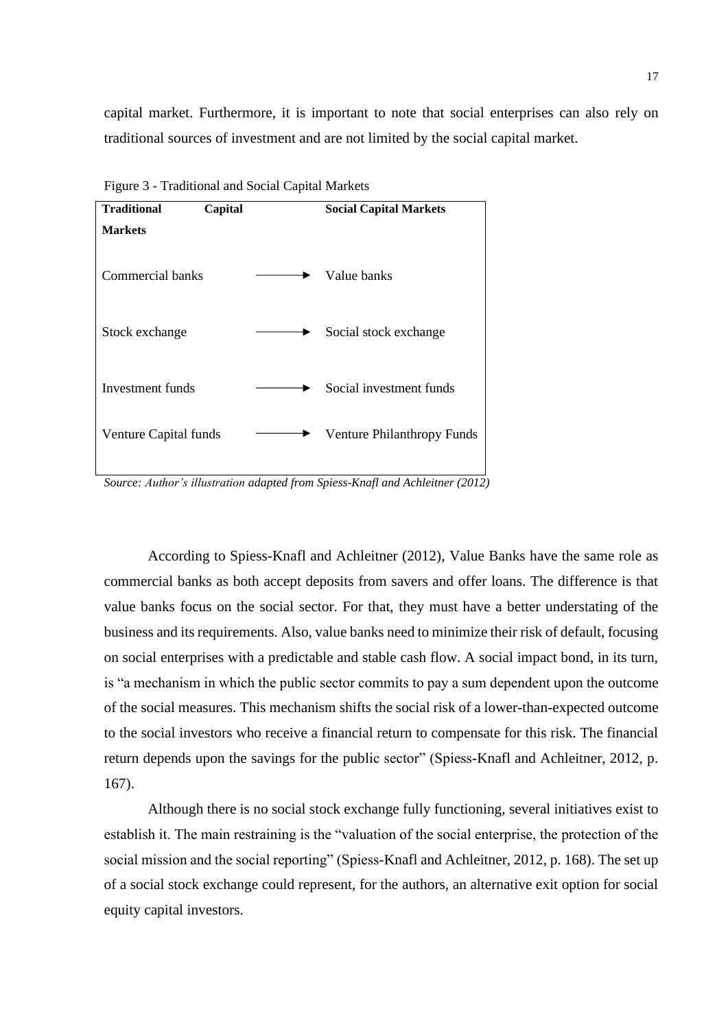capital market. Furthermore, it is important to note that social enterprises can also rely on traditional sources of investment and are not limited by the social capital market.

Figure 3 - Traditional and Social Capital Markets

| **Traditional Capital Markets** | | **Social Capital Markets** |
|---|---|---|
| Commercial banks | → | Value banks |
| Stock exchange | → | Social stock exchange |
| Investment funds | → | Social investment funds |
| Venture Capital funds | → | Venture Philanthropy Funds |

*Source: Author's illustration adapted from Spiess-Knafl and Achleitner (2012)*

According to Spiess-Knafl and Achleitner (2012), Value Banks have the same role as commercial banks as both accept deposits from savers and offer loans. The difference is that value banks focus on the social sector. For that, they must have a better understating of the business and its requirements. Also, value banks need to minimize their risk of default, focusing on social enterprises with a predictable and stable cash flow. A social impact bond, in its turn, is "a mechanism in which the public sector commits to pay a sum dependent upon the outcome of the social measures. This mechanism shifts the social risk of a lower-than-expected outcome to the social investors who receive a financial return to compensate for this risk. The financial return depends upon the savings for the public sector" (Spiess-Knafl and Achleitner, 2012, p. 167).

Although there is no social stock exchange fully functioning, several initiatives exist to establish it. The main restraining is the "valuation of the social enterprise, the protection of the social mission and the social reporting" (Spiess-Knafl and Achleitner, 2012, p. 168). The set up of a social stock exchange could represent, for the authors, an alternative exit option for social equity capital investors.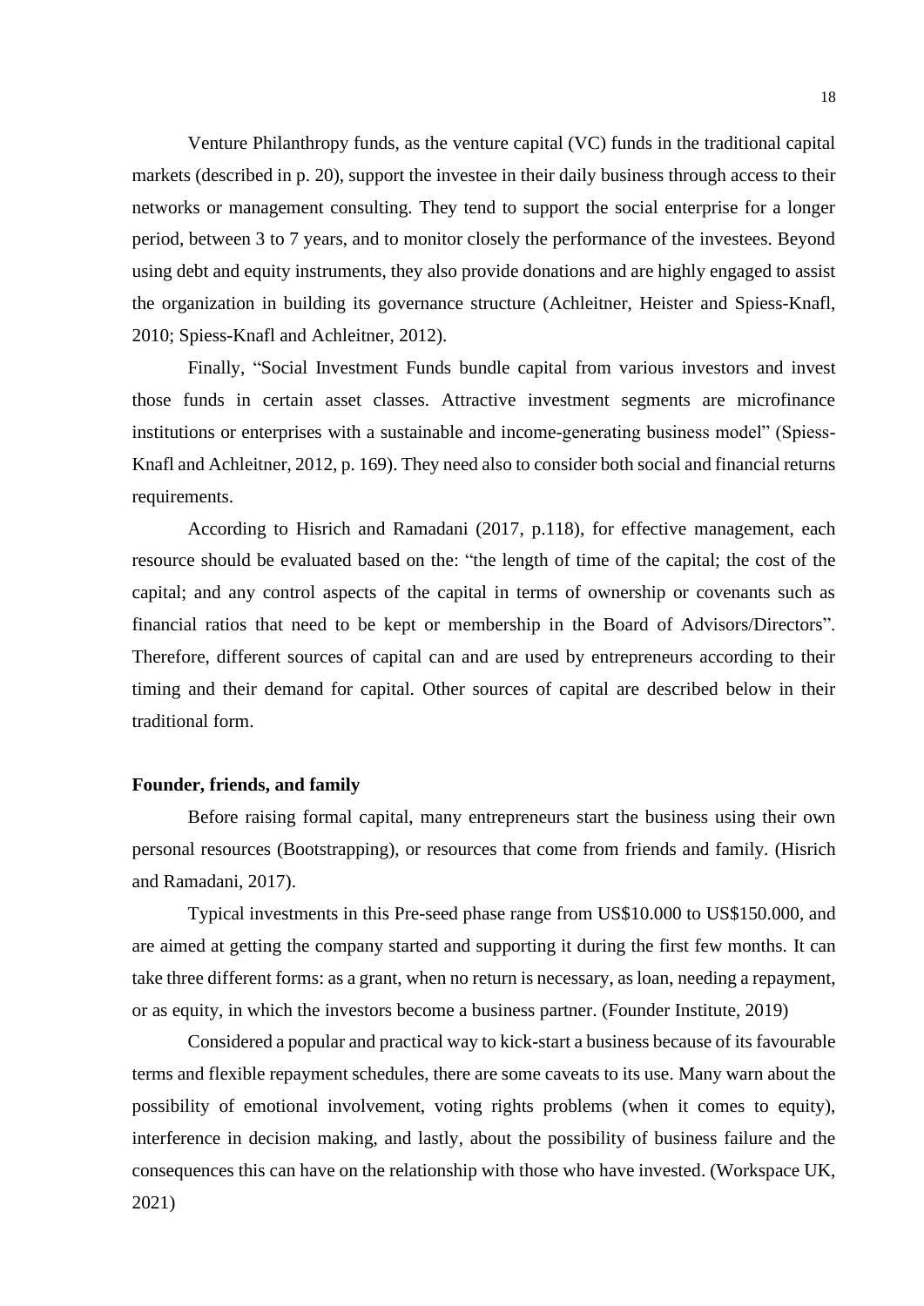Venture Philanthropy funds, as the venture capital (VC) funds in the traditional capital markets (described in p. 20), support the investee in their daily business through access to their networks or management consulting. They tend to support the social enterprise for a longer period, between 3 to 7 years, and to monitor closely the performance of the investees. Beyond using debt and equity instruments, they also provide donations and are highly engaged to assist the organization in building its governance structure (Achleitner, Heister and Spiess-Knafl, 2010; Spiess-Knafl and Achleitner, 2012).

Finally, "Social Investment Funds bundle capital from various investors and invest those funds in certain asset classes. Attractive investment segments are microfinance institutions or enterprises with a sustainable and income-generating business model" (Spiess-Knafl and Achleitner, 2012, p. 169). They need also to consider both social and financial returns requirements.

According to Hisrich and Ramadani (2017, p.118), for effective management, each resource should be evaluated based on the: "the length of time of the capital; the cost of the capital; and any control aspects of the capital in terms of ownership or covenants such as financial ratios that need to be kept or membership in the Board of Advisors/Directors". Therefore, different sources of capital can and are used by entrepreneurs according to their timing and their demand for capital. Other sources of capital are described below in their traditional form.

**Founder, friends, and family**

Before raising formal capital, many entrepreneurs start the business using their own personal resources (Bootstrapping), or resources that come from friends and family. (Hisrich and Ramadani, 2017).

Typical investments in this Pre-seed phase range from US$10.000 to US$150.000, and are aimed at getting the company started and supporting it during the first few months. It can take three different forms: as a grant, when no return is necessary, as loan, needing a repayment, or as equity, in which the investors become a business partner. (Founder Institute, 2019)

Considered a popular and practical way to kick-start a business because of its favourable terms and flexible repayment schedules, there are some caveats to its use. Many warn about the possibility of emotional involvement, voting rights problems (when it comes to equity), interference in decision making, and lastly, about the possibility of business failure and the consequences this can have on the relationship with those who have invested. (Workspace UK, 2021)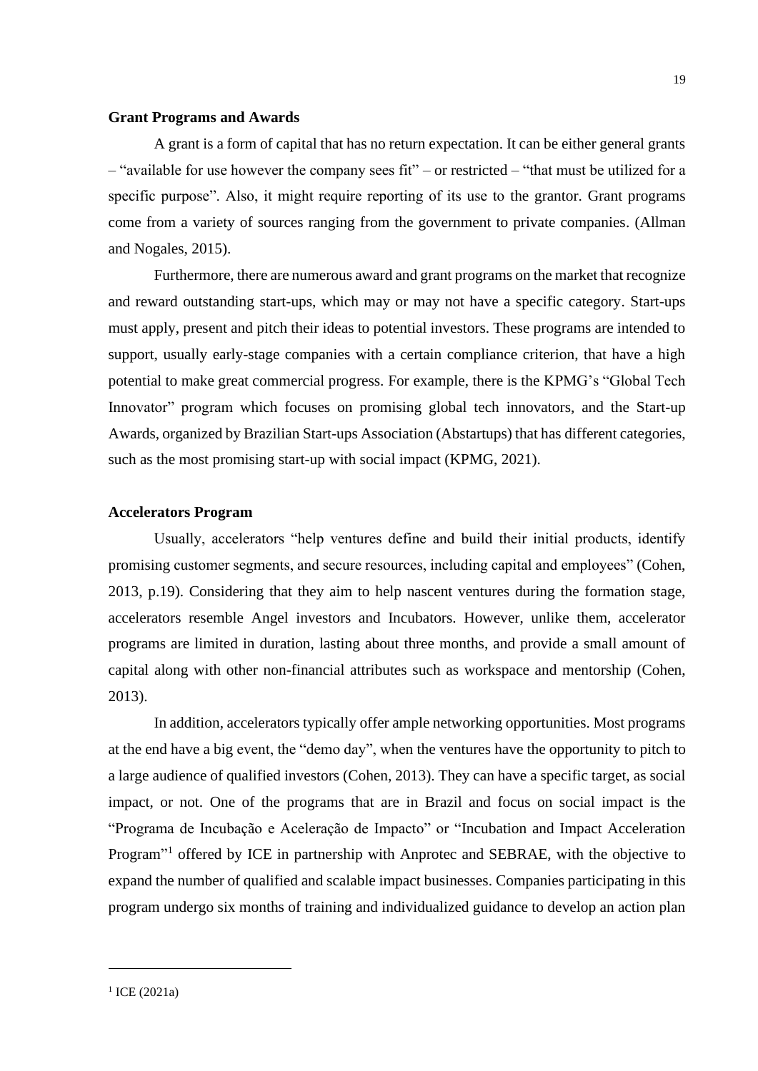**Grant Programs and Awards**

A grant is a form of capital that has no return expectation. It can be either general grants – "available for use however the company sees fit" – or restricted – "that must be utilized for a specific purpose". Also, it might require reporting of its use to the grantor. Grant programs come from a variety of sources ranging from the government to private companies. (Allman and Nogales, 2015).

Furthermore, there are numerous award and grant programs on the market that recognize and reward outstanding start-ups, which may or may not have a specific category. Start-ups must apply, present and pitch their ideas to potential investors. These programs are intended to support, usually early-stage companies with a certain compliance criterion, that have a high potential to make great commercial progress. For example, there is the KPMG's "Global Tech Innovator" program which focuses on promising global tech innovators, and the Start-up Awards, organized by Brazilian Start-ups Association (Abstartups) that has different categories, such as the most promising start-up with social impact (KPMG, 2021).

**Accelerators Program**

Usually, accelerators "help ventures define and build their initial products, identify promising customer segments, and secure resources, including capital and employees" (Cohen, 2013, p.19). Considering that they aim to help nascent ventures during the formation stage, accelerators resemble Angel investors and Incubators. However, unlike them, accelerator programs are limited in duration, lasting about three months, and provide a small amount of capital along with other non-financial attributes such as workspace and mentorship (Cohen, 2013).

In addition, accelerators typically offer ample networking opportunities. Most programs at the end have a big event, the "demo day", when the ventures have the opportunity to pitch to a large audience of qualified investors (Cohen, 2013). They can have a specific target, as social impact, or not. One of the programs that are in Brazil and focus on social impact is the "Programa de Incubação e Aceleração de Impacto" or "Incubation and Impact Acceleration Program"[1] offered by ICE in partnership with Anprotec and SEBRAE, with the objective to expand the number of qualified and scalable impact businesses. Companies participating in this program undergo six months of training and individualized guidance to develop an action plan

[1] ICE (2021a)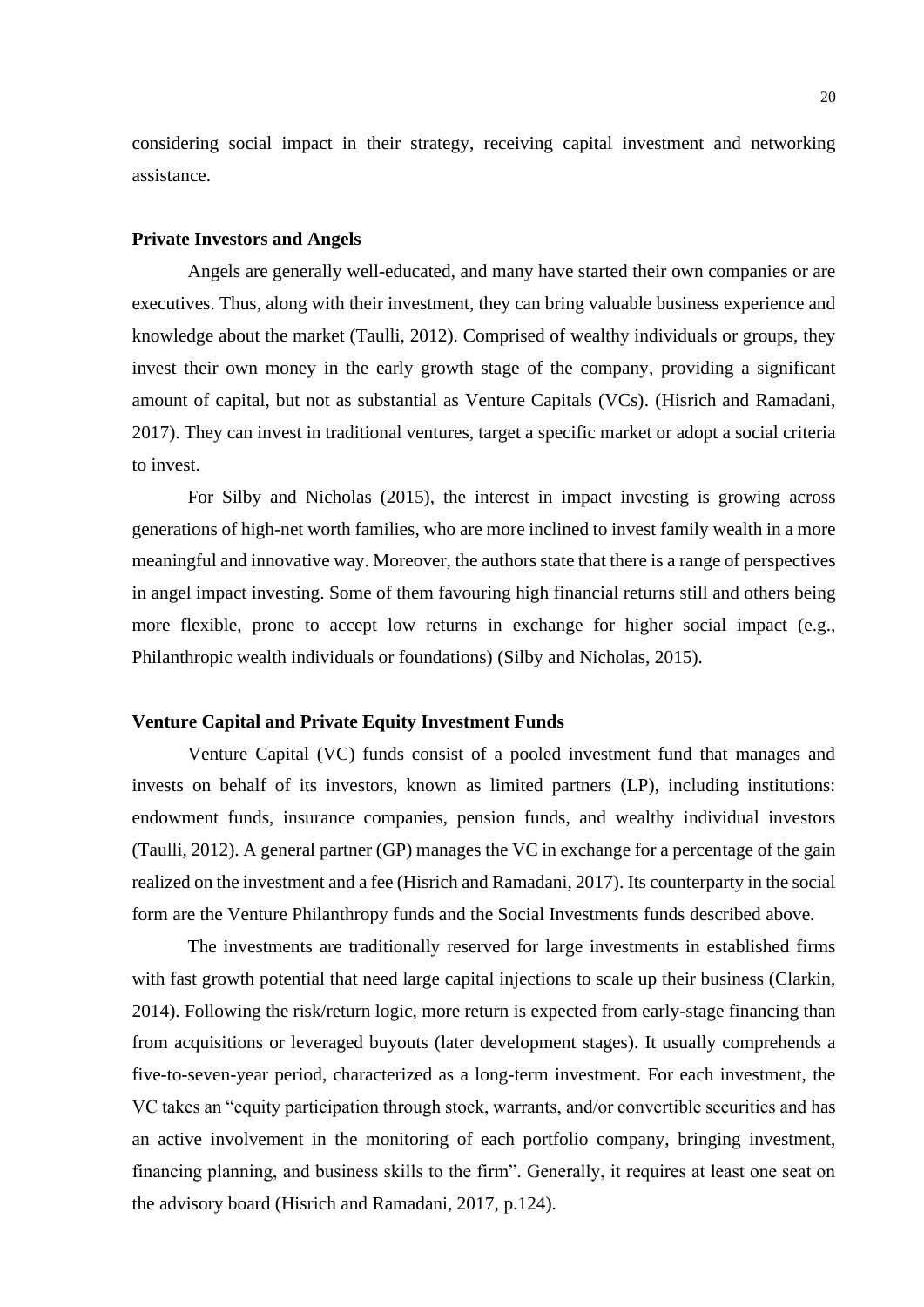considering social impact in their strategy, receiving capital investment and networking assistance.

**Private Investors and Angels**

Angels are generally well-educated, and many have started their own companies or are executives. Thus, along with their investment, they can bring valuable business experience and knowledge about the market (Taulli, 2012). Comprised of wealthy individuals or groups, they invest their own money in the early growth stage of the company, providing a significant amount of capital, but not as substantial as Venture Capitals (VCs). (Hisrich and Ramadani, 2017). They can invest in traditional ventures, target a specific market or adopt a social criteria to invest.

For Silby and Nicholas (2015), the interest in impact investing is growing across generations of high-net worth families, who are more inclined to invest family wealth in a more meaningful and innovative way. Moreover, the authors state that there is a range of perspectives in angel impact investing. Some of them favouring high financial returns still and others being more flexible, prone to accept low returns in exchange for higher social impact (e.g., Philanthropic wealth individuals or foundations) (Silby and Nicholas, 2015).

**Venture Capital and Private Equity Investment Funds**

Venture Capital (VC) funds consist of a pooled investment fund that manages and invests on behalf of its investors, known as limited partners (LP), including institutions: endowment funds, insurance companies, pension funds, and wealthy individual investors (Taulli, 2012). A general partner (GP) manages the VC in exchange for a percentage of the gain realized on the investment and a fee (Hisrich and Ramadani, 2017). Its counterparty in the social form are the Venture Philanthropy funds and the Social Investments funds described above.

The investments are traditionally reserved for large investments in established firms with fast growth potential that need large capital injections to scale up their business (Clarkin, 2014). Following the risk/return logic, more return is expected from early-stage financing than from acquisitions or leveraged buyouts (later development stages). It usually comprehends a five-to-seven-year period, characterized as a long-term investment. For each investment, the VC takes an "equity participation through stock, warrants, and/or convertible securities and has an active involvement in the monitoring of each portfolio company, bringing investment, financing planning, and business skills to the firm". Generally, it requires at least one seat on the advisory board (Hisrich and Ramadani, 2017, p.124).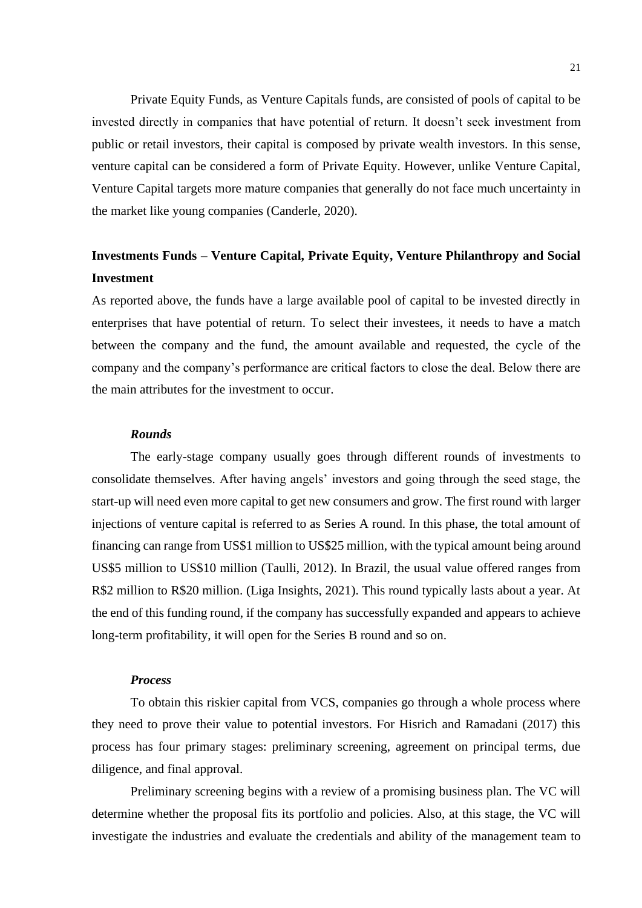Private Equity Funds, as Venture Capitals funds, are consisted of pools of capital to be invested directly in companies that have potential of return. It doesn't seek investment from public or retail investors, their capital is composed by private wealth investors. In this sense, venture capital can be considered a form of Private Equity. However, unlike Venture Capital, Venture Capital targets more mature companies that generally do not face much uncertainty in the market like young companies (Canderle, 2020).

**Investments Funds – Venture Capital, Private Equity, Venture Philanthropy and Social Investment**

As reported above, the funds have a large available pool of capital to be invested directly in enterprises that have potential of return. To select their investees, it needs to have a match between the company and the fund, the amount available and requested, the cycle of the company and the company's performance are critical factors to close the deal. Below there are the main attributes for the investment to occur.

***Rounds***

The early-stage company usually goes through different rounds of investments to consolidate themselves. After having angels' investors and going through the seed stage, the start-up will need even more capital to get new consumers and grow. The first round with larger injections of venture capital is referred to as Series A round. In this phase, the total amount of financing can range from US$1 million to US$25 million, with the typical amount being around US$5 million to US$10 million (Taulli, 2012). In Brazil, the usual value offered ranges from R$2 million to R$20 million. (Liga Insights, 2021). This round typically lasts about a year. At the end of this funding round, if the company has successfully expanded and appears to achieve long-term profitability, it will open for the Series B round and so on.

***Process***

To obtain this riskier capital from VCS, companies go through a whole process where they need to prove their value to potential investors. For Hisrich and Ramadani (2017) this process has four primary stages: preliminary screening, agreement on principal terms, due diligence, and final approval.

Preliminary screening begins with a review of a promising business plan. The VC will determine whether the proposal fits its portfolio and policies. Also, at this stage, the VC will investigate the industries and evaluate the credentials and ability of the management team to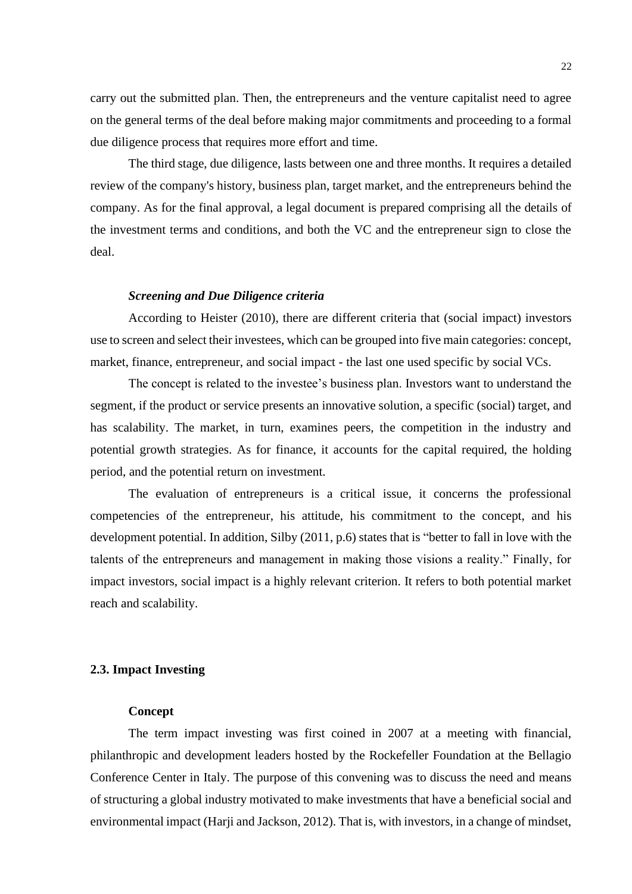carry out the submitted plan. Then, the entrepreneurs and the venture capitalist need to agree on the general terms of the deal before making major commitments and proceeding to a formal due diligence process that requires more effort and time.

The third stage, due diligence, lasts between one and three months. It requires a detailed review of the company's history, business plan, target market, and the entrepreneurs behind the company. As for the final approval, a legal document is prepared comprising all the details of the investment terms and conditions, and both the VC and the entrepreneur sign to close the deal.

***Screening and Due Diligence criteria***

According to Heister (2010), there are different criteria that (social impact) investors use to screen and select their investees, which can be grouped into five main categories: concept, market, finance, entrepreneur, and social impact - the last one used specific by social VCs.

The concept is related to the investee's business plan. Investors want to understand the segment, if the product or service presents an innovative solution, a specific (social) target, and has scalability. The market, in turn, examines peers, the competition in the industry and potential growth strategies. As for finance, it accounts for the capital required, the holding period, and the potential return on investment.

The evaluation of entrepreneurs is a critical issue, it concerns the professional competencies of the entrepreneur, his attitude, his commitment to the concept, and his development potential. In addition, Silby (2011, p.6) states that is "better to fall in love with the talents of the entrepreneurs and management in making those visions a reality." Finally, for impact investors, social impact is a highly relevant criterion. It refers to both potential market reach and scalability.

## 2.3. Impact Investing

### Concept

The term impact investing was first coined in 2007 at a meeting with financial, philanthropic and development leaders hosted by the Rockefeller Foundation at the Bellagio Conference Center in Italy. The purpose of this convening was to discuss the need and means of structuring a global industry motivated to make investments that have a beneficial social and environmental impact (Harji and Jackson, 2012). That is, with investors, in a change of mindset,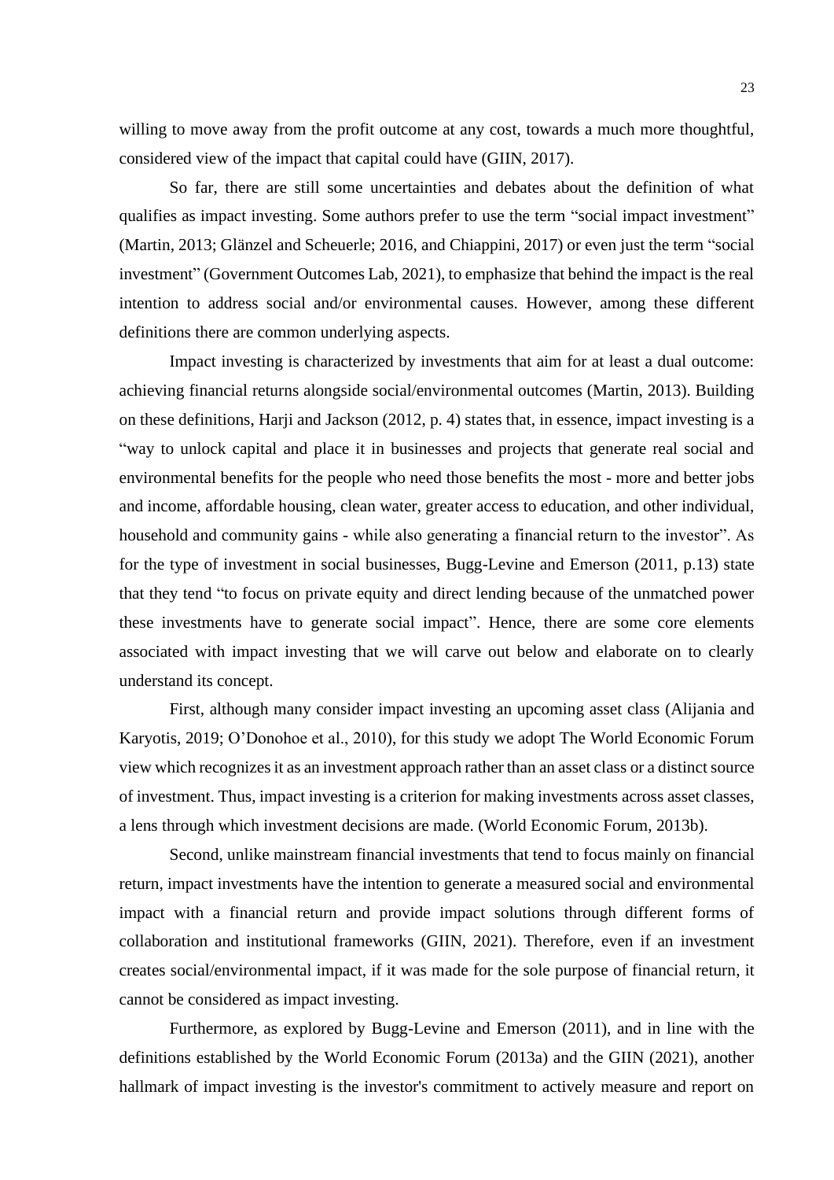willing to move away from the profit outcome at any cost, towards a much more thoughtful, considered view of the impact that capital could have (GIIN, 2017).

So far, there are still some uncertainties and debates about the definition of what qualifies as impact investing. Some authors prefer to use the term "social impact investment" (Martin, 2013; Glänzel and Scheuerle; 2016, and Chiappini, 2017) or even just the term "social investment" (Government Outcomes Lab, 2021), to emphasize that behind the impact is the real intention to address social and/or environmental causes. However, among these different definitions there are common underlying aspects.

Impact investing is characterized by investments that aim for at least a dual outcome: achieving financial returns alongside social/environmental outcomes (Martin, 2013). Building on these definitions, Harji and Jackson (2012, p. 4) states that, in essence, impact investing is a "way to unlock capital and place it in businesses and projects that generate real social and environmental benefits for the people who need those benefits the most - more and better jobs and income, affordable housing, clean water, greater access to education, and other individual, household and community gains - while also generating a financial return to the investor". As for the type of investment in social businesses, Bugg-Levine and Emerson (2011, p.13) state that they tend "to focus on private equity and direct lending because of the unmatched power these investments have to generate social impact". Hence, there are some core elements associated with impact investing that we will carve out below and elaborate on to clearly understand its concept.

First, although many consider impact investing an upcoming asset class (Alijania and Karyotis, 2019; O'Donohoe et al., 2010), for this study we adopt The World Economic Forum view which recognizes it as an investment approach rather than an asset class or a distinct source of investment. Thus, impact investing is a criterion for making investments across asset classes, a lens through which investment decisions are made. (World Economic Forum, 2013b).

Second, unlike mainstream financial investments that tend to focus mainly on financial return, impact investments have the intention to generate a measured social and environmental impact with a financial return and provide impact solutions through different forms of collaboration and institutional frameworks (GIIN, 2021). Therefore, even if an investment creates social/environmental impact, if it was made for the sole purpose of financial return, it cannot be considered as impact investing.

Furthermore, as explored by Bugg-Levine and Emerson (2011), and in line with the definitions established by the World Economic Forum (2013a) and the GIIN (2021), another hallmark of impact investing is the investor's commitment to actively measure and report on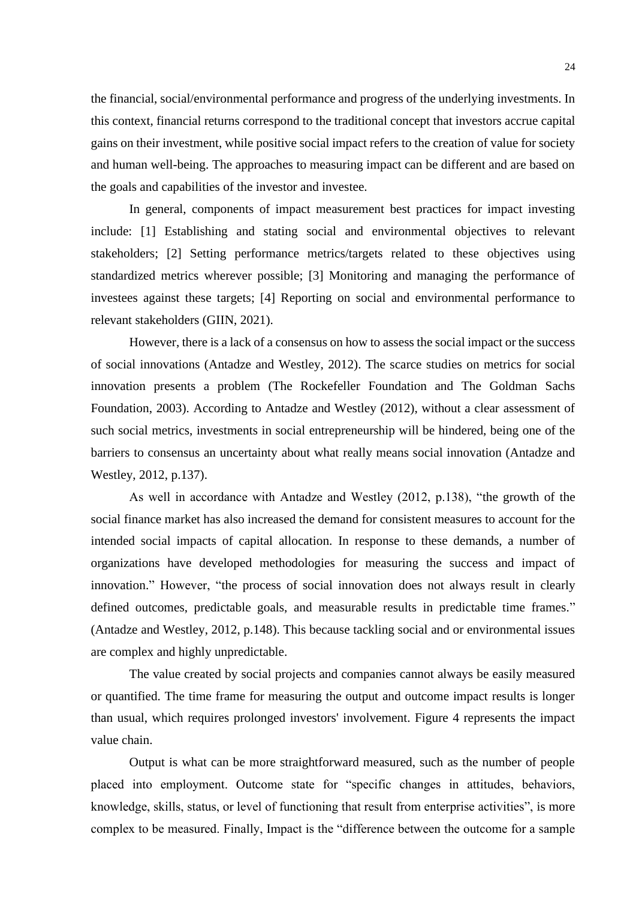the financial, social/environmental performance and progress of the underlying investments. In this context, financial returns correspond to the traditional concept that investors accrue capital gains on their investment, while positive social impact refers to the creation of value for society and human well-being. The approaches to measuring impact can be different and are based on the goals and capabilities of the investor and investee.

In general, components of impact measurement best practices for impact investing include: [1] Establishing and stating social and environmental objectives to relevant stakeholders; [2] Setting performance metrics/targets related to these objectives using standardized metrics wherever possible; [3] Monitoring and managing the performance of investees against these targets; [4] Reporting on social and environmental performance to relevant stakeholders (GIIN, 2021).

However, there is a lack of a consensus on how to assess the social impact or the success of social innovations (Antadze and Westley, 2012). The scarce studies on metrics for social innovation presents a problem (The Rockefeller Foundation and The Goldman Sachs Foundation, 2003). According to Antadze and Westley (2012), without a clear assessment of such social metrics, investments in social entrepreneurship will be hindered, being one of the barriers to consensus an uncertainty about what really means social innovation (Antadze and Westley, 2012, p.137).

As well in accordance with Antadze and Westley (2012, p.138), "the growth of the social finance market has also increased the demand for consistent measures to account for the intended social impacts of capital allocation. In response to these demands, a number of organizations have developed methodologies for measuring the success and impact of innovation." However, "the process of social innovation does not always result in clearly defined outcomes, predictable goals, and measurable results in predictable time frames." (Antadze and Westley, 2012, p.148). This because tackling social and or environmental issues are complex and highly unpredictable.

The value created by social projects and companies cannot always be easily measured or quantified. The time frame for measuring the output and outcome impact results is longer than usual, which requires prolonged investors' involvement. Figure 4 represents the impact value chain.

Output is what can be more straightforward measured, such as the number of people placed into employment. Outcome state for "specific changes in attitudes, behaviors, knowledge, skills, status, or level of functioning that result from enterprise activities", is more complex to be measured. Finally, Impact is the "difference between the outcome for a sample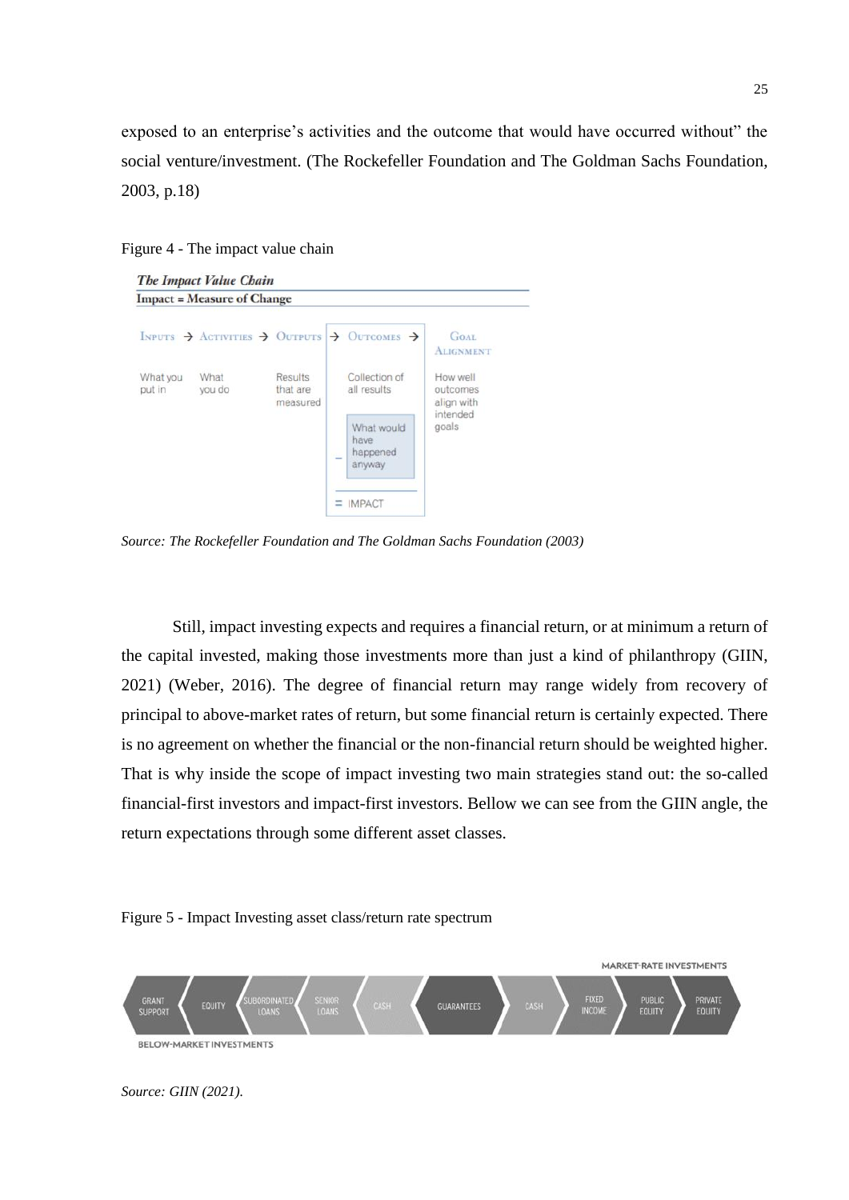exposed to an enterprise's activities and the outcome that would have occurred without" the social venture/investment. (The Rockefeller Foundation and The Goldman Sachs Foundation, 2003, p.18)

Figure 4 - The impact value chain

*Source: The Rockefeller Foundation and The Goldman Sachs Foundation (2003)*

Still, impact investing expects and requires a financial return, or at minimum a return of the capital invested, making those investments more than just a kind of philanthropy (GIIN, 2021) (Weber, 2016). The degree of financial return may range widely from recovery of principal to above-market rates of return, but some financial return is certainly expected. There is no agreement on whether the financial or the non-financial return should be weighted higher. That is why inside the scope of impact investing two main strategies stand out: the so-called financial-first investors and impact-first investors. Bellow we can see from the GIIN angle, the return expectations through some different asset classes.

Figure 5 - Impact Investing asset class/return rate spectrum

*Source: GIIN (2021).*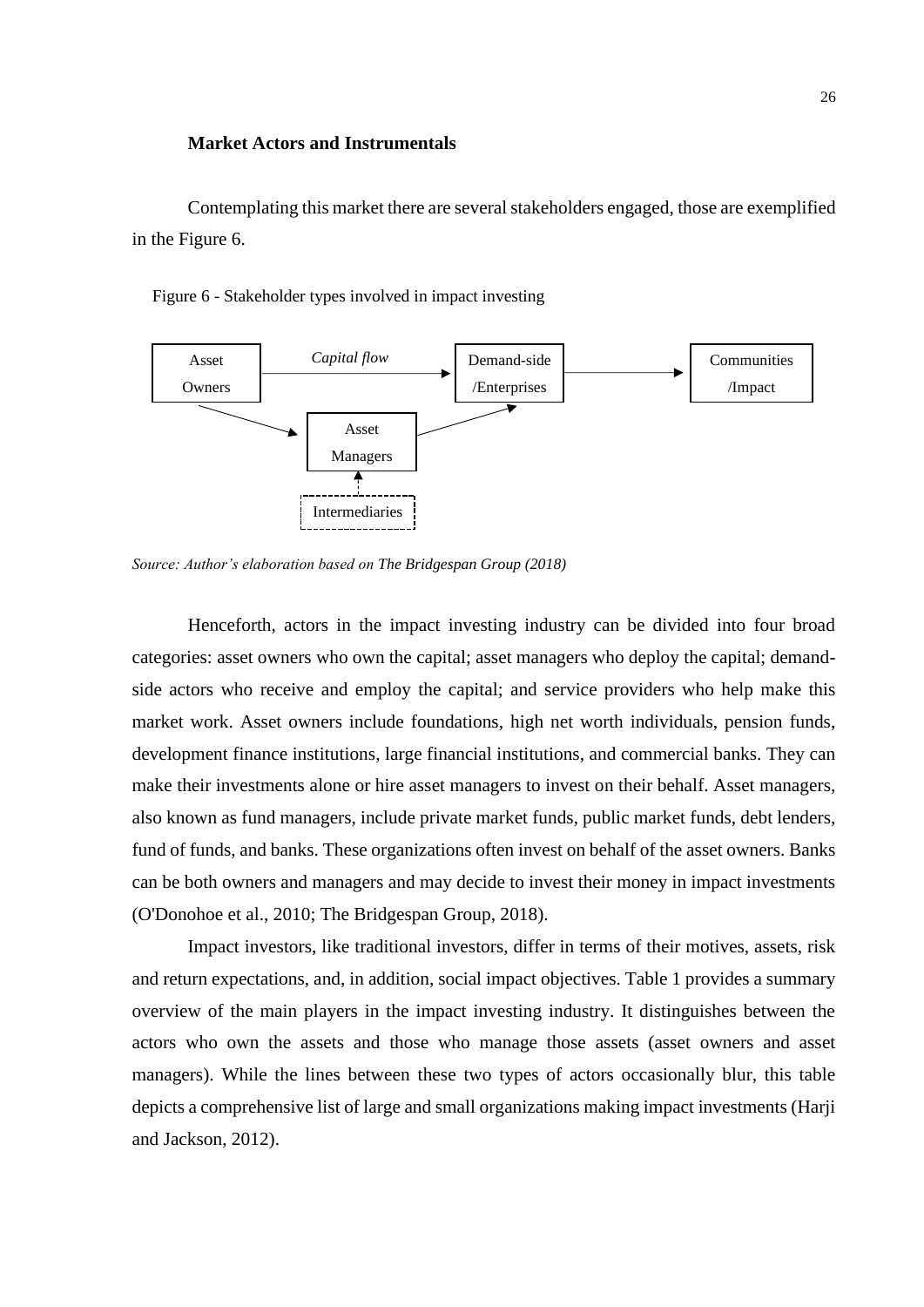### Market Actors and Instrumentals

Contemplating this market there are several stakeholders engaged, those are exemplified in the Figure 6.

Figure 6 - Stakeholder types involved in impact investing

Asset Owners — *Capital flow* → Demand-side /Enterprises → Communities /Impact

Asset Owners → Asset Managers → Demand-side /Enterprises

Intermediaries → Asset Managers

*Source: Author's elaboration based on The Bridgespan Group (2018)*

Henceforth, actors in the impact investing industry can be divided into four broad categories: asset owners who own the capital; asset managers who deploy the capital; demand-side actors who receive and employ the capital; and service providers who help make this market work. Asset owners include foundations, high net worth individuals, pension funds, development finance institutions, large financial institutions, and commercial banks. They can make their investments alone or hire asset managers to invest on their behalf. Asset managers, also known as fund managers, include private market funds, public market funds, debt lenders, fund of funds, and banks. These organizations often invest on behalf of the asset owners. Banks can be both owners and managers and may decide to invest their money in impact investments (O'Donohoe et al., 2010; The Bridgespan Group, 2018).

Impact investors, like traditional investors, differ in terms of their motives, assets, risk and return expectations, and, in addition, social impact objectives. Table 1 provides a summary overview of the main players in the impact investing industry. It distinguishes between the actors who own the assets and those who manage those assets (asset owners and asset managers). While the lines between these two types of actors occasionally blur, this table depicts a comprehensive list of large and small organizations making impact investments (Harji and Jackson, 2012).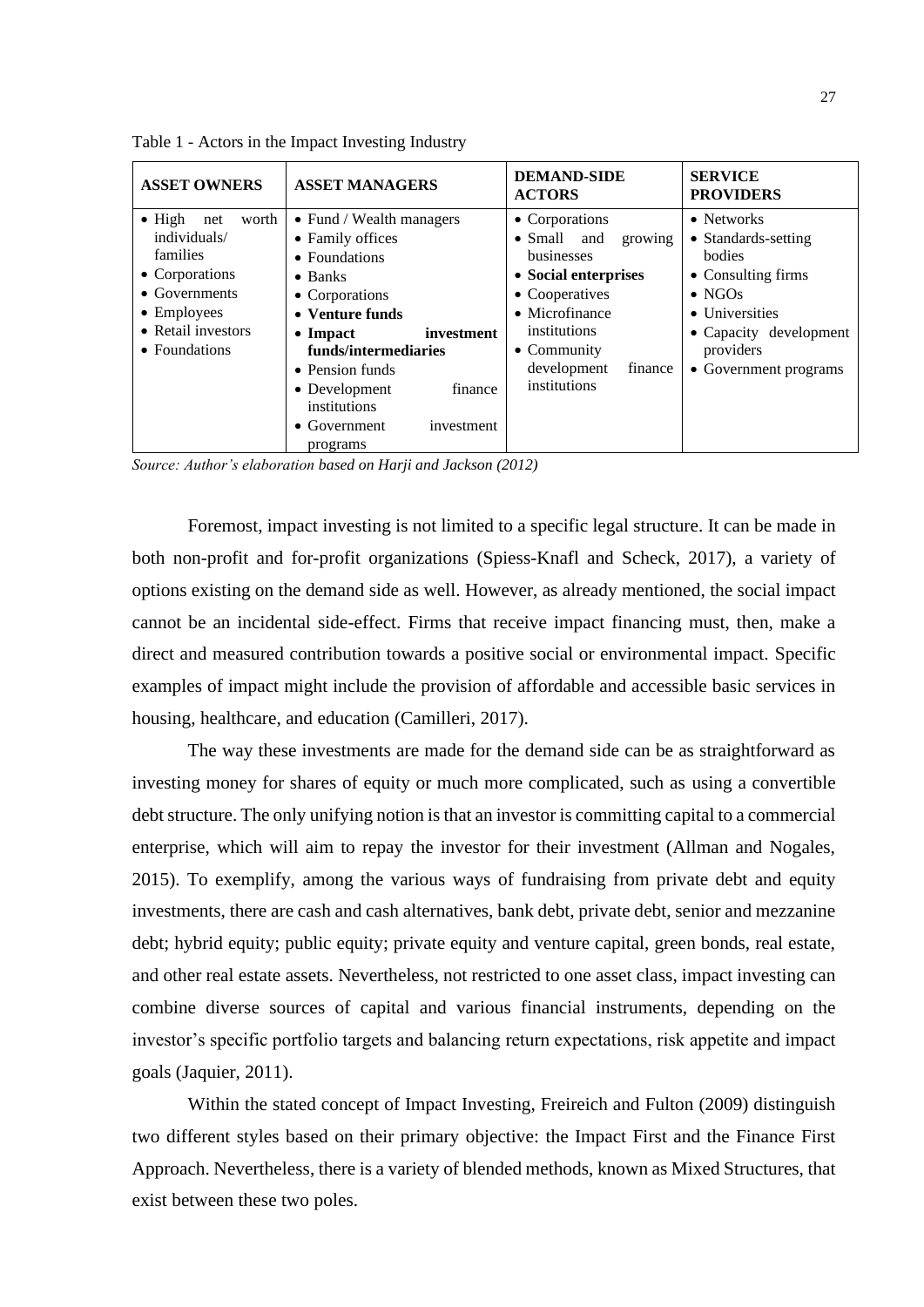Table 1 - Actors in the Impact Investing Industry

| ASSET OWNERS | ASSET MANAGERS | DEMAND-SIDE ACTORS | SERVICE PROVIDERS |
|---|---|---|---|
| • High net worth individuals/ families<br>• Corporations<br>• Governments<br>• Employees<br>• Retail investors<br>• Foundations | • Fund / Wealth managers<br>• Family offices<br>• Foundations<br>• Banks<br>• Corporations<br>• **Venture funds**<br>• **Impact investment funds/intermediaries**<br>• Pension funds<br>• Development finance institutions<br>• Government investment programs | • Corporations<br>• Small and growing businesses<br>• **Social enterprises**<br>• Cooperatives<br>• Microfinance institutions<br>• Community development finance institutions | • Networks<br>• Standards-setting bodies<br>• Consulting firms<br>• NGOs<br>• Universities<br>• Capacity development providers<br>• Government programs |

*Source: Author's elaboration based on Harji and Jackson (2012)*

Foremost, impact investing is not limited to a specific legal structure. It can be made in both non-profit and for-profit organizations (Spiess-Knafl and Scheck, 2017), a variety of options existing on the demand side as well. However, as already mentioned, the social impact cannot be an incidental side-effect. Firms that receive impact financing must, then, make a direct and measured contribution towards a positive social or environmental impact. Specific examples of impact might include the provision of affordable and accessible basic services in housing, healthcare, and education (Camilleri, 2017).

The way these investments are made for the demand side can be as straightforward as investing money for shares of equity or much more complicated, such as using a convertible debt structure. The only unifying notion is that an investor is committing capital to a commercial enterprise, which will aim to repay the investor for their investment (Allman and Nogales, 2015). To exemplify, among the various ways of fundraising from private debt and equity investments, there are cash and cash alternatives, bank debt, private debt, senior and mezzanine debt; hybrid equity; public equity; private equity and venture capital, green bonds, real estate, and other real estate assets. Nevertheless, not restricted to one asset class, impact investing can combine diverse sources of capital and various financial instruments, depending on the investor's specific portfolio targets and balancing return expectations, risk appetite and impact goals (Jaquier, 2011).

Within the stated concept of Impact Investing, Freireich and Fulton (2009) distinguish two different styles based on their primary objective: the Impact First and the Finance First Approach. Nevertheless, there is a variety of blended methods, known as Mixed Structures, that exist between these two poles.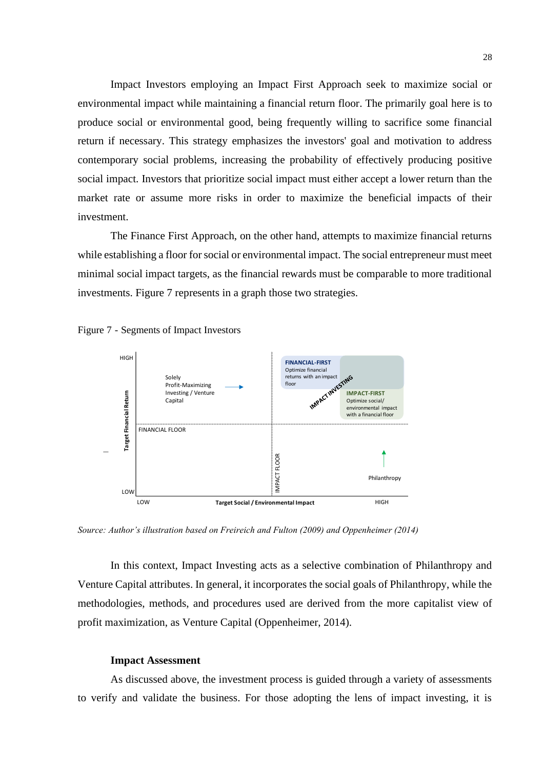Impact Investors employing an Impact First Approach seek to maximize social or environmental impact while maintaining a financial return floor. The primarily goal here is to produce social or environmental good, being frequently willing to sacrifice some financial return if necessary. This strategy emphasizes the investors' goal and motivation to address contemporary social problems, increasing the probability of effectively producing positive social impact. Investors that prioritize social impact must either accept a lower return than the market rate or assume more risks in order to maximize the beneficial impacts of their investment.

The Finance First Approach, on the other hand, attempts to maximize financial returns while establishing a floor for social or environmental impact. The social entrepreneur must meet minimal social impact targets, as the financial rewards must be comparable to more traditional investments. Figure 7 represents in a graph those two strategies.

Figure 7 - Segments of Impact Investors

HIGH

Solely Profit-Maximizing Investing / Venture Capital

FINANCIAL-FIRST
Optimize financial returns with an impact floor

IMPACT INVESTING

IMPACT-FIRST
Optimize social/ environmental impact with a financial floor

Target Financial Return

FINANCIAL FLOOR

IMPACT FLOOR

Philanthropy

LOW

LOW — Target Social / Environmental Impact — HIGH

*Source: Author's illustration based on Freireich and Fulton (2009) and Oppenheimer (2014)*

In this context, Impact Investing acts as a selective combination of Philanthropy and Venture Capital attributes. In general, it incorporates the social goals of Philanthropy, while the methodologies, methods, and procedures used are derived from the more capitalist view of profit maximization, as Venture Capital (Oppenheimer, 2014).

**Impact Assessment**

As discussed above, the investment process is guided through a variety of assessments to verify and validate the business. For those adopting the lens of impact investing, it is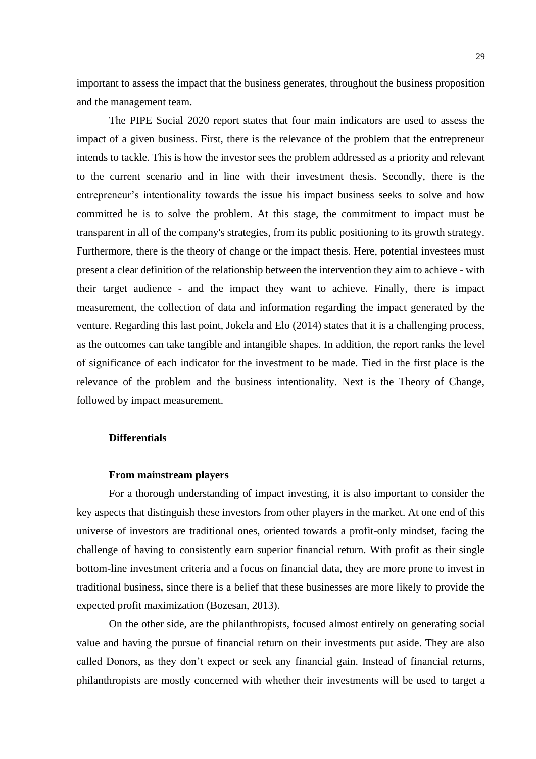important to assess the impact that the business generates, throughout the business proposition and the management team.

The PIPE Social 2020 report states that four main indicators are used to assess the impact of a given business. First, there is the relevance of the problem that the entrepreneur intends to tackle. This is how the investor sees the problem addressed as a priority and relevant to the current scenario and in line with their investment thesis. Secondly, there is the entrepreneur's intentionality towards the issue his impact business seeks to solve and how committed he is to solve the problem. At this stage, the commitment to impact must be transparent in all of the company's strategies, from its public positioning to its growth strategy. Furthermore, there is the theory of change or the impact thesis. Here, potential investees must present a clear definition of the relationship between the intervention they aim to achieve - with their target audience - and the impact they want to achieve. Finally, there is impact measurement, the collection of data and information regarding the impact generated by the venture. Regarding this last point, Jokela and Elo (2014) states that it is a challenging process, as the outcomes can take tangible and intangible shapes. In addition, the report ranks the level of significance of each indicator for the investment to be made. Tied in the first place is the relevance of the problem and the business intentionality. Next is the Theory of Change, followed by impact measurement.

## Differentials

### From mainstream players

For a thorough understanding of impact investing, it is also important to consider the key aspects that distinguish these investors from other players in the market. At one end of this universe of investors are traditional ones, oriented towards a profit-only mindset, facing the challenge of having to consistently earn superior financial return. With profit as their single bottom-line investment criteria and a focus on financial data, they are more prone to invest in traditional business, since there is a belief that these businesses are more likely to provide the expected profit maximization (Bozesan, 2013).

On the other side, are the philanthropists, focused almost entirely on generating social value and having the pursue of financial return on their investments put aside. They are also called Donors, as they don't expect or seek any financial gain. Instead of financial returns, philanthropists are mostly concerned with whether their investments will be used to target a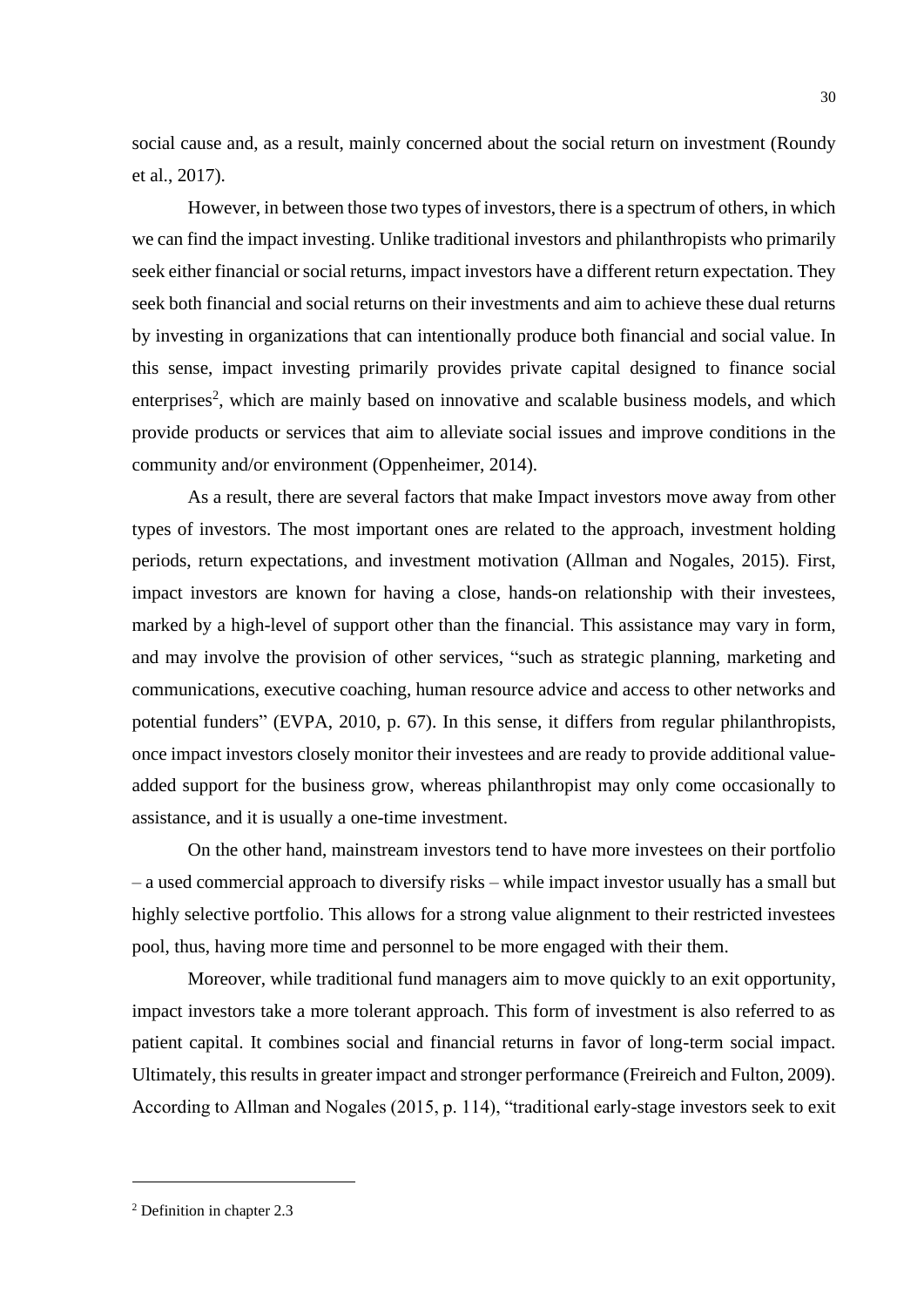social cause and, as a result, mainly concerned about the social return on investment (Roundy et al., 2017).

However, in between those two types of investors, there is a spectrum of others, in which we can find the impact investing. Unlike traditional investors and philanthropists who primarily seek either financial or social returns, impact investors have a different return expectation. They seek both financial and social returns on their investments and aim to achieve these dual returns by investing in organizations that can intentionally produce both financial and social value. In this sense, impact investing primarily provides private capital designed to finance social enterprises[2], which are mainly based on innovative and scalable business models, and which provide products or services that aim to alleviate social issues and improve conditions in the community and/or environment (Oppenheimer, 2014).

As a result, there are several factors that make Impact investors move away from other types of investors. The most important ones are related to the approach, investment holding periods, return expectations, and investment motivation (Allman and Nogales, 2015). First, impact investors are known for having a close, hands-on relationship with their investees, marked by a high-level of support other than the financial. This assistance may vary in form, and may involve the provision of other services, "such as strategic planning, marketing and communications, executive coaching, human resource advice and access to other networks and potential funders" (EVPA, 2010, p. 67). In this sense, it differs from regular philanthropists, once impact investors closely monitor their investees and are ready to provide additional value-added support for the business grow, whereas philanthropist may only come occasionally to assistance, and it is usually a one-time investment.

On the other hand, mainstream investors tend to have more investees on their portfolio – a used commercial approach to diversify risks – while impact investor usually has a small but highly selective portfolio. This allows for a strong value alignment to their restricted investees pool, thus, having more time and personnel to be more engaged with their them.

Moreover, while traditional fund managers aim to move quickly to an exit opportunity, impact investors take a more tolerant approach. This form of investment is also referred to as patient capital. It combines social and financial returns in favor of long-term social impact. Ultimately, this results in greater impact and stronger performance (Freireich and Fulton, 2009). According to Allman and Nogales (2015, p. 114), "traditional early-stage investors seek to exit

[2] Definition in chapter 2.3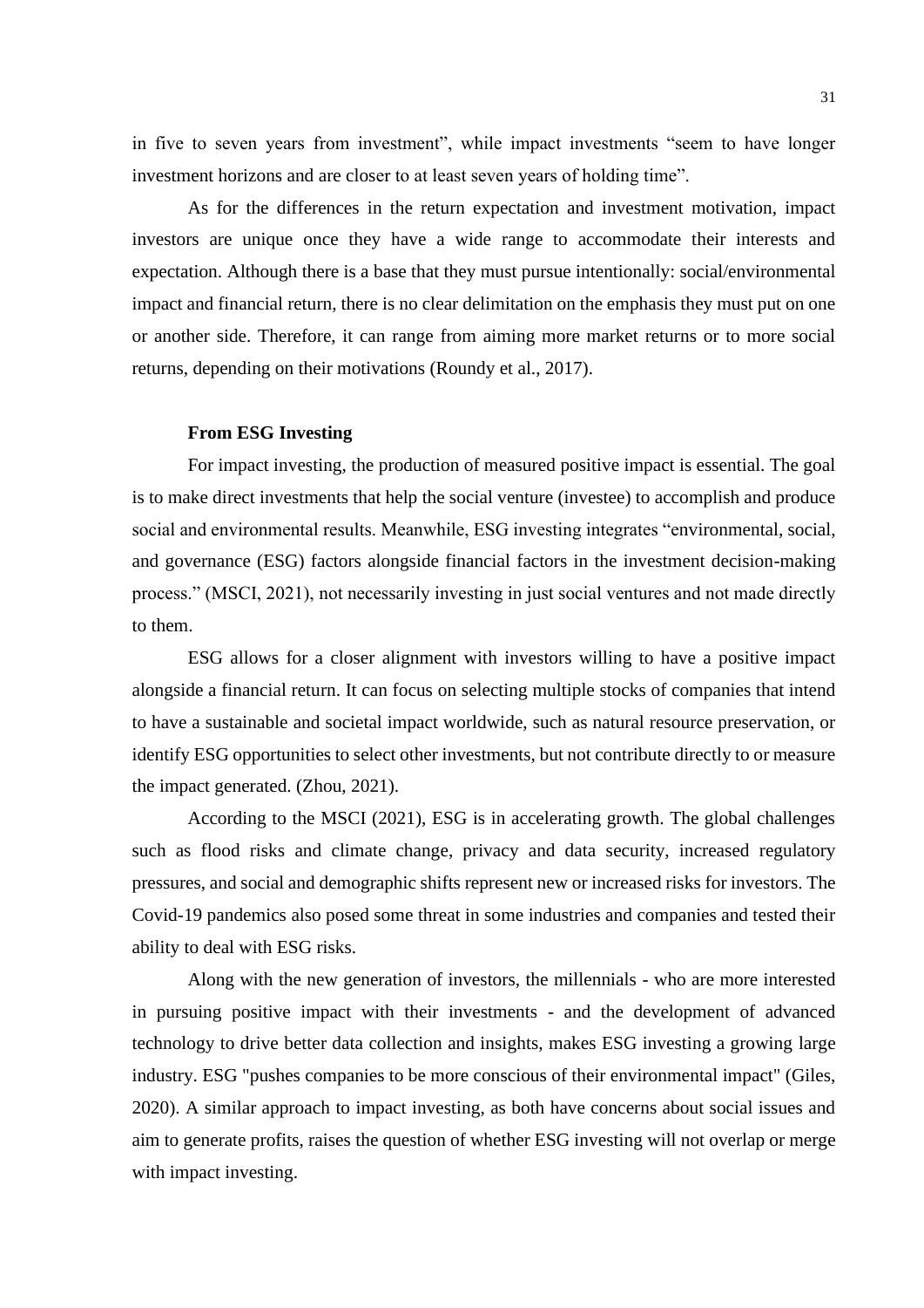in five to seven years from investment", while impact investments "seem to have longer investment horizons and are closer to at least seven years of holding time".

As for the differences in the return expectation and investment motivation, impact investors are unique once they have a wide range to accommodate their interests and expectation. Although there is a base that they must pursue intentionally: social/environmental impact and financial return, there is no clear delimitation on the emphasis they must put on one or another side. Therefore, it can range from aiming more market returns or to more social returns, depending on their motivations (Roundy et al., 2017).

**From ESG Investing**

For impact investing, the production of measured positive impact is essential. The goal is to make direct investments that help the social venture (investee) to accomplish and produce social and environmental results. Meanwhile, ESG investing integrates "environmental, social, and governance (ESG) factors alongside financial factors in the investment decision-making process." (MSCI, 2021), not necessarily investing in just social ventures and not made directly to them.

ESG allows for a closer alignment with investors willing to have a positive impact alongside a financial return. It can focus on selecting multiple stocks of companies that intend to have a sustainable and societal impact worldwide, such as natural resource preservation, or identify ESG opportunities to select other investments, but not contribute directly to or measure the impact generated. (Zhou, 2021).

According to the MSCI (2021), ESG is in accelerating growth. The global challenges such as flood risks and climate change, privacy and data security, increased regulatory pressures, and social and demographic shifts represent new or increased risks for investors. The Covid-19 pandemics also posed some threat in some industries and companies and tested their ability to deal with ESG risks.

Along with the new generation of investors, the millennials - who are more interested in pursuing positive impact with their investments - and the development of advanced technology to drive better data collection and insights, makes ESG investing a growing large industry. ESG "pushes companies to be more conscious of their environmental impact" (Giles, 2020). A similar approach to impact investing, as both have concerns about social issues and aim to generate profits, raises the question of whether ESG investing will not overlap or merge with impact investing.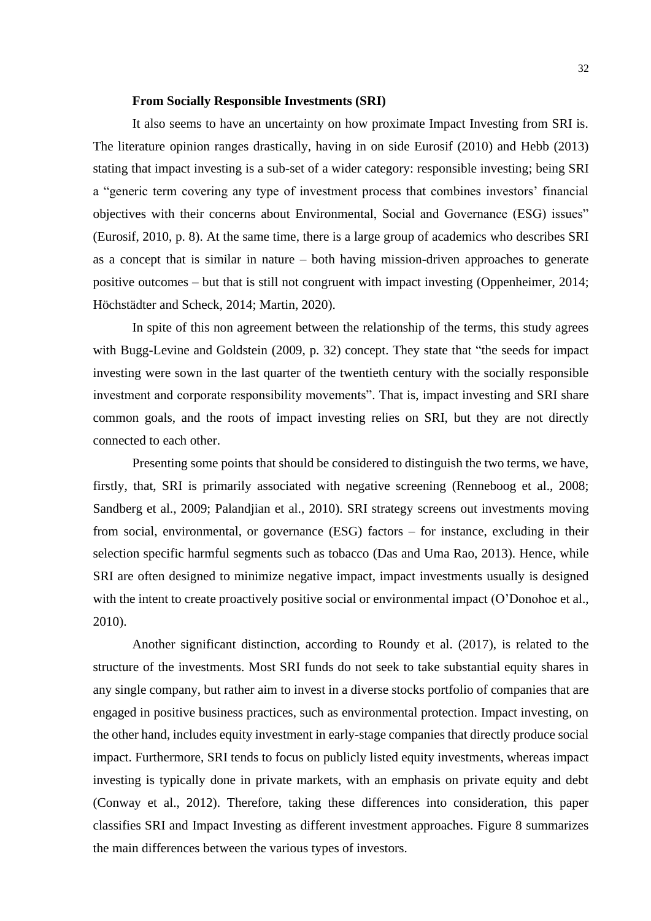**From Socially Responsible Investments (SRI)**

It also seems to have an uncertainty on how proximate Impact Investing from SRI is. The literature opinion ranges drastically, having in on side Eurosif (2010) and Hebb (2013) stating that impact investing is a sub-set of a wider category: responsible investing; being SRI a "generic term covering any type of investment process that combines investors' financial objectives with their concerns about Environmental, Social and Governance (ESG) issues" (Eurosif, 2010, p. 8). At the same time, there is a large group of academics who describes SRI as a concept that is similar in nature – both having mission-driven approaches to generate positive outcomes – but that is still not congruent with impact investing (Oppenheimer, 2014; Höchstädter and Scheck, 2014; Martin, 2020).

In spite of this non agreement between the relationship of the terms, this study agrees with Bugg-Levine and Goldstein (2009, p. 32) concept. They state that "the seeds for impact investing were sown in the last quarter of the twentieth century with the socially responsible investment and corporate responsibility movements". That is, impact investing and SRI share common goals, and the roots of impact investing relies on SRI, but they are not directly connected to each other.

Presenting some points that should be considered to distinguish the two terms, we have, firstly, that, SRI is primarily associated with negative screening (Renneboog et al., 2008; Sandberg et al., 2009; Palandjian et al., 2010). SRI strategy screens out investments moving from social, environmental, or governance (ESG) factors – for instance, excluding in their selection specific harmful segments such as tobacco (Das and Uma Rao, 2013). Hence, while SRI are often designed to minimize negative impact, impact investments usually is designed with the intent to create proactively positive social or environmental impact (O'Donohoe et al., 2010).

Another significant distinction, according to Roundy et al. (2017), is related to the structure of the investments. Most SRI funds do not seek to take substantial equity shares in any single company, but rather aim to invest in a diverse stocks portfolio of companies that are engaged in positive business practices, such as environmental protection. Impact investing, on the other hand, includes equity investment in early-stage companies that directly produce social impact. Furthermore, SRI tends to focus on publicly listed equity investments, whereas impact investing is typically done in private markets, with an emphasis on private equity and debt (Conway et al., 2012). Therefore, taking these differences into consideration, this paper classifies SRI and Impact Investing as different investment approaches. Figure 8 summarizes the main differences between the various types of investors.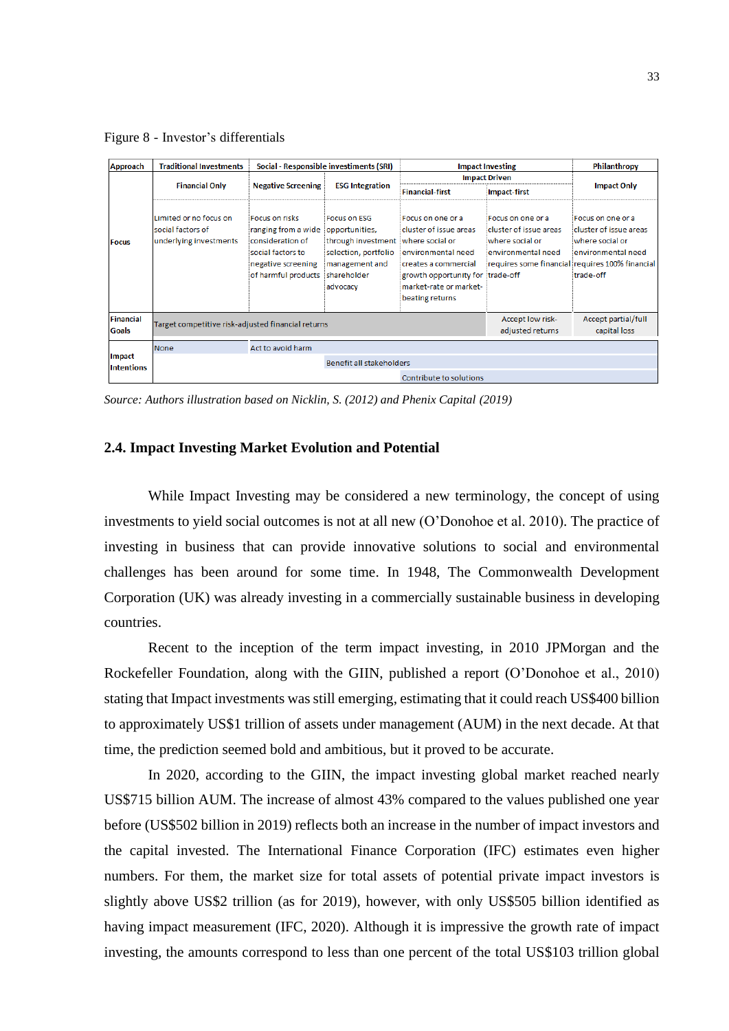Figure 8 - Investor's differentials

| Approach | Traditional Investments | Social - Responsible investiments (SRI) | | Impact Investing | | Philanthropy |
|---|---|---|---|---|---|---|
| | | | | Impact Driven | | |
| | Financial Only | Negative Screening | ESG Integration | Financial-first | Impact-first | Impact Only |
| Focus | Limited or no focus on social factors of underlying investments | Focus on risks ranging from a wide consideration of social factors to negative screening of harmful products | Focus on ESG opportunities, through investment selection, portfolio management and shareholder advocacy | Focus on one or a cluster of issue areas where social or environmental need creates a commercial growth opportunity for market-rate or market-beating returns | Focus on one or a cluster of issue areas where social or environmental need requires some financial trade-off | Focus on one or a cluster of issue areas where social or environmental need requires 100% financial trade-off |
| Financial Goals | Target competitive risk-adjusted financial returns | | | | Accept low risk-adjusted returns | Accept partial/full capital loss |
| Impact Intentions | None | Act to avoid harm | | | | |
| | | | Benefit all stakeholders | | | |
| | | | | Contribute to solutions | | |

*Source: Authors illustration based on Nicklin, S. (2012) and Phenix Capital (2019)*

## 2.4. Impact Investing Market Evolution and Potential

While Impact Investing may be considered a new terminology, the concept of using investments to yield social outcomes is not at all new (O'Donohoe et al. 2010). The practice of investing in business that can provide innovative solutions to social and environmental challenges has been around for some time. In 1948, The Commonwealth Development Corporation (UK) was already investing in a commercially sustainable business in developing countries.

Recent to the inception of the term impact investing, in 2010 JPMorgan and the Rockefeller Foundation, along with the GIIN, published a report (O'Donohoe et al., 2010) stating that Impact investments was still emerging, estimating that it could reach US$400 billion to approximately US$1 trillion of assets under management (AUM) in the next decade. At that time, the prediction seemed bold and ambitious, but it proved to be accurate.

In 2020, according to the GIIN, the impact investing global market reached nearly US$715 billion AUM. The increase of almost 43% compared to the values published one year before (US$502 billion in 2019) reflects both an increase in the number of impact investors and the capital invested. The International Finance Corporation (IFC) estimates even higher numbers. For them, the market size for total assets of potential private impact investors is slightly above US$2 trillion (as for 2019), however, with only US$505 billion identified as having impact measurement (IFC, 2020). Although it is impressive the growth rate of impact investing, the amounts correspond to less than one percent of the total US$103 trillion global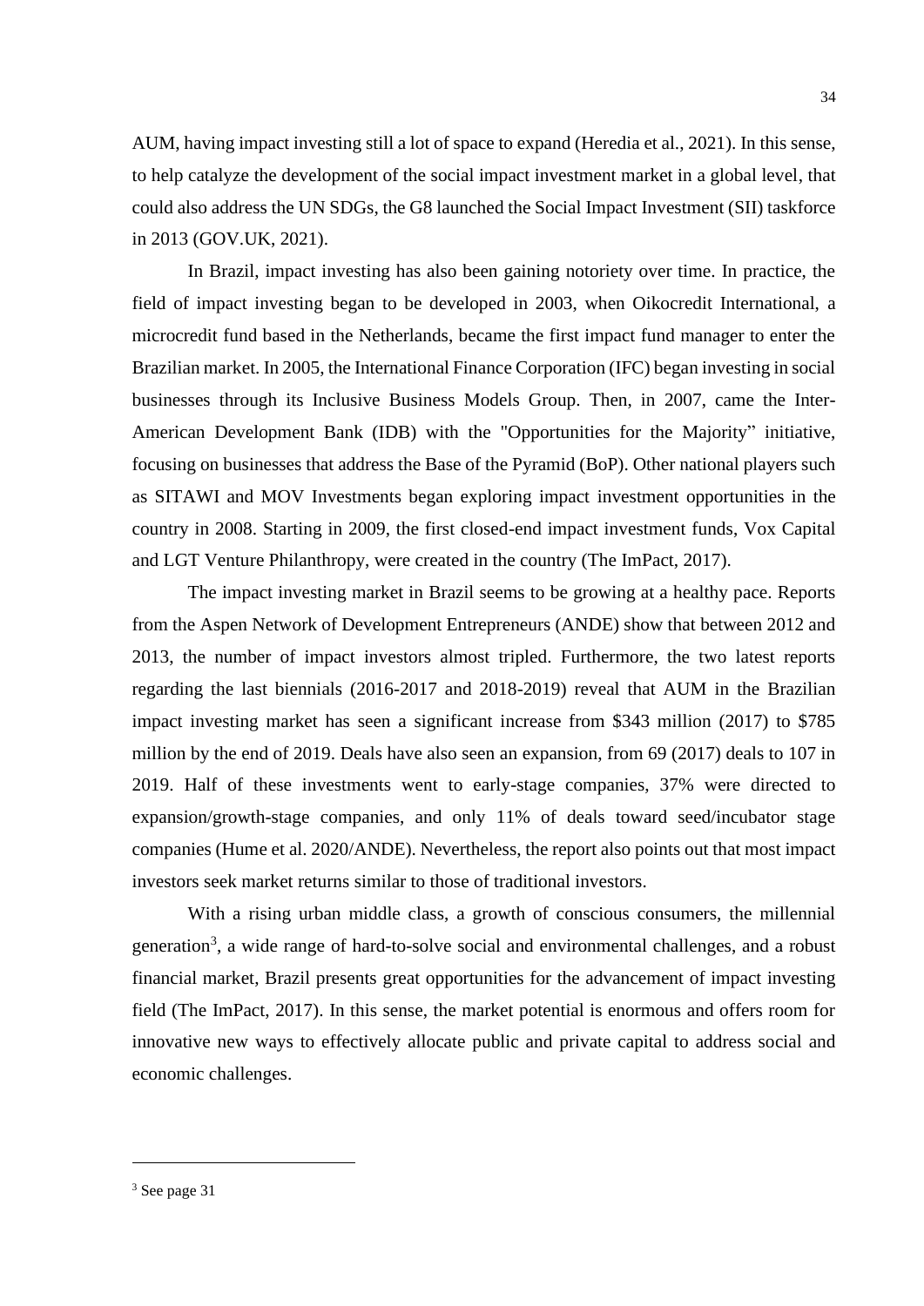AUM, having impact investing still a lot of space to expand (Heredia et al., 2021). In this sense, to help catalyze the development of the social impact investment market in a global level, that could also address the UN SDGs, the G8 launched the Social Impact Investment (SII) taskforce in 2013 (GOV.UK, 2021).

In Brazil, impact investing has also been gaining notoriety over time. In practice, the field of impact investing began to be developed in 2003, when Oikocredit International, a microcredit fund based in the Netherlands, became the first impact fund manager to enter the Brazilian market. In 2005, the International Finance Corporation (IFC) began investing in social businesses through its Inclusive Business Models Group. Then, in 2007, came the Inter-American Development Bank (IDB) with the "Opportunities for the Majority" initiative, focusing on businesses that address the Base of the Pyramid (BoP). Other national players such as SITAWI and MOV Investments began exploring impact investment opportunities in the country in 2008. Starting in 2009, the first closed-end impact investment funds, Vox Capital and LGT Venture Philanthropy, were created in the country (The ImPact, 2017).

The impact investing market in Brazil seems to be growing at a healthy pace. Reports from the Aspen Network of Development Entrepreneurs (ANDE) show that between 2012 and 2013, the number of impact investors almost tripled. Furthermore, the two latest reports regarding the last biennials (2016-2017 and 2018-2019) reveal that AUM in the Brazilian impact investing market has seen a significant increase from $343 million (2017) to $785 million by the end of 2019. Deals have also seen an expansion, from 69 (2017) deals to 107 in 2019. Half of these investments went to early-stage companies, 37% were directed to expansion/growth-stage companies, and only 11% of deals toward seed/incubator stage companies (Hume et al. 2020/ANDE). Nevertheless, the report also points out that most impact investors seek market returns similar to those of traditional investors.

With a rising urban middle class, a growth of conscious consumers, the millennial generation[3], a wide range of hard-to-solve social and environmental challenges, and a robust financial market, Brazil presents great opportunities for the advancement of impact investing field (The ImPact, 2017). In this sense, the market potential is enormous and offers room for innovative new ways to effectively allocate public and private capital to address social and economic challenges.

---

[3] See page 31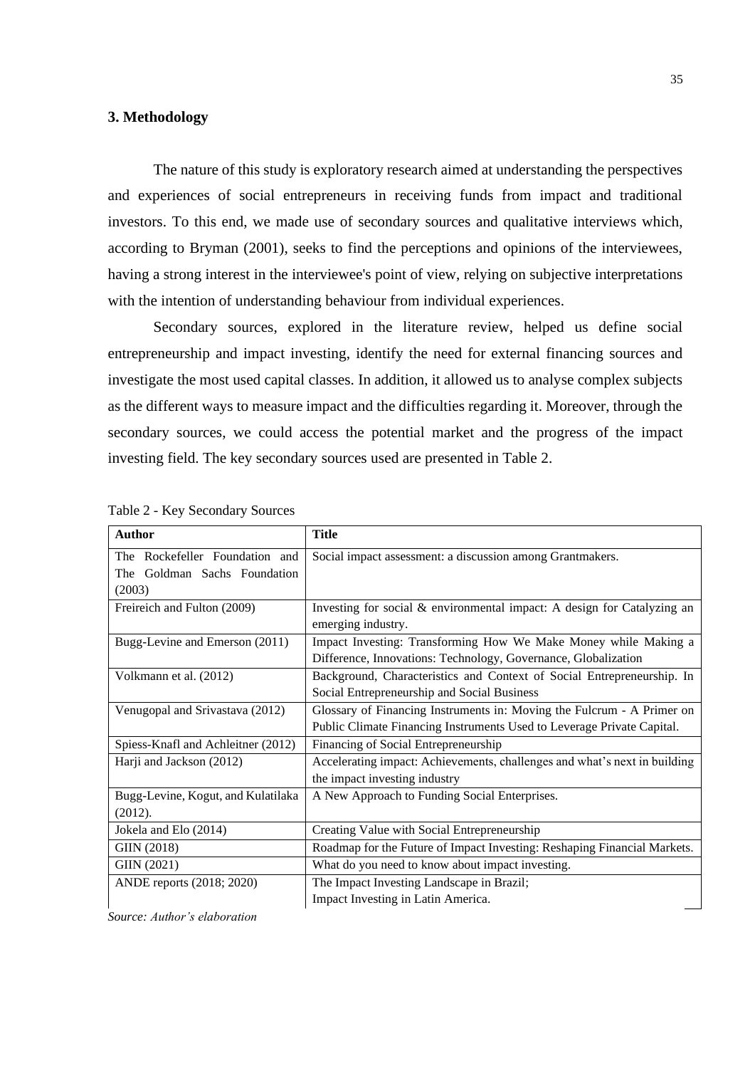## 3. Methodology

The nature of this study is exploratory research aimed at understanding the perspectives and experiences of social entrepreneurs in receiving funds from impact and traditional investors. To this end, we made use of secondary sources and qualitative interviews which, according to Bryman (2001), seeks to find the perceptions and opinions of the interviewees, having a strong interest in the interviewee's point of view, relying on subjective interpretations with the intention of understanding behaviour from individual experiences.

Secondary sources, explored in the literature review, helped us define social entrepreneurship and impact investing, identify the need for external financing sources and investigate the most used capital classes. In addition, it allowed us to analyse complex subjects as the different ways to measure impact and the difficulties regarding it. Moreover, through the secondary sources, we could access the potential market and the progress of the impact investing field. The key secondary sources used are presented in Table 2.

Table 2 - Key Secondary Sources

| **Author** | **Title** |
|---|---|
| The Rockefeller Foundation and The Goldman Sachs Foundation (2003) | Social impact assessment: a discussion among Grantmakers. |
| Freireich and Fulton (2009) | Investing for social & environmental impact: A design for Catalyzing an emerging industry. |
| Bugg-Levine and Emerson (2011) | Impact Investing: Transforming How We Make Money while Making a Difference, Innovations: Technology, Governance, Globalization |
| Volkmann et al. (2012) | Background, Characteristics and Context of Social Entrepreneurship. In Social Entrepreneurship and Social Business |
| Venugopal and Srivastava (2012) | Glossary of Financing Instruments in: Moving the Fulcrum - A Primer on Public Climate Financing Instruments Used to Leverage Private Capital. |
| Spiess-Knafl and Achleitner (2012) | Financing of Social Entrepreneurship |
| Harji and Jackson (2012) | Accelerating impact: Achievements, challenges and what's next in building the impact investing industry |
| Bugg-Levine, Kogut, and Kulatilaka (2012). | A New Approach to Funding Social Enterprises. |
| Jokela and Elo (2014) | Creating Value with Social Entrepreneurship |
| GIIN (2018) | Roadmap for the Future of Impact Investing: Reshaping Financial Markets. |
| GIIN (2021) | What do you need to know about impact investing. |
| ANDE reports (2018; 2020) | The Impact Investing Landscape in Brazil; Impact Investing in Latin America. |

*Source: Author's elaboration*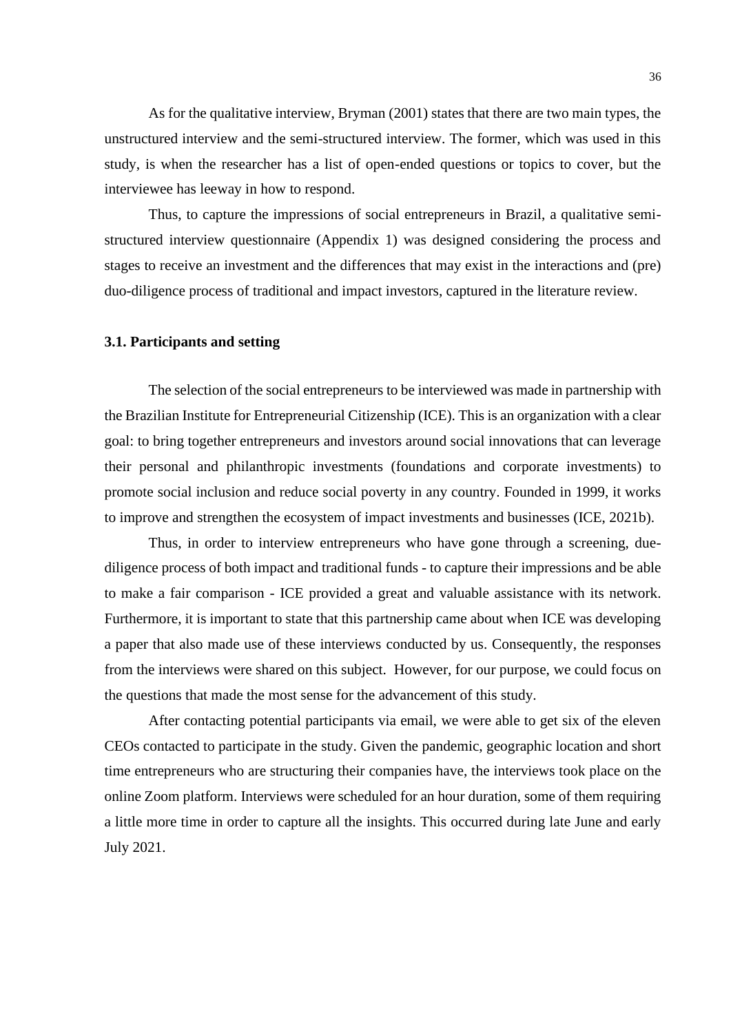As for the qualitative interview, Bryman (2001) states that there are two main types, the unstructured interview and the semi-structured interview. The former, which was used in this study, is when the researcher has a list of open-ended questions or topics to cover, but the interviewee has leeway in how to respond.

Thus, to capture the impressions of social entrepreneurs in Brazil, a qualitative semi-structured interview questionnaire (Appendix 1) was designed considering the process and stages to receive an investment and the differences that may exist in the interactions and (pre) duo-diligence process of traditional and impact investors, captured in the literature review.

### 3.1. Participants and setting

The selection of the social entrepreneurs to be interviewed was made in partnership with the Brazilian Institute for Entrepreneurial Citizenship (ICE). This is an organization with a clear goal: to bring together entrepreneurs and investors around social innovations that can leverage their personal and philanthropic investments (foundations and corporate investments) to promote social inclusion and reduce social poverty in any country. Founded in 1999, it works to improve and strengthen the ecosystem of impact investments and businesses (ICE, 2021b).

Thus, in order to interview entrepreneurs who have gone through a screening, due-diligence process of both impact and traditional funds - to capture their impressions and be able to make a fair comparison - ICE provided a great and valuable assistance with its network. Furthermore, it is important to state that this partnership came about when ICE was developing a paper that also made use of these interviews conducted by us. Consequently, the responses from the interviews were shared on this subject. However, for our purpose, we could focus on the questions that made the most sense for the advancement of this study.

After contacting potential participants via email, we were able to get six of the eleven CEOs contacted to participate in the study. Given the pandemic, geographic location and short time entrepreneurs who are structuring their companies have, the interviews took place on the online Zoom platform. Interviews were scheduled for an hour duration, some of them requiring a little more time in order to capture all the insights. This occurred during late June and early July 2021.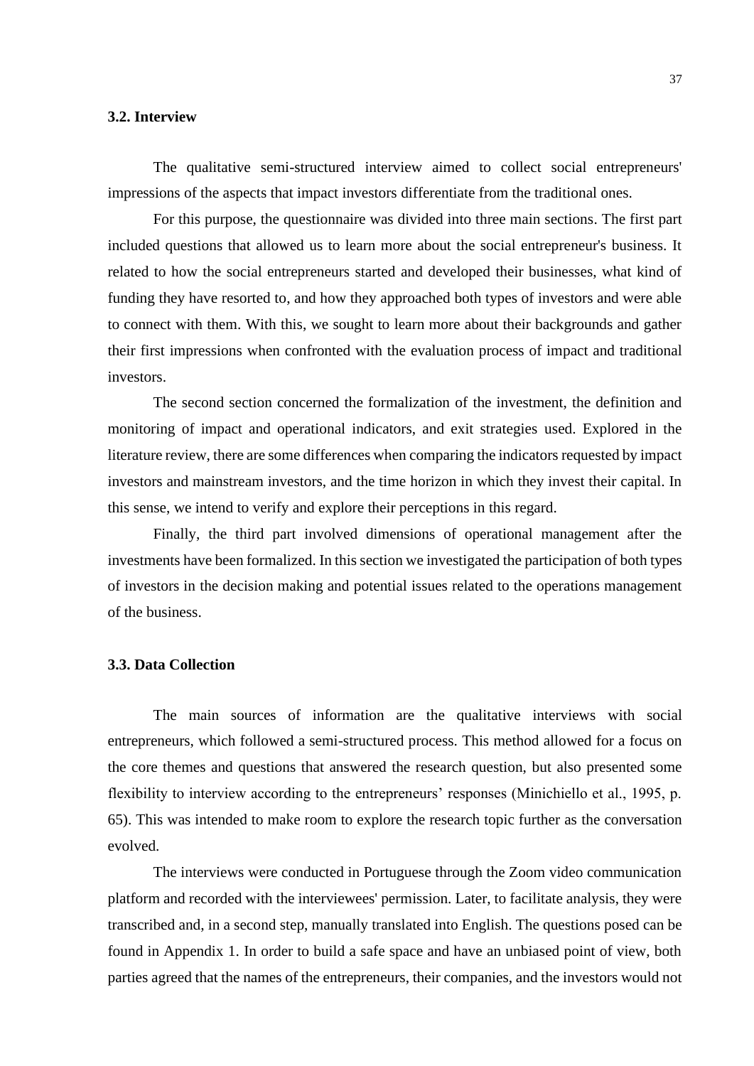### 3.2. Interview

The qualitative semi-structured interview aimed to collect social entrepreneurs' impressions of the aspects that impact investors differentiate from the traditional ones.

For this purpose, the questionnaire was divided into three main sections. The first part included questions that allowed us to learn more about the social entrepreneur's business. It related to how the social entrepreneurs started and developed their businesses, what kind of funding they have resorted to, and how they approached both types of investors and were able to connect with them. With this, we sought to learn more about their backgrounds and gather their first impressions when confronted with the evaluation process of impact and traditional investors.

The second section concerned the formalization of the investment, the definition and monitoring of impact and operational indicators, and exit strategies used. Explored in the literature review, there are some differences when comparing the indicators requested by impact investors and mainstream investors, and the time horizon in which they invest their capital. In this sense, we intend to verify and explore their perceptions in this regard.

Finally, the third part involved dimensions of operational management after the investments have been formalized. In this section we investigated the participation of both types of investors in the decision making and potential issues related to the operations management of the business.

### 3.3. Data Collection

The main sources of information are the qualitative interviews with social entrepreneurs, which followed a semi-structured process. This method allowed for a focus on the core themes and questions that answered the research question, but also presented some flexibility to interview according to the entrepreneurs' responses (Minichiello et al., 1995, p. 65). This was intended to make room to explore the research topic further as the conversation evolved.

The interviews were conducted in Portuguese through the Zoom video communication platform and recorded with the interviewees' permission. Later, to facilitate analysis, they were transcribed and, in a second step, manually translated into English. The questions posed can be found in Appendix 1. In order to build a safe space and have an unbiased point of view, both parties agreed that the names of the entrepreneurs, their companies, and the investors would not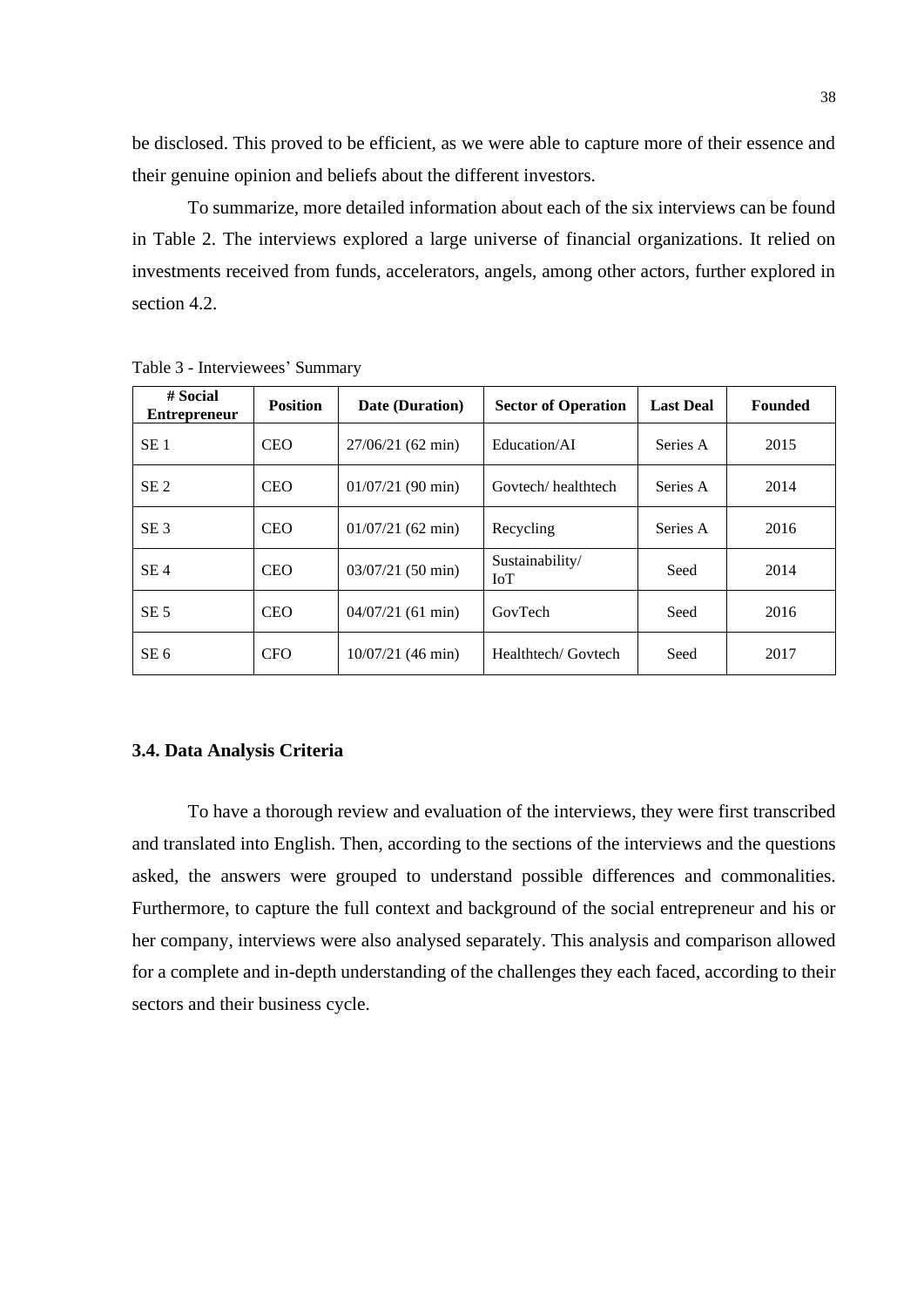be disclosed. This proved to be efficient, as we were able to capture more of their essence and their genuine opinion and beliefs about the different investors.

To summarize, more detailed information about each of the six interviews can be found in Table 2. The interviews explored a large universe of financial organizations. It relied on investments received from funds, accelerators, angels, among other actors, further explored in section 4.2.

Table 3 - Interviewees' Summary

| # Social Entrepreneur | Position | Date (Duration) | Sector of Operation | Last Deal | Founded |
|---|---|---|---|---|---|
| SE 1 | CEO | 27/06/21 (62 min) | Education/AI | Series A | 2015 |
| SE 2 | CEO | 01/07/21 (90 min) | Govtech/ healthtech | Series A | 2014 |
| SE 3 | CEO | 01/07/21 (62 min) | Recycling | Series A | 2016 |
| SE 4 | CEO | 03/07/21 (50 min) | Sustainability/ IoT | Seed | 2014 |
| SE 5 | CEO | 04/07/21 (61 min) | GovTech | Seed | 2016 |
| SE 6 | CFO | 10/07/21 (46 min) | Healthtech/ Govtech | Seed | 2017 |

### 3.4. Data Analysis Criteria

To have a thorough review and evaluation of the interviews, they were first transcribed and translated into English. Then, according to the sections of the interviews and the questions asked, the answers were grouped to understand possible differences and commonalities. Furthermore, to capture the full context and background of the social entrepreneur and his or her company, interviews were also analysed separately. This analysis and comparison allowed for a complete and in-depth understanding of the challenges they each faced, according to their sectors and their business cycle.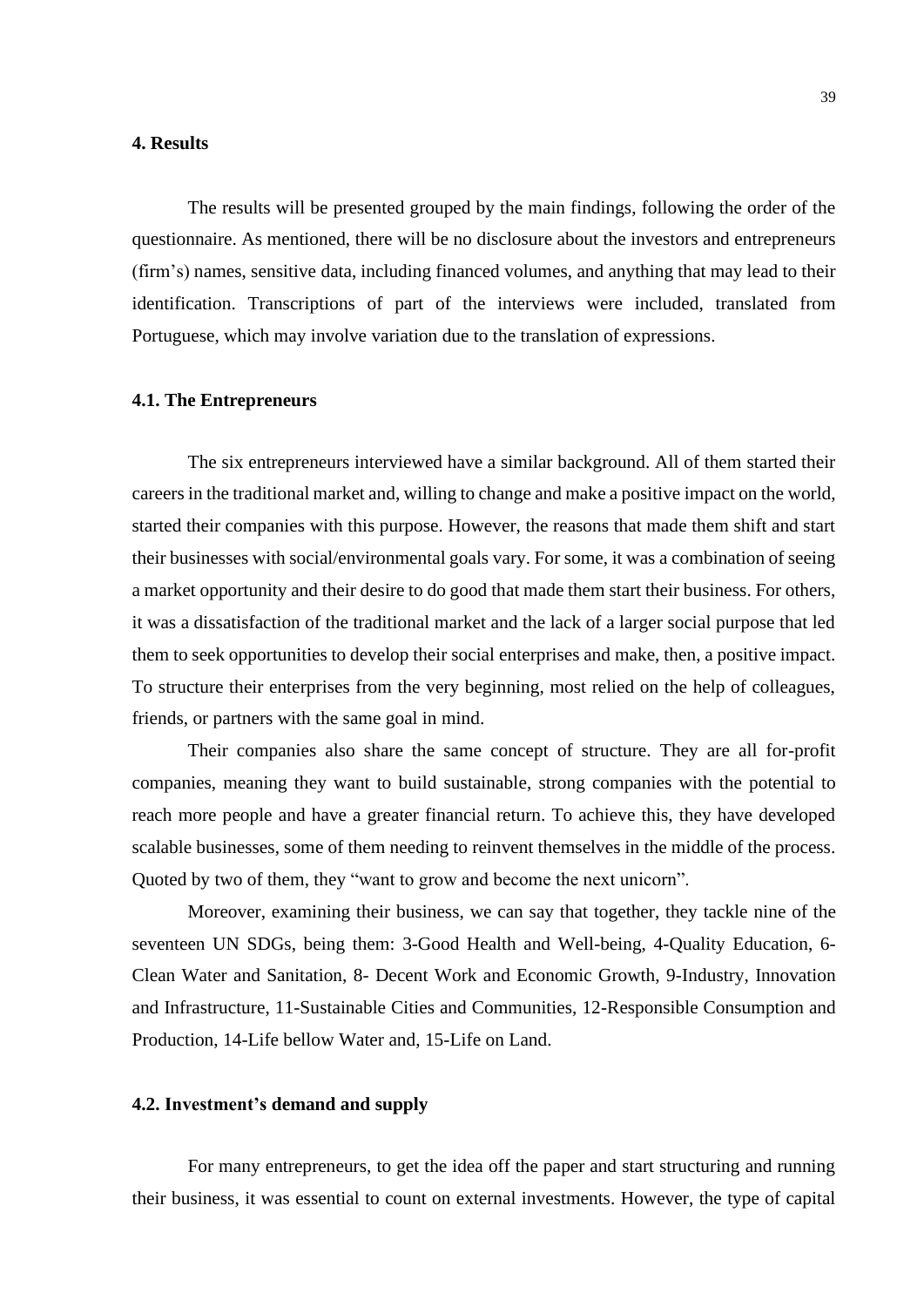# 4. Results

The results will be presented grouped by the main findings, following the order of the questionnaire. As mentioned, there will be no disclosure about the investors and entrepreneurs (firm's) names, sensitive data, including financed volumes, and anything that may lead to their identification. Transcriptions of part of the interviews were included, translated from Portuguese, which may involve variation due to the translation of expressions.

## 4.1. The Entrepreneurs

The six entrepreneurs interviewed have a similar background. All of them started their careers in the traditional market and, willing to change and make a positive impact on the world, started their companies with this purpose. However, the reasons that made them shift and start their businesses with social/environmental goals vary. For some, it was a combination of seeing a market opportunity and their desire to do good that made them start their business. For others, it was a dissatisfaction of the traditional market and the lack of a larger social purpose that led them to seek opportunities to develop their social enterprises and make, then, a positive impact. To structure their enterprises from the very beginning, most relied on the help of colleagues, friends, or partners with the same goal in mind.

Their companies also share the same concept of structure. They are all for-profit companies, meaning they want to build sustainable, strong companies with the potential to reach more people and have a greater financial return. To achieve this, they have developed scalable businesses, some of them needing to reinvent themselves in the middle of the process. Quoted by two of them, they "want to grow and become the next unicorn".

Moreover, examining their business, we can say that together, they tackle nine of the seventeen UN SDGs, being them: 3-Good Health and Well-being, 4-Quality Education, 6-Clean Water and Sanitation, 8- Decent Work and Economic Growth, 9-Industry, Innovation and Infrastructure, 11-Sustainable Cities and Communities, 12-Responsible Consumption and Production, 14-Life bellow Water and, 15-Life on Land.

## 4.2. Investment's demand and supply

For many entrepreneurs, to get the idea off the paper and start structuring and running their business, it was essential to count on external investments. However, the type of capital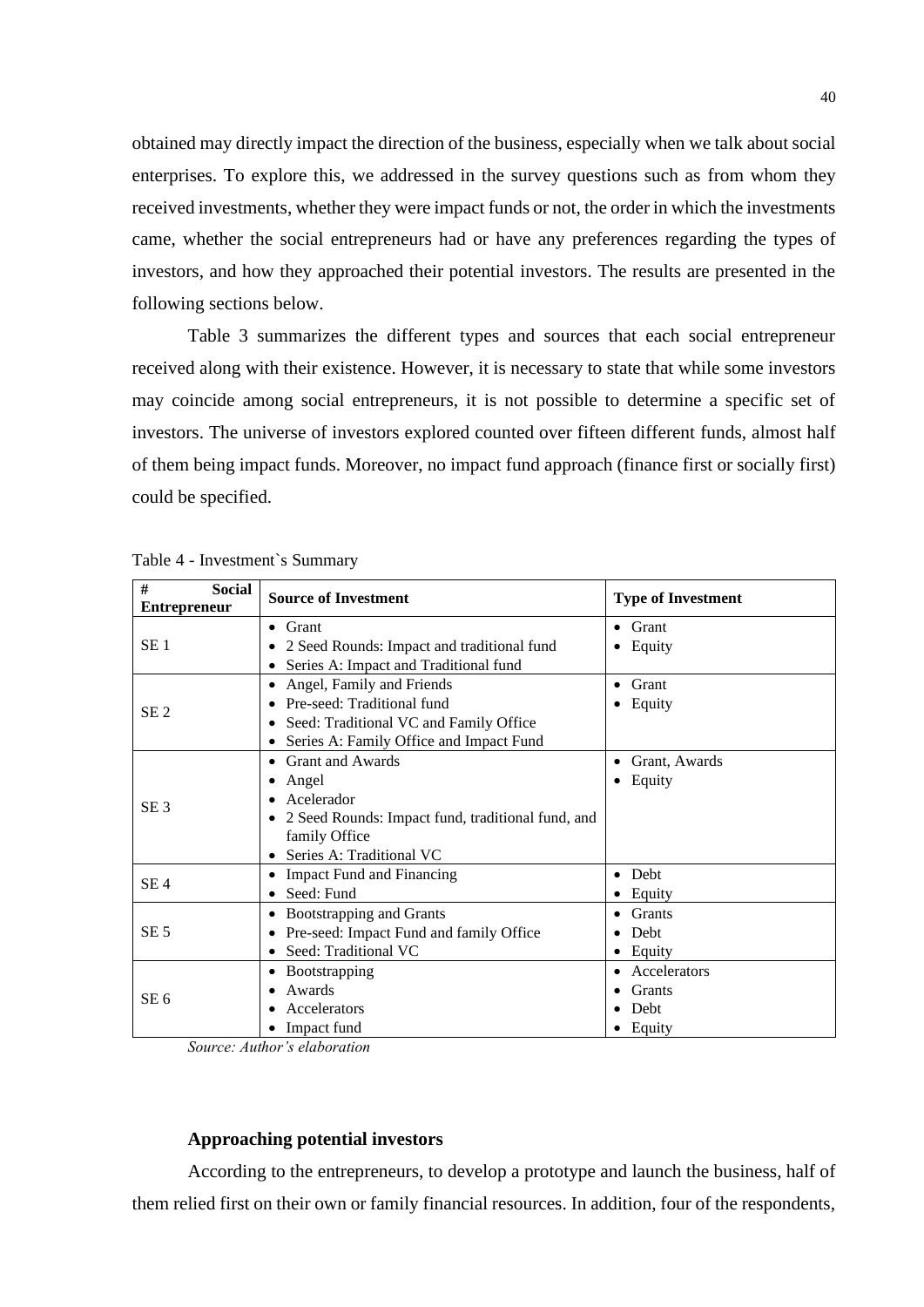obtained may directly impact the direction of the business, especially when we talk about social enterprises. To explore this, we addressed in the survey questions such as from whom they received investments, whether they were impact funds or not, the order in which the investments came, whether the social entrepreneurs had or have any preferences regarding the types of investors, and how they approached their potential investors. The results are presented in the following sections below.

Table 3 summarizes the different types and sources that each social entrepreneur received along with their existence. However, it is necessary to state that while some investors may coincide among social entrepreneurs, it is not possible to determine a specific set of investors. The universe of investors explored counted over fifteen different funds, almost half of them being impact funds. Moreover, no impact fund approach (finance first or socially first) could be specified.

Table 4 - Investment`s Summary

| # Social Entrepreneur | Source of Investment | Type of Investment |
|---|---|---|
| SE 1 | • Grant<br>• 2 Seed Rounds: Impact and traditional fund<br>• Series A: Impact and Traditional fund | • Grant<br>• Equity |
| SE 2 | • Angel, Family and Friends<br>• Pre-seed: Traditional fund<br>• Seed: Traditional VC and Family Office<br>• Series A: Family Office and Impact Fund | • Grant<br>• Equity |
| SE 3 | • Grant and Awards<br>• Angel<br>• Acelerador<br>• 2 Seed Rounds: Impact fund, traditional fund, and family Office<br>• Series A: Traditional VC | • Grant, Awards<br>• Equity |
| SE 4 | • Impact Fund and Financing<br>• Seed: Fund | • Debt<br>• Equity |
| SE 5 | • Bootstrapping and Grants<br>• Pre-seed: Impact Fund and family Office<br>• Seed: Traditional VC | • Grants<br>• Debt<br>• Equity |
| SE 6 | • Bootstrapping<br>• Awards<br>• Accelerators<br>• Impact fund | • Accelerators<br>• Grants<br>• Debt<br>• Equity |

*Source: Author's elaboration*

**Approaching potential investors**

According to the entrepreneurs, to develop a prototype and launch the business, half of them relied first on their own or family financial resources. In addition, four of the respondents,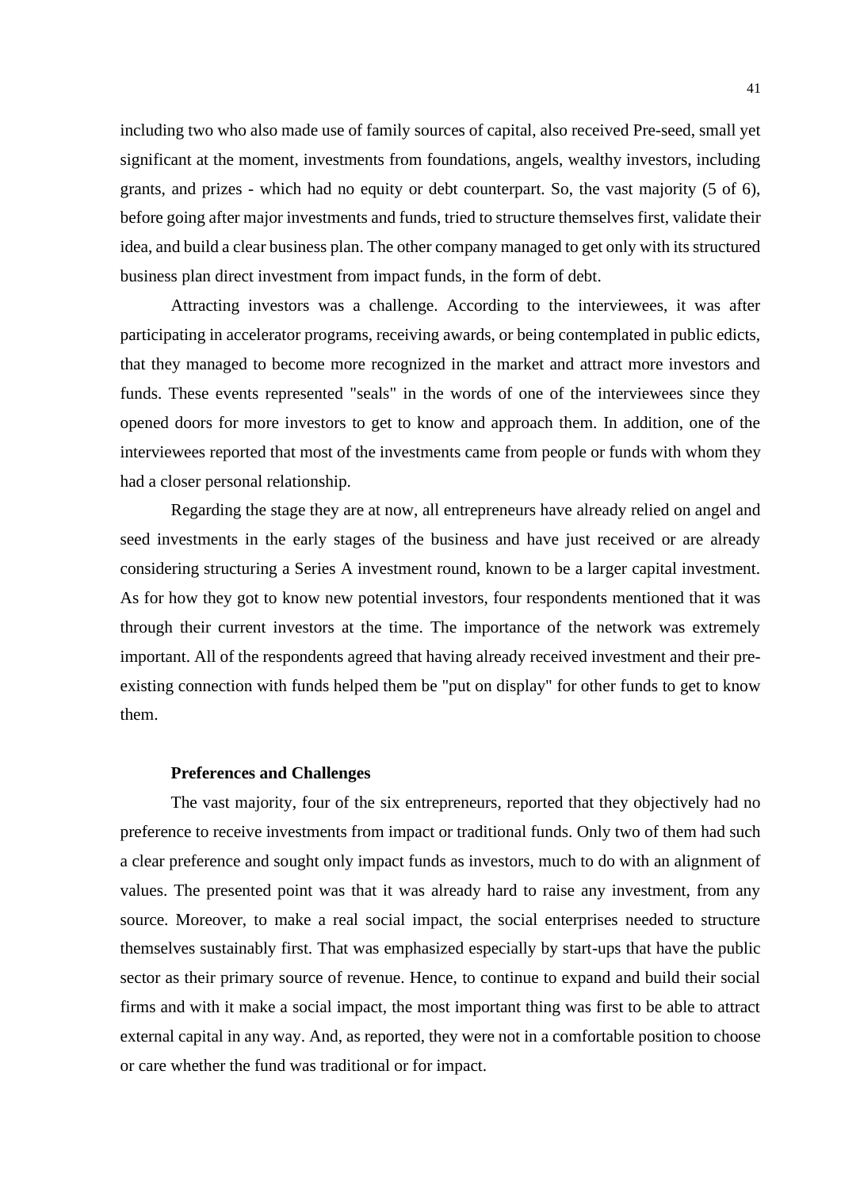including two who also made use of family sources of capital, also received Pre-seed, small yet significant at the moment, investments from foundations, angels, wealthy investors, including grants, and prizes - which had no equity or debt counterpart. So, the vast majority (5 of 6), before going after major investments and funds, tried to structure themselves first, validate their idea, and build a clear business plan. The other company managed to get only with its structured business plan direct investment from impact funds, in the form of debt.

Attracting investors was a challenge. According to the interviewees, it was after participating in accelerator programs, receiving awards, or being contemplated in public edicts, that they managed to become more recognized in the market and attract more investors and funds. These events represented "seals" in the words of one of the interviewees since they opened doors for more investors to get to know and approach them. In addition, one of the interviewees reported that most of the investments came from people or funds with whom they had a closer personal relationship.

Regarding the stage they are at now, all entrepreneurs have already relied on angel and seed investments in the early stages of the business and have just received or are already considering structuring a Series A investment round, known to be a larger capital investment. As for how they got to know new potential investors, four respondents mentioned that it was through their current investors at the time. The importance of the network was extremely important. All of the respondents agreed that having already received investment and their pre-existing connection with funds helped them be "put on display" for other funds to get to know them.

**Preferences and Challenges**

The vast majority, four of the six entrepreneurs, reported that they objectively had no preference to receive investments from impact or traditional funds. Only two of them had such a clear preference and sought only impact funds as investors, much to do with an alignment of values. The presented point was that it was already hard to raise any investment, from any source. Moreover, to make a real social impact, the social enterprises needed to structure themselves sustainably first. That was emphasized especially by start-ups that have the public sector as their primary source of revenue. Hence, to continue to expand and build their social firms and with it make a social impact, the most important thing was first to be able to attract external capital in any way. And, as reported, they were not in a comfortable position to choose or care whether the fund was traditional or for impact.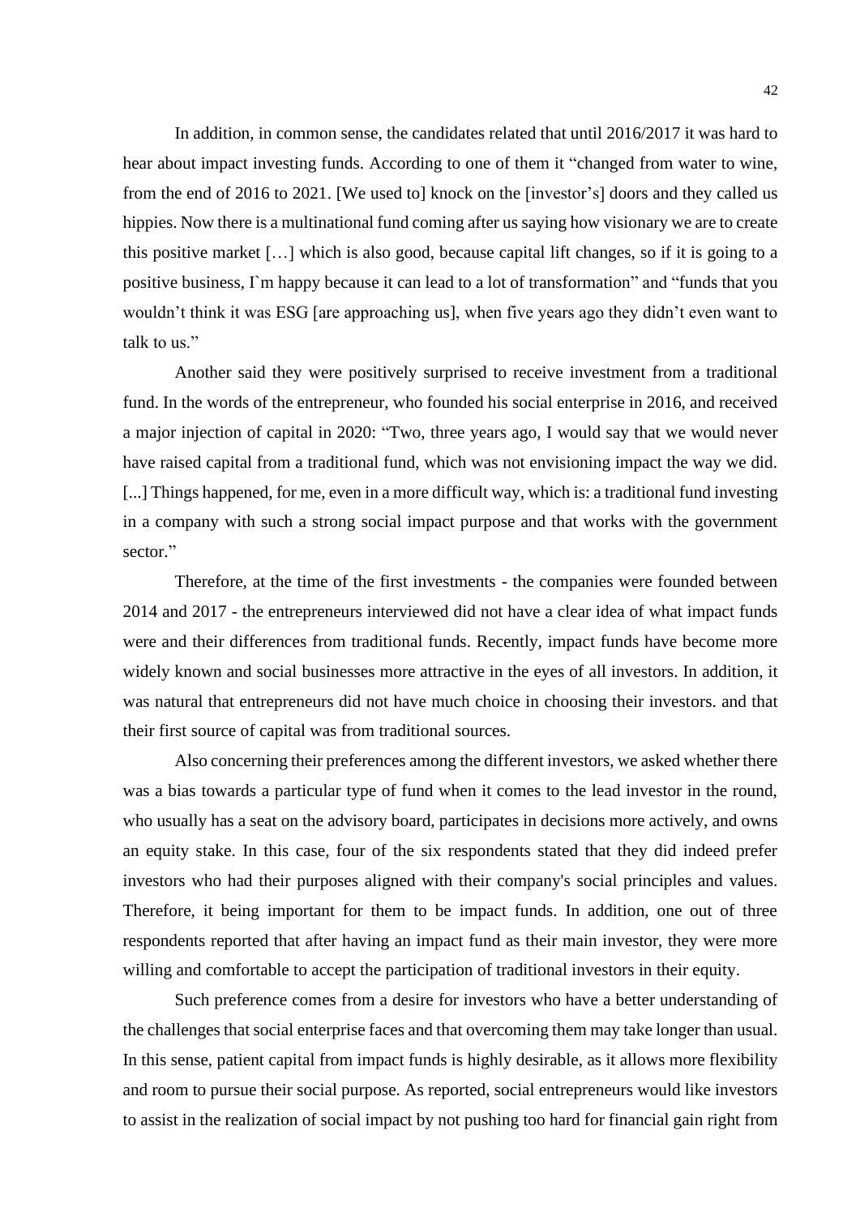In addition, in common sense, the candidates related that until 2016/2017 it was hard to hear about impact investing funds. According to one of them it "changed from water to wine, from the end of 2016 to 2021. [We used to] knock on the [investor's] doors and they called us hippies. Now there is a multinational fund coming after us saying how visionary we are to create this positive market […] which is also good, because capital lift changes, so if it is going to a positive business, I`m happy because it can lead to a lot of transformation" and "funds that you wouldn't think it was ESG [are approaching us], when five years ago they didn't even want to talk to us."

Another said they were positively surprised to receive investment from a traditional fund. In the words of the entrepreneur, who founded his social enterprise in 2016, and received a major injection of capital in 2020: "Two, three years ago, I would say that we would never have raised capital from a traditional fund, which was not envisioning impact the way we did. [...] Things happened, for me, even in a more difficult way, which is: a traditional fund investing in a company with such a strong social impact purpose and that works with the government sector."

Therefore, at the time of the first investments - the companies were founded between 2014 and 2017 - the entrepreneurs interviewed did not have a clear idea of what impact funds were and their differences from traditional funds. Recently, impact funds have become more widely known and social businesses more attractive in the eyes of all investors. In addition, it was natural that entrepreneurs did not have much choice in choosing their investors. and that their first source of capital was from traditional sources.

Also concerning their preferences among the different investors, we asked whether there was a bias towards a particular type of fund when it comes to the lead investor in the round, who usually has a seat on the advisory board, participates in decisions more actively, and owns an equity stake. In this case, four of the six respondents stated that they did indeed prefer investors who had their purposes aligned with their company's social principles and values. Therefore, it being important for them to be impact funds. In addition, one out of three respondents reported that after having an impact fund as their main investor, they were more willing and comfortable to accept the participation of traditional investors in their equity.

Such preference comes from a desire for investors who have a better understanding of the challenges that social enterprise faces and that overcoming them may take longer than usual. In this sense, patient capital from impact funds is highly desirable, as it allows more flexibility and room to pursue their social purpose. As reported, social entrepreneurs would like investors to assist in the realization of social impact by not pushing too hard for financial gain right from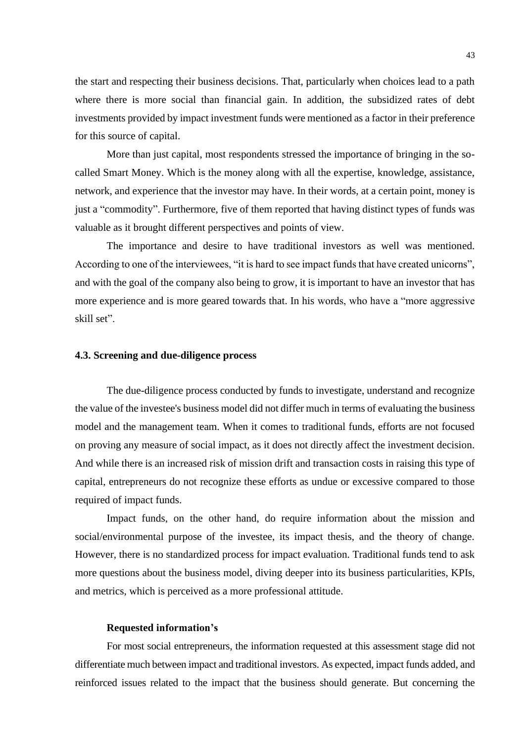the start and respecting their business decisions. That, particularly when choices lead to a path where there is more social than financial gain. In addition, the subsidized rates of debt investments provided by impact investment funds were mentioned as a factor in their preference for this source of capital.

More than just capital, most respondents stressed the importance of bringing in the so-called Smart Money. Which is the money along with all the expertise, knowledge, assistance, network, and experience that the investor may have. In their words, at a certain point, money is just a "commodity". Furthermore, five of them reported that having distinct types of funds was valuable as it brought different perspectives and points of view.

The importance and desire to have traditional investors as well was mentioned. According to one of the interviewees, "it is hard to see impact funds that have created unicorns", and with the goal of the company also being to grow, it is important to have an investor that has more experience and is more geared towards that. In his words, who have a "more aggressive skill set".

### 4.3. Screening and due-diligence process

The due-diligence process conducted by funds to investigate, understand and recognize the value of the investee's business model did not differ much in terms of evaluating the business model and the management team. When it comes to traditional funds, efforts are not focused on proving any measure of social impact, as it does not directly affect the investment decision. And while there is an increased risk of mission drift and transaction costs in raising this type of capital, entrepreneurs do not recognize these efforts as undue or excessive compared to those required of impact funds.

Impact funds, on the other hand, do require information about the mission and social/environmental purpose of the investee, its impact thesis, and the theory of change. However, there is no standardized process for impact evaluation. Traditional funds tend to ask more questions about the business model, diving deeper into its business particularities, KPIs, and metrics, which is perceived as a more professional attitude.

#### Requested information's

For most social entrepreneurs, the information requested at this assessment stage did not differentiate much between impact and traditional investors. As expected, impact funds added, and reinforced issues related to the impact that the business should generate. But concerning the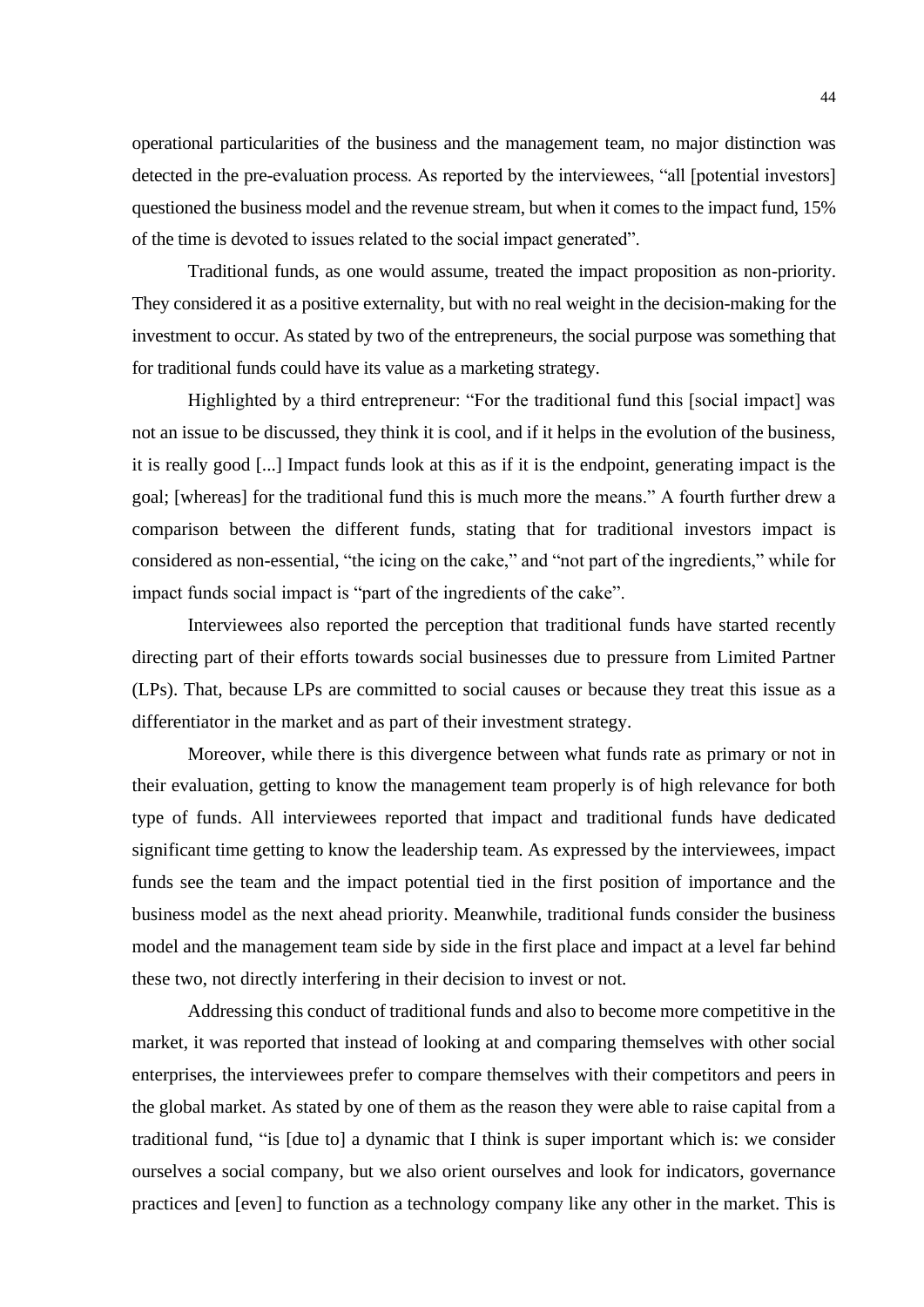operational particularities of the business and the management team, no major distinction was detected in the pre-evaluation process. As reported by the interviewees, "all [potential investors] questioned the business model and the revenue stream, but when it comes to the impact fund, 15% of the time is devoted to issues related to the social impact generated".

Traditional funds, as one would assume, treated the impact proposition as non-priority. They considered it as a positive externality, but with no real weight in the decision-making for the investment to occur. As stated by two of the entrepreneurs, the social purpose was something that for traditional funds could have its value as a marketing strategy.

Highlighted by a third entrepreneur: "For the traditional fund this [social impact] was not an issue to be discussed, they think it is cool, and if it helps in the evolution of the business, it is really good [...] Impact funds look at this as if it is the endpoint, generating impact is the goal; [whereas] for the traditional fund this is much more the means." A fourth further drew a comparison between the different funds, stating that for traditional investors impact is considered as non-essential, "the icing on the cake," and "not part of the ingredients," while for impact funds social impact is "part of the ingredients of the cake".

Interviewees also reported the perception that traditional funds have started recently directing part of their efforts towards social businesses due to pressure from Limited Partner (LPs). That, because LPs are committed to social causes or because they treat this issue as a differentiator in the market and as part of their investment strategy.

Moreover, while there is this divergence between what funds rate as primary or not in their evaluation, getting to know the management team properly is of high relevance for both type of funds. All interviewees reported that impact and traditional funds have dedicated significant time getting to know the leadership team. As expressed by the interviewees, impact funds see the team and the impact potential tied in the first position of importance and the business model as the next ahead priority. Meanwhile, traditional funds consider the business model and the management team side by side in the first place and impact at a level far behind these two, not directly interfering in their decision to invest or not.

Addressing this conduct of traditional funds and also to become more competitive in the market, it was reported that instead of looking at and comparing themselves with other social enterprises, the interviewees prefer to compare themselves with their competitors and peers in the global market. As stated by one of them as the reason they were able to raise capital from a traditional fund, "is [due to] a dynamic that I think is super important which is: we consider ourselves a social company, but we also orient ourselves and look for indicators, governance practices and [even] to function as a technology company like any other in the market. This is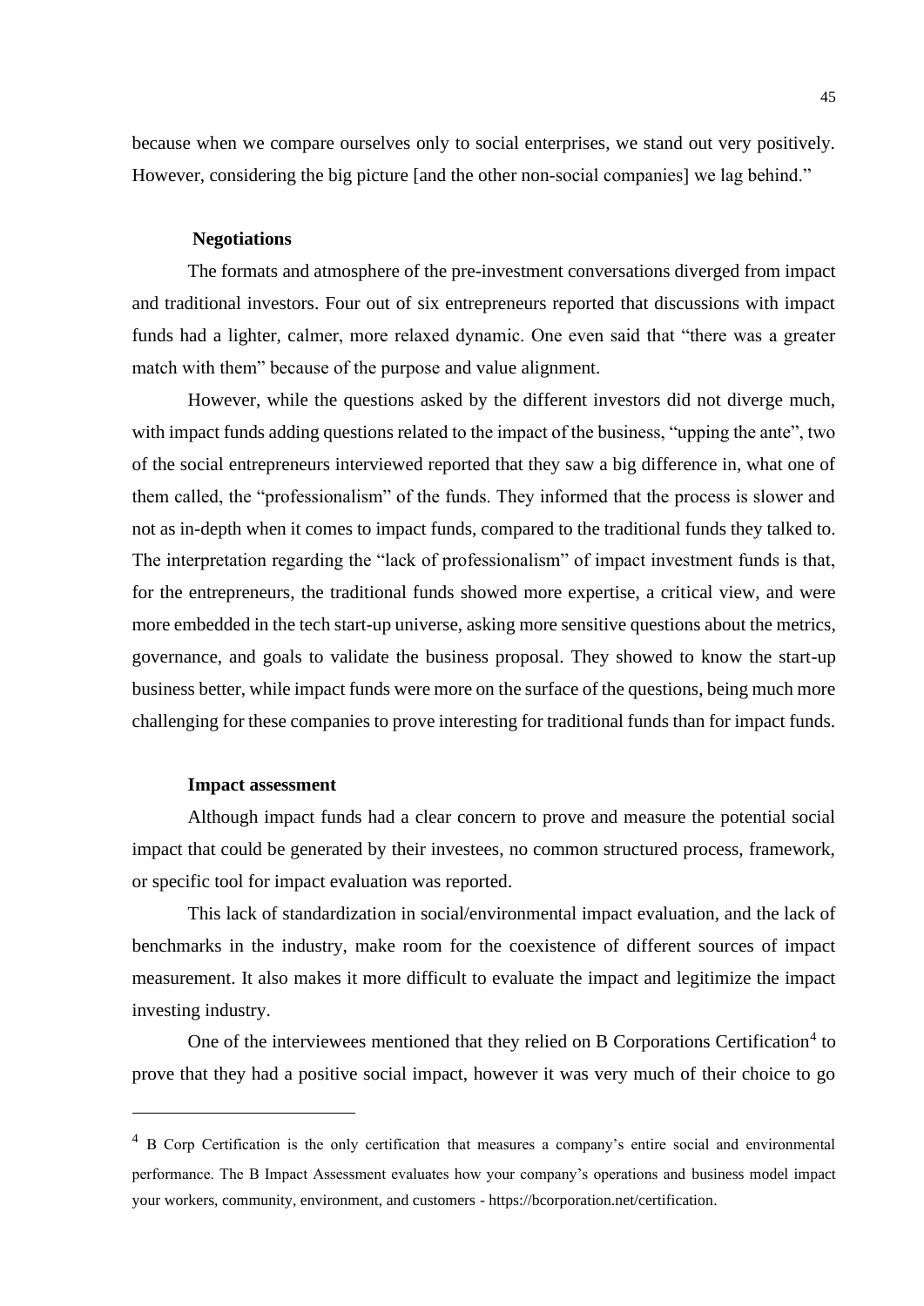because when we compare ourselves only to social enterprises, we stand out very positively. However, considering the big picture [and the other non-social companies] we lag behind."

### Negotiations

The formats and atmosphere of the pre-investment conversations diverged from impact and traditional investors. Four out of six entrepreneurs reported that discussions with impact funds had a lighter, calmer, more relaxed dynamic. One even said that "there was a greater match with them" because of the purpose and value alignment.

However, while the questions asked by the different investors did not diverge much, with impact funds adding questions related to the impact of the business, "upping the ante", two of the social entrepreneurs interviewed reported that they saw a big difference in, what one of them called, the "professionalism" of the funds. They informed that the process is slower and not as in-depth when it comes to impact funds, compared to the traditional funds they talked to. The interpretation regarding the "lack of professionalism" of impact investment funds is that, for the entrepreneurs, the traditional funds showed more expertise, a critical view, and were more embedded in the tech start-up universe, asking more sensitive questions about the metrics, governance, and goals to validate the business proposal. They showed to know the start-up business better, while impact funds were more on the surface of the questions, being much more challenging for these companies to prove interesting for traditional funds than for impact funds.

### Impact assessment

Although impact funds had a clear concern to prove and measure the potential social impact that could be generated by their investees, no common structured process, framework, or specific tool for impact evaluation was reported.

This lack of standardization in social/environmental impact evaluation, and the lack of benchmarks in the industry, make room for the coexistence of different sources of impact measurement. It also makes it more difficult to evaluate the impact and legitimize the impact investing industry.

One of the interviewees mentioned that they relied on B Corporations Certification[4] to prove that they had a positive social impact, however it was very much of their choice to go

---

[4] B Corp Certification is the only certification that measures a company's entire social and environmental performance. The B Impact Assessment evaluates how your company's operations and business model impact your workers, community, environment, and customers - https://bcorporation.net/certification.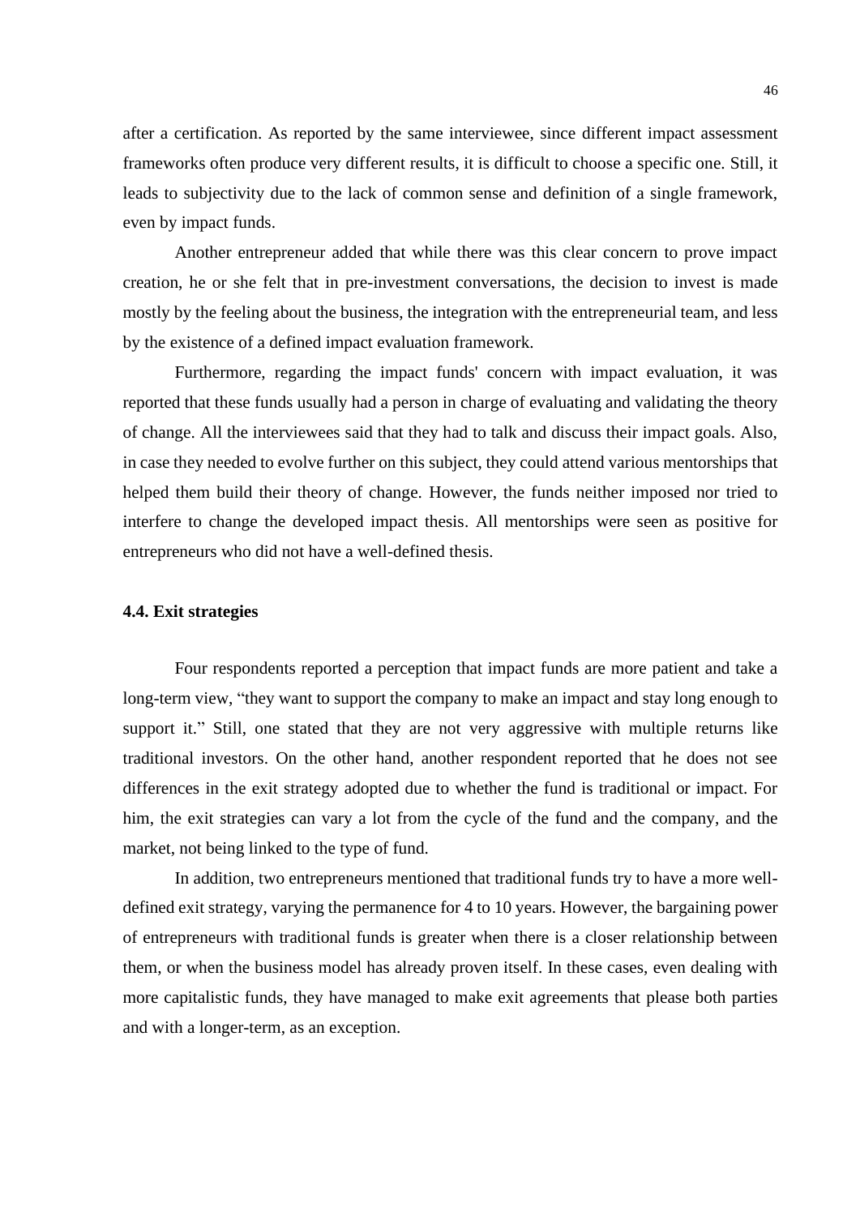after a certification. As reported by the same interviewee, since different impact assessment frameworks often produce very different results, it is difficult to choose a specific one. Still, it leads to subjectivity due to the lack of common sense and definition of a single framework, even by impact funds.

Another entrepreneur added that while there was this clear concern to prove impact creation, he or she felt that in pre-investment conversations, the decision to invest is made mostly by the feeling about the business, the integration with the entrepreneurial team, and less by the existence of a defined impact evaluation framework.

Furthermore, regarding the impact funds' concern with impact evaluation, it was reported that these funds usually had a person in charge of evaluating and validating the theory of change. All the interviewees said that they had to talk and discuss their impact goals. Also, in case they needed to evolve further on this subject, they could attend various mentorships that helped them build their theory of change. However, the funds neither imposed nor tried to interfere to change the developed impact thesis. All mentorships were seen as positive for entrepreneurs who did not have a well-defined thesis.

### 4.4. Exit strategies

Four respondents reported a perception that impact funds are more patient and take a long-term view, "they want to support the company to make an impact and stay long enough to support it." Still, one stated that they are not very aggressive with multiple returns like traditional investors. On the other hand, another respondent reported that he does not see differences in the exit strategy adopted due to whether the fund is traditional or impact. For him, the exit strategies can vary a lot from the cycle of the fund and the company, and the market, not being linked to the type of fund.

In addition, two entrepreneurs mentioned that traditional funds try to have a more well-defined exit strategy, varying the permanence for 4 to 10 years. However, the bargaining power of entrepreneurs with traditional funds is greater when there is a closer relationship between them, or when the business model has already proven itself. In these cases, even dealing with more capitalistic funds, they have managed to make exit agreements that please both parties and with a longer-term, as an exception.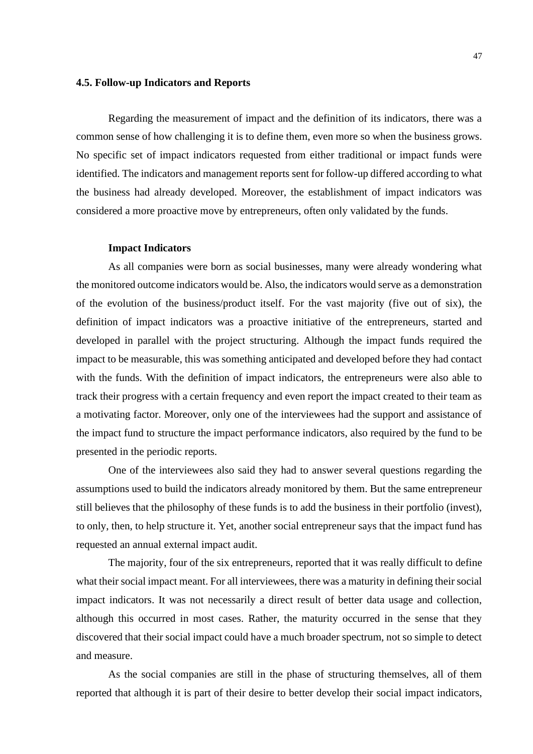### 4.5. Follow-up Indicators and Reports

Regarding the measurement of impact and the definition of its indicators, there was a common sense of how challenging it is to define them, even more so when the business grows. No specific set of impact indicators requested from either traditional or impact funds were identified. The indicators and management reports sent for follow-up differed according to what the business had already developed. Moreover, the establishment of impact indicators was considered a more proactive move by entrepreneurs, often only validated by the funds.

**Impact Indicators**

As all companies were born as social businesses, many were already wondering what the monitored outcome indicators would be. Also, the indicators would serve as a demonstration of the evolution of the business/product itself. For the vast majority (five out of six), the definition of impact indicators was a proactive initiative of the entrepreneurs, started and developed in parallel with the project structuring. Although the impact funds required the impact to be measurable, this was something anticipated and developed before they had contact with the funds. With the definition of impact indicators, the entrepreneurs were also able to track their progress with a certain frequency and even report the impact created to their team as a motivating factor. Moreover, only one of the interviewees had the support and assistance of the impact fund to structure the impact performance indicators, also required by the fund to be presented in the periodic reports.

One of the interviewees also said they had to answer several questions regarding the assumptions used to build the indicators already monitored by them. But the same entrepreneur still believes that the philosophy of these funds is to add the business in their portfolio (invest), to only, then, to help structure it. Yet, another social entrepreneur says that the impact fund has requested an annual external impact audit.

The majority, four of the six entrepreneurs, reported that it was really difficult to define what their social impact meant. For all interviewees, there was a maturity in defining their social impact indicators. It was not necessarily a direct result of better data usage and collection, although this occurred in most cases. Rather, the maturity occurred in the sense that they discovered that their social impact could have a much broader spectrum, not so simple to detect and measure.

As the social companies are still in the phase of structuring themselves, all of them reported that although it is part of their desire to better develop their social impact indicators,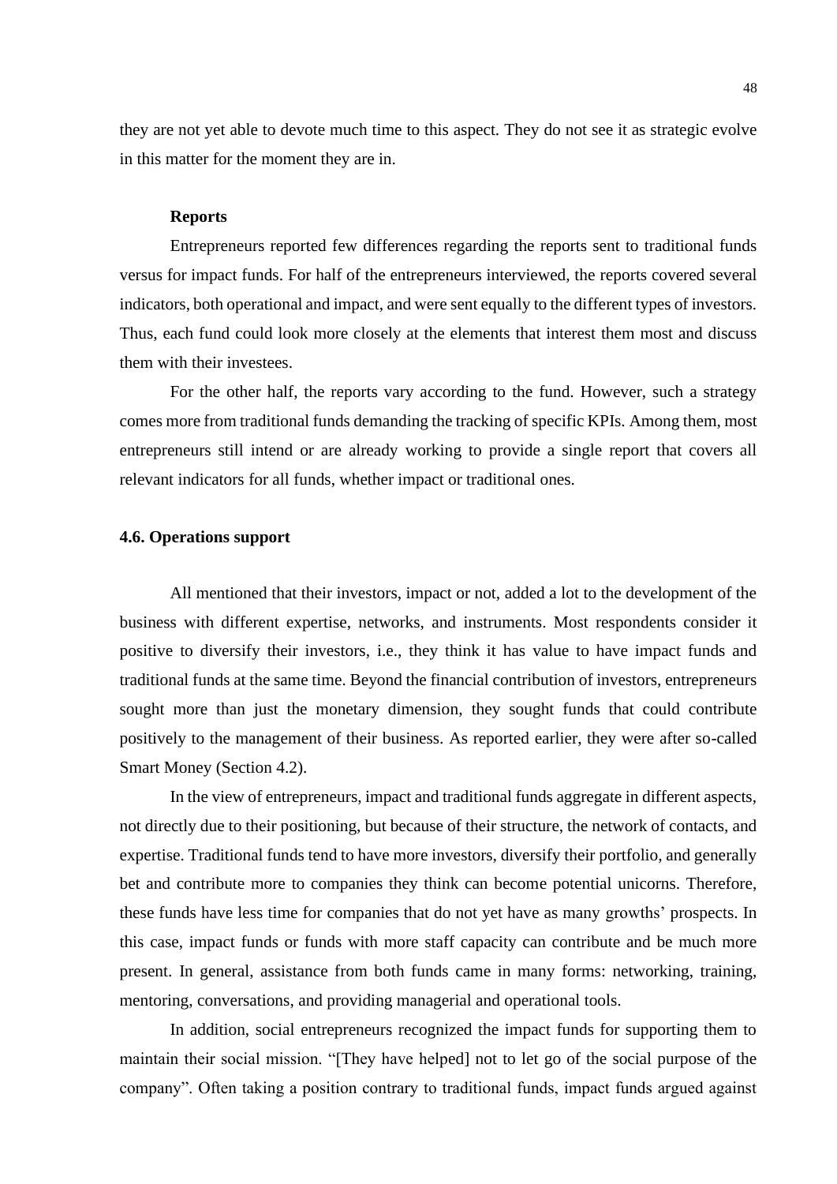they are not yet able to devote much time to this aspect. They do not see it as strategic evolve in this matter for the moment they are in.

**Reports**

Entrepreneurs reported few differences regarding the reports sent to traditional funds versus for impact funds. For half of the entrepreneurs interviewed, the reports covered several indicators, both operational and impact, and were sent equally to the different types of investors. Thus, each fund could look more closely at the elements that interest them most and discuss them with their investees.

For the other half, the reports vary according to the fund. However, such a strategy comes more from traditional funds demanding the tracking of specific KPIs. Among them, most entrepreneurs still intend or are already working to provide a single report that covers all relevant indicators for all funds, whether impact or traditional ones.

### 4.6. Operations support

All mentioned that their investors, impact or not, added a lot to the development of the business with different expertise, networks, and instruments. Most respondents consider it positive to diversify their investors, i.e., they think it has value to have impact funds and traditional funds at the same time. Beyond the financial contribution of investors, entrepreneurs sought more than just the monetary dimension, they sought funds that could contribute positively to the management of their business. As reported earlier, they were after so-called Smart Money (Section 4.2).

In the view of entrepreneurs, impact and traditional funds aggregate in different aspects, not directly due to their positioning, but because of their structure, the network of contacts, and expertise. Traditional funds tend to have more investors, diversify their portfolio, and generally bet and contribute more to companies they think can become potential unicorns. Therefore, these funds have less time for companies that do not yet have as many growths' prospects. In this case, impact funds or funds with more staff capacity can contribute and be much more present. In general, assistance from both funds came in many forms: networking, training, mentoring, conversations, and providing managerial and operational tools.

In addition, social entrepreneurs recognized the impact funds for supporting them to maintain their social mission. "[They have helped] not to let go of the social purpose of the company". Often taking a position contrary to traditional funds, impact funds argued against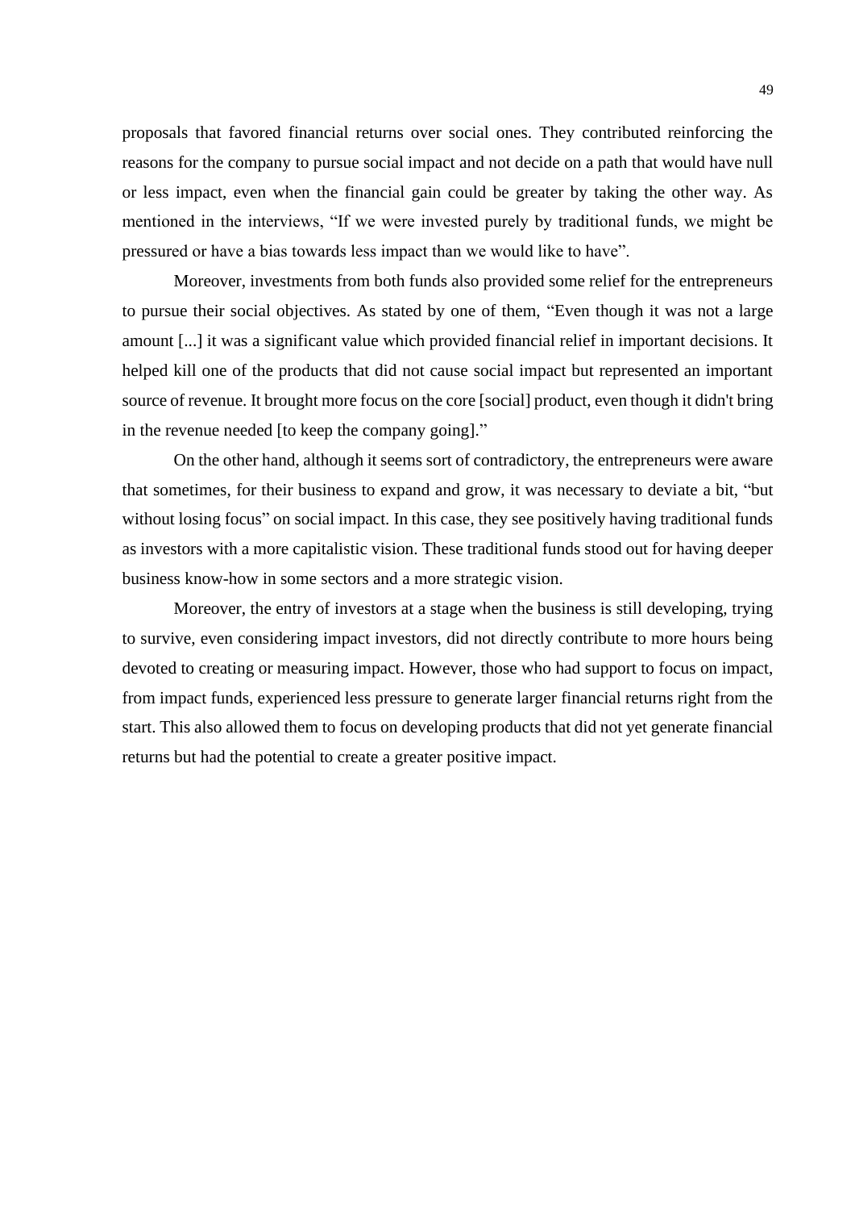proposals that favored financial returns over social ones. They contributed reinforcing the reasons for the company to pursue social impact and not decide on a path that would have null or less impact, even when the financial gain could be greater by taking the other way. As mentioned in the interviews, “If we were invested purely by traditional funds, we might be pressured or have a bias towards less impact than we would like to have”.

Moreover, investments from both funds also provided some relief for the entrepreneurs to pursue their social objectives. As stated by one of them, “Even though it was not a large amount [...] it was a significant value which provided financial relief in important decisions. It helped kill one of the products that did not cause social impact but represented an important source of revenue. It brought more focus on the core [social] product, even though it didn't bring in the revenue needed [to keep the company going].”

On the other hand, although it seems sort of contradictory, the entrepreneurs were aware that sometimes, for their business to expand and grow, it was necessary to deviate a bit, “but without losing focus” on social impact. In this case, they see positively having traditional funds as investors with a more capitalistic vision. These traditional funds stood out for having deeper business know-how in some sectors and a more strategic vision.

Moreover, the entry of investors at a stage when the business is still developing, trying to survive, even considering impact investors, did not directly contribute to more hours being devoted to creating or measuring impact. However, those who had support to focus on impact, from impact funds, experienced less pressure to generate larger financial returns right from the start. This also allowed them to focus on developing products that did not yet generate financial returns but had the potential to create a greater positive impact.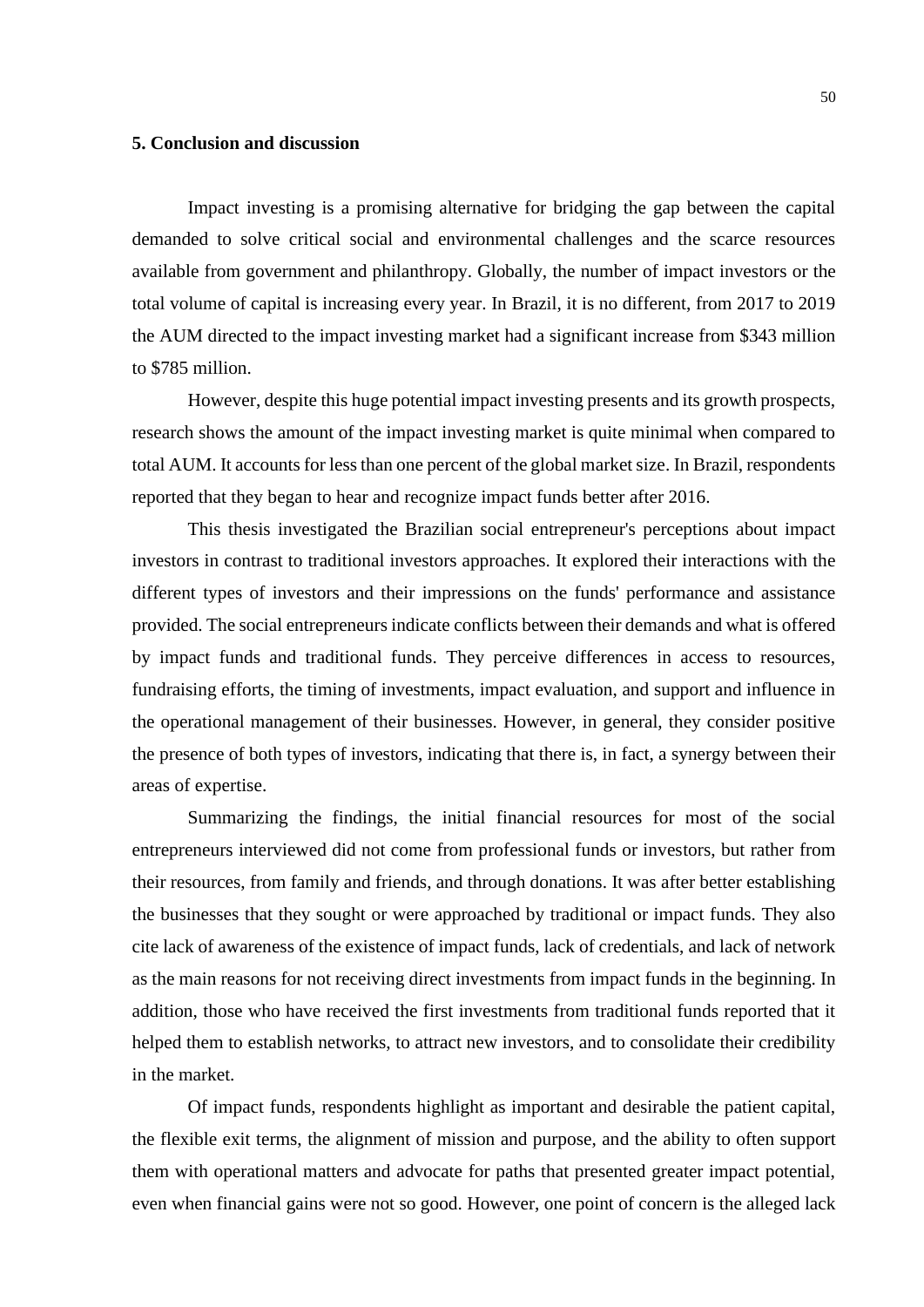## 5. Conclusion and discussion

Impact investing is a promising alternative for bridging the gap between the capital demanded to solve critical social and environmental challenges and the scarce resources available from government and philanthropy. Globally, the number of impact investors or the total volume of capital is increasing every year. In Brazil, it is no different, from 2017 to 2019 the AUM directed to the impact investing market had a significant increase from $343 million to $785 million.

However, despite this huge potential impact investing presents and its growth prospects, research shows the amount of the impact investing market is quite minimal when compared to total AUM. It accounts for less than one percent of the global market size. In Brazil, respondents reported that they began to hear and recognize impact funds better after 2016.

This thesis investigated the Brazilian social entrepreneur's perceptions about impact investors in contrast to traditional investors approaches. It explored their interactions with the different types of investors and their impressions on the funds' performance and assistance provided. The social entrepreneurs indicate conflicts between their demands and what is offered by impact funds and traditional funds. They perceive differences in access to resources, fundraising efforts, the timing of investments, impact evaluation, and support and influence in the operational management of their businesses. However, in general, they consider positive the presence of both types of investors, indicating that there is, in fact, a synergy between their areas of expertise.

Summarizing the findings, the initial financial resources for most of the social entrepreneurs interviewed did not come from professional funds or investors, but rather from their resources, from family and friends, and through donations. It was after better establishing the businesses that they sought or were approached by traditional or impact funds. They also cite lack of awareness of the existence of impact funds, lack of credentials, and lack of network as the main reasons for not receiving direct investments from impact funds in the beginning. In addition, those who have received the first investments from traditional funds reported that it helped them to establish networks, to attract new investors, and to consolidate their credibility in the market.

Of impact funds, respondents highlight as important and desirable the patient capital, the flexible exit terms, the alignment of mission and purpose, and the ability to often support them with operational matters and advocate for paths that presented greater impact potential, even when financial gains were not so good. However, one point of concern is the alleged lack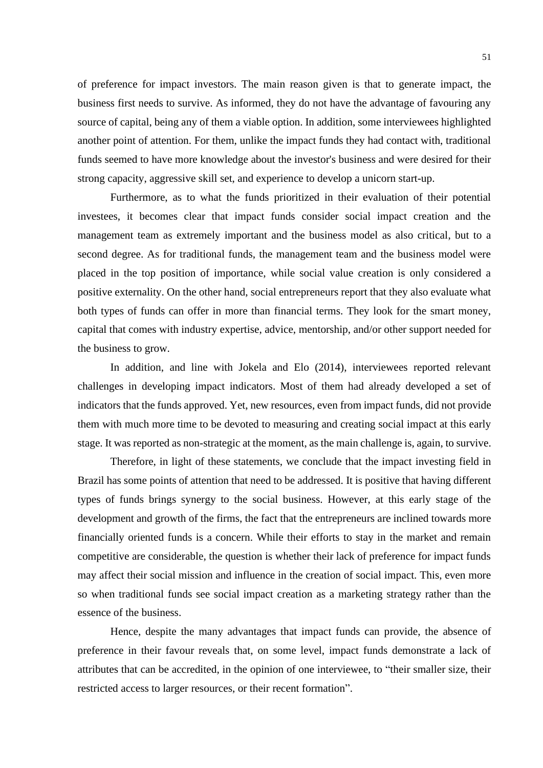of preference for impact investors. The main reason given is that to generate impact, the business first needs to survive. As informed, they do not have the advantage of favouring any source of capital, being any of them a viable option. In addition, some interviewees highlighted another point of attention. For them, unlike the impact funds they had contact with, traditional funds seemed to have more knowledge about the investor's business and were desired for their strong capacity, aggressive skill set, and experience to develop a unicorn start-up.

Furthermore, as to what the funds prioritized in their evaluation of their potential investees, it becomes clear that impact funds consider social impact creation and the management team as extremely important and the business model as also critical, but to a second degree. As for traditional funds, the management team and the business model were placed in the top position of importance, while social value creation is only considered a positive externality. On the other hand, social entrepreneurs report that they also evaluate what both types of funds can offer in more than financial terms. They look for the smart money, capital that comes with industry expertise, advice, mentorship, and/or other support needed for the business to grow.

In addition, and line with Jokela and Elo (2014), interviewees reported relevant challenges in developing impact indicators. Most of them had already developed a set of indicators that the funds approved. Yet, new resources, even from impact funds, did not provide them with much more time to be devoted to measuring and creating social impact at this early stage. It was reported as non-strategic at the moment, as the main challenge is, again, to survive.

Therefore, in light of these statements, we conclude that the impact investing field in Brazil has some points of attention that need to be addressed. It is positive that having different types of funds brings synergy to the social business. However, at this early stage of the development and growth of the firms, the fact that the entrepreneurs are inclined towards more financially oriented funds is a concern. While their efforts to stay in the market and remain competitive are considerable, the question is whether their lack of preference for impact funds may affect their social mission and influence in the creation of social impact. This, even more so when traditional funds see social impact creation as a marketing strategy rather than the essence of the business.

Hence, despite the many advantages that impact funds can provide, the absence of preference in their favour reveals that, on some level, impact funds demonstrate a lack of attributes that can be accredited, in the opinion of one interviewee, to "their smaller size, their restricted access to larger resources, or their recent formation".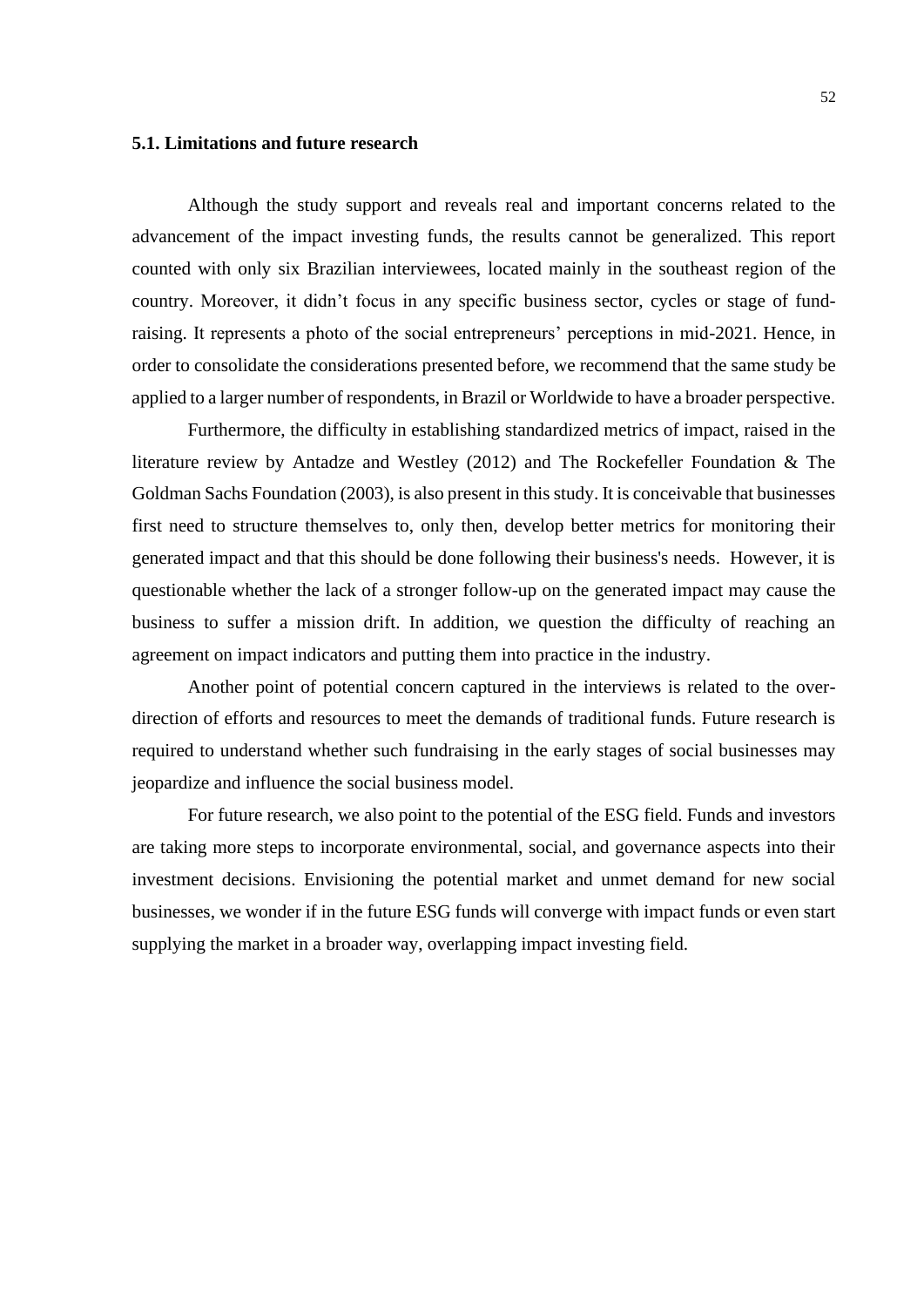### 5.1. Limitations and future research

Although the study support and reveals real and important concerns related to the advancement of the impact investing funds, the results cannot be generalized. This report counted with only six Brazilian interviewees, located mainly in the southeast region of the country. Moreover, it didn't focus in any specific business sector, cycles or stage of fund-raising. It represents a photo of the social entrepreneurs' perceptions in mid-2021. Hence, in order to consolidate the considerations presented before, we recommend that the same study be applied to a larger number of respondents, in Brazil or Worldwide to have a broader perspective.

Furthermore, the difficulty in establishing standardized metrics of impact, raised in the literature review by Antadze and Westley (2012) and The Rockefeller Foundation & The Goldman Sachs Foundation (2003), is also present in this study. It is conceivable that businesses first need to structure themselves to, only then, develop better metrics for monitoring their generated impact and that this should be done following their business's needs. However, it is questionable whether the lack of a stronger follow-up on the generated impact may cause the business to suffer a mission drift. In addition, we question the difficulty of reaching an agreement on impact indicators and putting them into practice in the industry.

Another point of potential concern captured in the interviews is related to the over-direction of efforts and resources to meet the demands of traditional funds. Future research is required to understand whether such fundraising in the early stages of social businesses may jeopardize and influence the social business model.

For future research, we also point to the potential of the ESG field. Funds and investors are taking more steps to incorporate environmental, social, and governance aspects into their investment decisions. Envisioning the potential market and unmet demand for new social businesses, we wonder if in the future ESG funds will converge with impact funds or even start supplying the market in a broader way, overlapping impact investing field.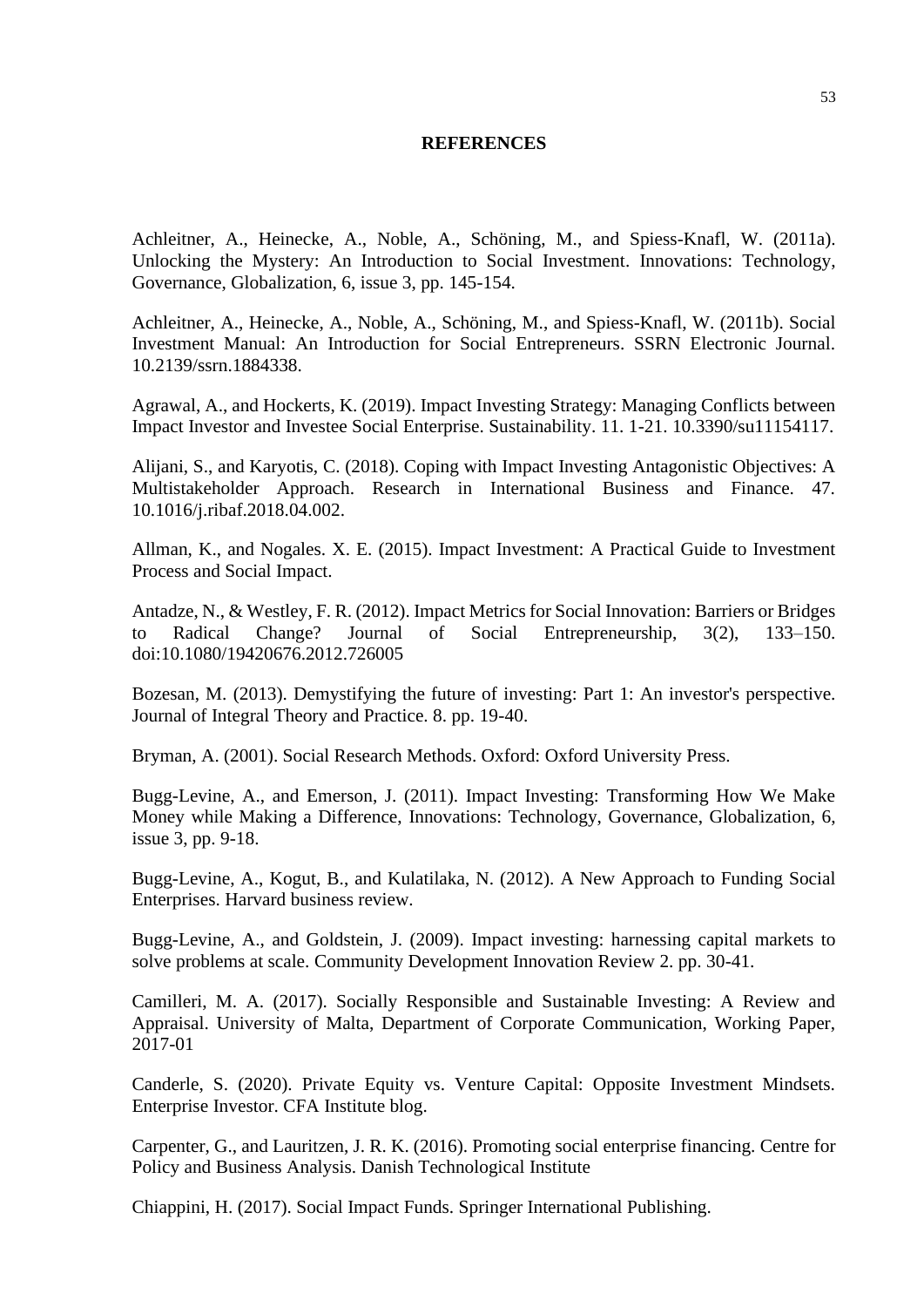# REFERENCES

Achleitner, A., Heinecke, A., Noble, A., Schöning, M., and Spiess-Knafl, W. (2011a). Unlocking the Mystery: An Introduction to Social Investment. Innovations: Technology, Governance, Globalization, 6, issue 3, pp. 145-154.

Achleitner, A., Heinecke, A., Noble, A., Schöning, M., and Spiess-Knafl, W. (2011b). Social Investment Manual: An Introduction for Social Entrepreneurs. SSRN Electronic Journal. 10.2139/ssrn.1884338.

Agrawal, A., and Hockerts, K. (2019). Impact Investing Strategy: Managing Conflicts between Impact Investor and Investee Social Enterprise. Sustainability. 11. 1-21. 10.3390/su11154117.

Alijani, S., and Karyotis, C. (2018). Coping with Impact Investing Antagonistic Objectives: A Multistakeholder Approach. Research in International Business and Finance. 47. 10.1016/j.ribaf.2018.04.002.

Allman, K., and Nogales. X. E. (2015). Impact Investment: A Practical Guide to Investment Process and Social Impact.

Antadze, N., & Westley, F. R. (2012). Impact Metrics for Social Innovation: Barriers or Bridges to Radical Change? Journal of Social Entrepreneurship, 3(2), 133–150. doi:10.1080/19420676.2012.726005

Bozesan, M. (2013). Demystifying the future of investing: Part 1: An investor's perspective. Journal of Integral Theory and Practice. 8. pp. 19-40.

Bryman, A. (2001). Social Research Methods. Oxford: Oxford University Press.

Bugg-Levine, A., and Emerson, J. (2011). Impact Investing: Transforming How We Make Money while Making a Difference, Innovations: Technology, Governance, Globalization, 6, issue 3, pp. 9-18.

Bugg-Levine, A., Kogut, B., and Kulatilaka, N. (2012). A New Approach to Funding Social Enterprises. Harvard business review.

Bugg-Levine, A., and Goldstein, J. (2009). Impact investing: harnessing capital markets to solve problems at scale. Community Development Innovation Review 2. pp. 30-41.

Camilleri, M. A. (2017). Socially Responsible and Sustainable Investing: A Review and Appraisal. University of Malta, Department of Corporate Communication, Working Paper, 2017-01

Canderle, S. (2020). Private Equity vs. Venture Capital: Opposite Investment Mindsets. Enterprise Investor. CFA Institute blog.

Carpenter, G., and Lauritzen, J. R. K. (2016). Promoting social enterprise financing. Centre for Policy and Business Analysis. Danish Technological Institute

Chiappini, H. (2017). Social Impact Funds. Springer International Publishing.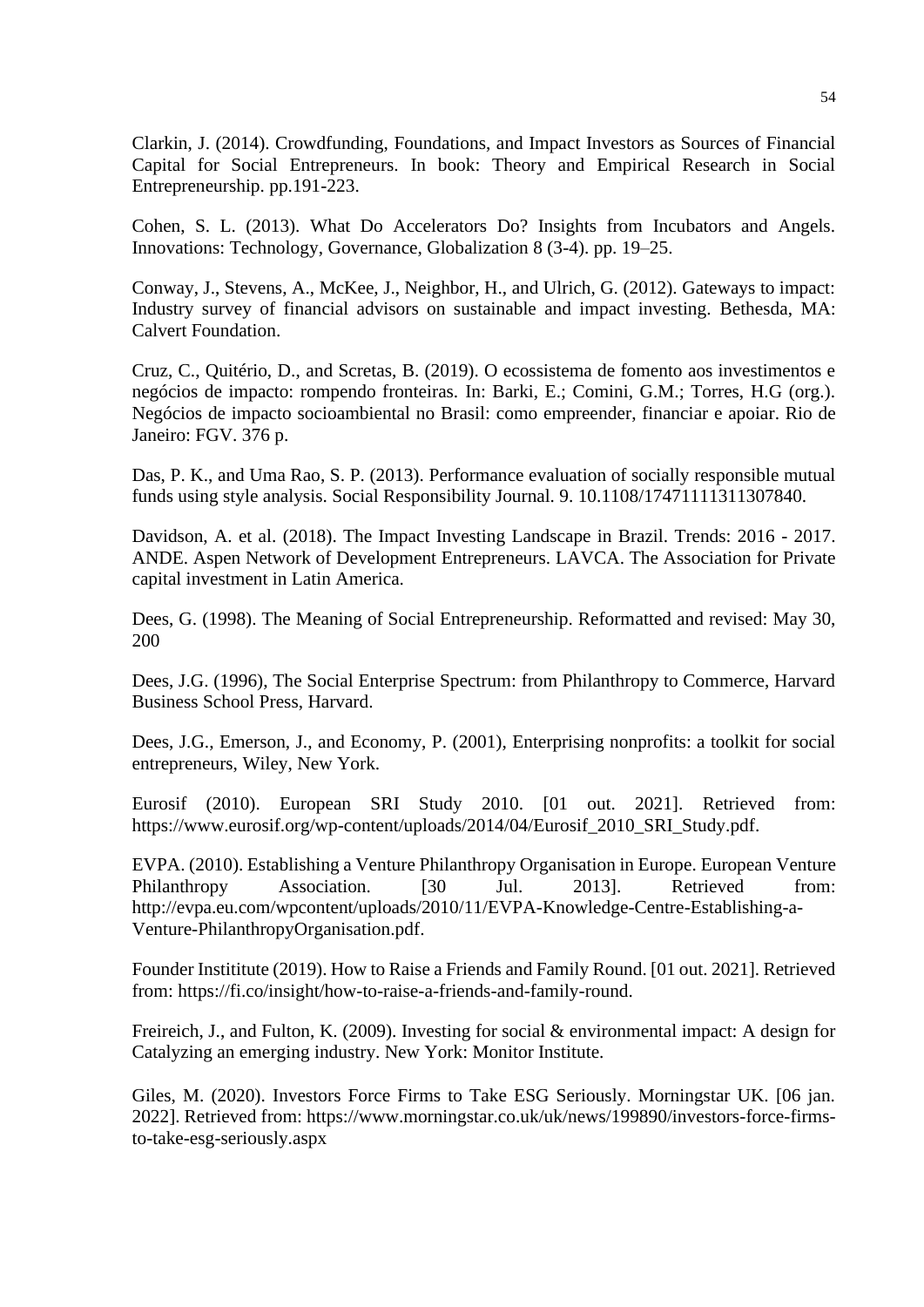Clarkin, J. (2014). Crowdfunding, Foundations, and Impact Investors as Sources of Financial Capital for Social Entrepreneurs. In book: Theory and Empirical Research in Social Entrepreneurship. pp.191-223.

Cohen, S. L. (2013). What Do Accelerators Do? Insights from Incubators and Angels. Innovations: Technology, Governance, Globalization 8 (3-4). pp. 19–25.

Conway, J., Stevens, A., McKee, J., Neighbor, H., and Ulrich, G. (2012). Gateways to impact: Industry survey of financial advisors on sustainable and impact investing. Bethesda, MA: Calvert Foundation.

Cruz, C., Quitério, D., and Scretas, B. (2019). O ecossistema de fomento aos investimentos e negócios de impacto: rompendo fronteiras. In: Barki, E.; Comini, G.M.; Torres, H.G (org.). Negócios de impacto socioambiental no Brasil: como empreender, financiar e apoiar. Rio de Janeiro: FGV. 376 p.

Das, P. K., and Uma Rao, S. P. (2013). Performance evaluation of socially responsible mutual funds using style analysis. Social Responsibility Journal. 9. 10.1108/17471111311307840.

Davidson, A. et al. (2018). The Impact Investing Landscape in Brazil. Trends: 2016 - 2017. ANDE. Aspen Network of Development Entrepreneurs. LAVCA. The Association for Private capital investment in Latin America.

Dees, G. (1998). The Meaning of Social Entrepreneurship. Reformatted and revised: May 30, 200

Dees, J.G. (1996), The Social Enterprise Spectrum: from Philanthropy to Commerce, Harvard Business School Press, Harvard.

Dees, J.G., Emerson, J., and Economy, P. (2001), Enterprising nonprofits: a toolkit for social entrepreneurs, Wiley, New York.

Eurosif (2010). European SRI Study 2010. [01 out. 2021]. Retrieved from: https://www.eurosif.org/wp-content/uploads/2014/04/Eurosif_2010_SRI_Study.pdf.

EVPA. (2010). Establishing a Venture Philanthropy Organisation in Europe. European Venture Philanthropy Association. [30 Jul. 2013]. Retrieved from: http://evpa.eu.com/wpcontent/uploads/2010/11/EVPA-Knowledge-Centre-Establishing-a-Venture-PhilanthropyOrganisation.pdf.

Founder Instititute (2019). How to Raise a Friends and Family Round. [01 out. 2021]. Retrieved from: https://fi.co/insight/how-to-raise-a-friends-and-family-round.

Freireich, J., and Fulton, K. (2009). Investing for social & environmental impact: A design for Catalyzing an emerging industry. New York: Monitor Institute.

Giles, M. (2020). Investors Force Firms to Take ESG Seriously. Morningstar UK. [06 jan. 2022]. Retrieved from: https://www.morningstar.co.uk/uk/news/199890/investors-force-firms-to-take-esg-seriously.aspx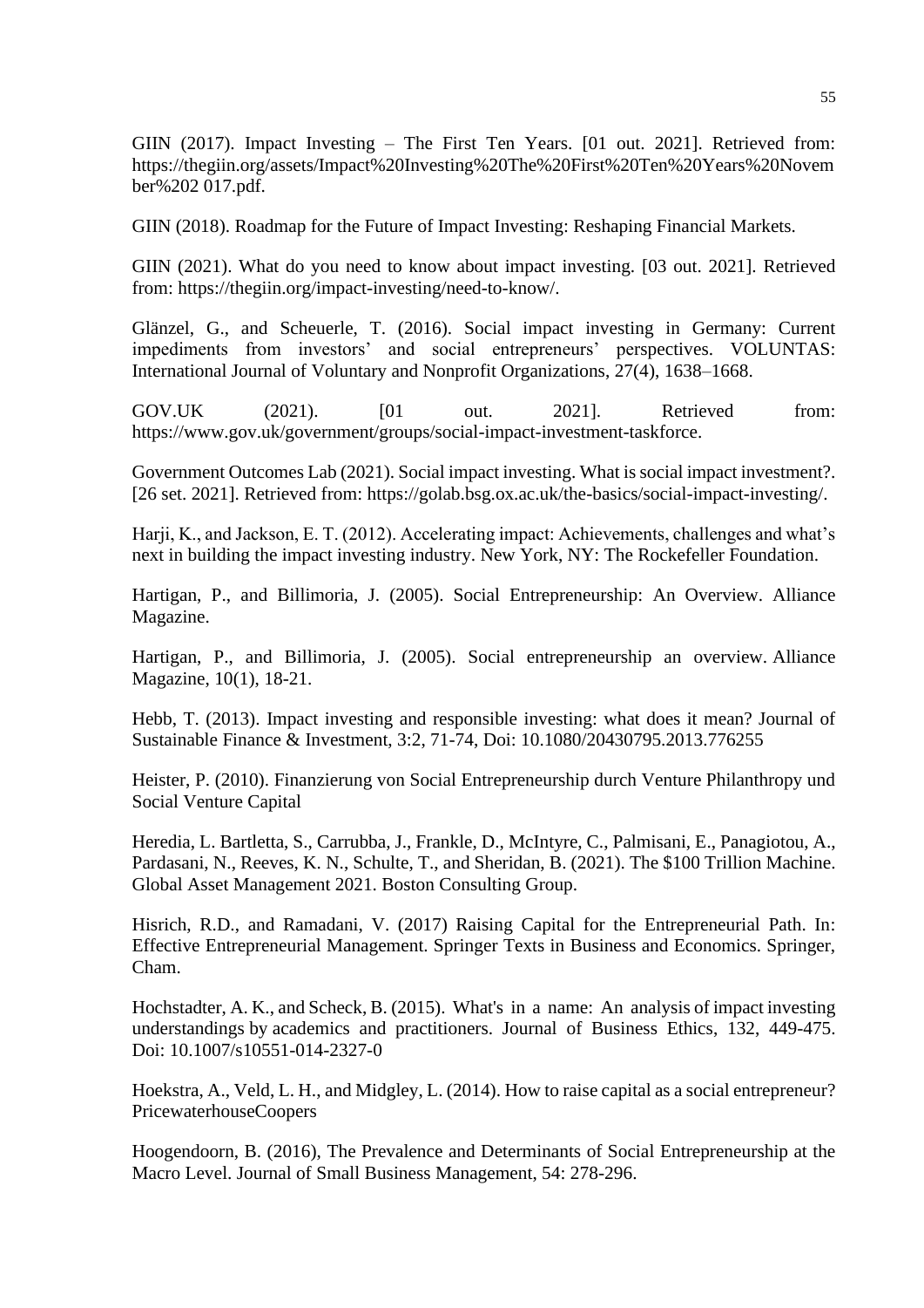GIIN (2017). Impact Investing – The First Ten Years. [01 out. 2021]. Retrieved from: https://thegiin.org/assets/Impact%20Investing%20The%20First%20Ten%20Years%20November%202 017.pdf.

GIIN (2018). Roadmap for the Future of Impact Investing: Reshaping Financial Markets.

GIIN (2021). What do you need to know about impact investing. [03 out. 2021]. Retrieved from: https://thegiin.org/impact-investing/need-to-know/.

Glänzel, G., and Scheuerle, T. (2016). Social impact investing in Germany: Current impediments from investors' and social entrepreneurs' perspectives. VOLUNTAS: International Journal of Voluntary and Nonprofit Organizations, 27(4), 1638–1668.

GOV.UK (2021). [01 out. 2021]. Retrieved from: https://www.gov.uk/government/groups/social-impact-investment-taskforce.

Government Outcomes Lab (2021). Social impact investing. What is social impact investment?. [26 set. 2021]. Retrieved from: https://golab.bsg.ox.ac.uk/the-basics/social-impact-investing/.

Harji, K., and Jackson, E. T. (2012). Accelerating impact: Achievements, challenges and what's next in building the impact investing industry. New York, NY: The Rockefeller Foundation.

Hartigan, P., and Billimoria, J. (2005). Social Entrepreneurship: An Overview. Alliance Magazine.

Hartigan, P., and Billimoria, J. (2005). Social entrepreneurship an overview. Alliance Magazine, 10(1), 18-21.

Hebb, T. (2013). Impact investing and responsible investing: what does it mean? Journal of Sustainable Finance & Investment, 3:2, 71-74, Doi: 10.1080/20430795.2013.776255

Heister, P. (2010). Finanzierung von Social Entrepreneurship durch Venture Philanthropy und Social Venture Capital

Heredia, L. Bartletta, S., Carrubba, J., Frankle, D., McIntyre, C., Palmisani, E., Panagiotou, A., Pardasani, N., Reeves, K. N., Schulte, T., and Sheridan, B. (2021). The $100 Trillion Machine. Global Asset Management 2021. Boston Consulting Group.

Hisrich, R.D., and Ramadani, V. (2017) Raising Capital for the Entrepreneurial Path. In: Effective Entrepreneurial Management. Springer Texts in Business and Economics. Springer, Cham.

Hochstadter, A. K., and Scheck, B. (2015). What's in a name: An analysis of impact investing understandings by academics and practitioners. Journal of Business Ethics, 132, 449-475. Doi: 10.1007/s10551-014-2327-0

Hoekstra, A., Veld, L. H., and Midgley, L. (2014). How to raise capital as a social entrepreneur? PricewaterhouseCoopers

Hoogendoorn, B. (2016), The Prevalence and Determinants of Social Entrepreneurship at the Macro Level. Journal of Small Business Management, 54: 278-296.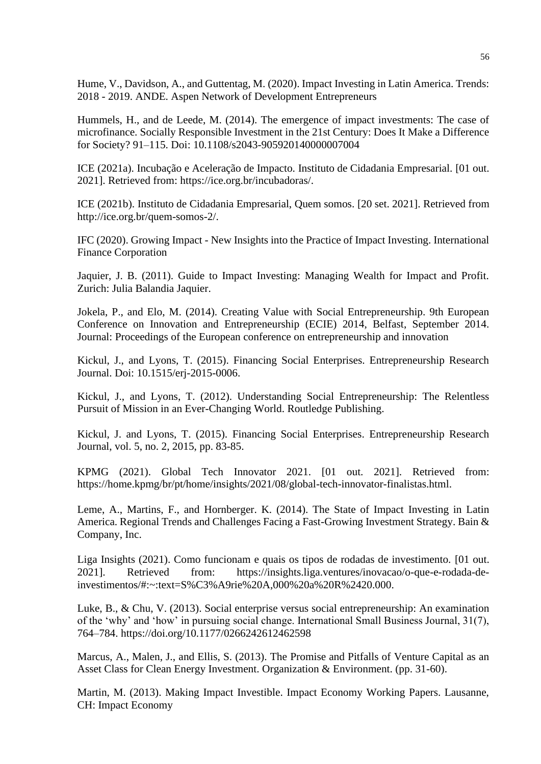Hume, V., Davidson, A., and Guttentag, M. (2020). Impact Investing in Latin America. Trends: 2018 - 2019. ANDE. Aspen Network of Development Entrepreneurs

Hummels, H., and de Leede, M. (2014). The emergence of impact investments: The case of microfinance. Socially Responsible Investment in the 21st Century: Does It Make a Difference for Society? 91–115. Doi: 10.1108/s2043-905920140000007004

ICE (2021a). Incubação e Aceleração de Impacto. Instituto de Cidadania Empresarial. [01 out. 2021]. Retrieved from: https://ice.org.br/incubadoras/.

ICE (2021b). Instituto de Cidadania Empresarial, Quem somos. [20 set. 2021]. Retrieved from http://ice.org.br/quem-somos-2/.

IFC (2020). Growing Impact - New Insights into the Practice of Impact Investing. International Finance Corporation

Jaquier, J. B. (2011). Guide to Impact Investing: Managing Wealth for Impact and Profit. Zurich: Julia Balandia Jaquier.

Jokela, P., and Elo, M. (2014). Creating Value with Social Entrepreneurship. 9th European Conference on Innovation and Entrepreneurship (ECIE) 2014, Belfast, September 2014. Journal: Proceedings of the European conference on entrepreneurship and innovation

Kickul, J., and Lyons, T. (2015). Financing Social Enterprises. Entrepreneurship Research Journal. Doi: 10.1515/erj-2015-0006.

Kickul, J., and Lyons, T. (2012). Understanding Social Entrepreneurship: The Relentless Pursuit of Mission in an Ever-Changing World. Routledge Publishing.

Kickul, J. and Lyons, T. (2015). Financing Social Enterprises. Entrepreneurship Research Journal, vol. 5, no. 2, 2015, pp. 83-85.

KPMG (2021). Global Tech Innovator 2021. [01 out. 2021]. Retrieved from: https://home.kpmg/br/pt/home/insights/2021/08/global-tech-innovator-finalistas.html.

Leme, A., Martins, F., and Hornberger. K. (2014). The State of Impact Investing in Latin America. Regional Trends and Challenges Facing a Fast-Growing Investment Strategy. Bain & Company, Inc.

Liga Insights (2021). Como funcionam e quais os tipos de rodadas de investimento. [01 out. 2021]. Retrieved from: https://insights.liga.ventures/inovacao/o-que-e-rodada-de-investimentos/#:~:text=S%C3%A9rie%20A,000%20a%20R%2420.000.

Luke, B., & Chu, V. (2013). Social enterprise versus social entrepreneurship: An examination of the 'why' and 'how' in pursuing social change. International Small Business Journal, 31(7), 764–784. https://doi.org/10.1177/0266242612462598

Marcus, A., Malen, J., and Ellis, S. (2013). The Promise and Pitfalls of Venture Capital as an Asset Class for Clean Energy Investment. Organization & Environment. (pp. 31-60).

Martin, M. (2013). Making Impact Investible. Impact Economy Working Papers. Lausanne, CH: Impact Economy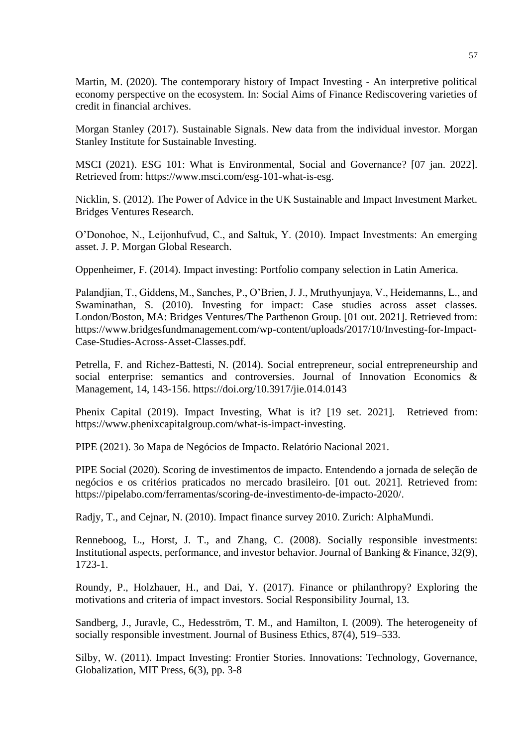Martin, M. (2020). The contemporary history of Impact Investing - An interpretive political economy perspective on the ecosystem. In: Social Aims of Finance Rediscovering varieties of credit in financial archives.

Morgan Stanley (2017). Sustainable Signals. New data from the individual investor. Morgan Stanley Institute for Sustainable Investing.

MSCI (2021). ESG 101: What is Environmental, Social and Governance? [07 jan. 2022]. Retrieved from: https://www.msci.com/esg-101-what-is-esg.

Nicklin, S. (2012). The Power of Advice in the UK Sustainable and Impact Investment Market. Bridges Ventures Research.

O'Donohoe, N., Leijonhufvud, C., and Saltuk, Y. (2010). Impact Investments: An emerging asset. J. P. Morgan Global Research.

Oppenheimer, F. (2014). Impact investing: Portfolio company selection in Latin America.

Palandjian, T., Giddens, M., Sanches, P., O'Brien, J. J., Mruthyunjaya, V., Heidemanns, L., and Swaminathan, S. (2010). Investing for impact: Case studies across asset classes. London/Boston, MA: Bridges Ventures/The Parthenon Group. [01 out. 2021]. Retrieved from: https://www.bridgesfundmanagement.com/wp-content/uploads/2017/10/Investing-for-Impact-Case-Studies-Across-Asset-Classes.pdf.

Petrella, F. and Richez-Battesti, N. (2014). Social entrepreneur, social entrepreneurship and social enterprise: semantics and controversies. Journal of Innovation Economics & Management, 14, 143-156. https://doi.org/10.3917/jie.014.0143

Phenix Capital (2019). Impact Investing, What is it? [19 set. 2021]. Retrieved from: https://www.phenixcapitalgroup.com/what-is-impact-investing.

PIPE (2021). 3o Mapa de Negócios de Impacto. Relatório Nacional 2021.

PIPE Social (2020). Scoring de investimentos de impacto. Entendendo a jornada de seleção de negócios e os critérios praticados no mercado brasileiro. [01 out. 2021]. Retrieved from: https://pipelabo.com/ferramentas/scoring-de-investimento-de-impacto-2020/.

Radjy, T., and Cejnar, N. (2010). Impact finance survey 2010. Zurich: AlphaMundi.

Renneboog, L., Horst, J. T., and Zhang, C. (2008). Socially responsible investments: Institutional aspects, performance, and investor behavior. Journal of Banking & Finance, 32(9), 1723-1.

Roundy, P., Holzhauer, H., and Dai, Y. (2017). Finance or philanthropy? Exploring the motivations and criteria of impact investors. Social Responsibility Journal, 13.

Sandberg, J., Juravle, C., Hedesström, T. M., and Hamilton, I. (2009). The heterogeneity of socially responsible investment. Journal of Business Ethics, 87(4), 519–533.

Silby, W. (2011). Impact Investing: Frontier Stories. Innovations: Technology, Governance, Globalization, MIT Press, 6(3), pp. 3-8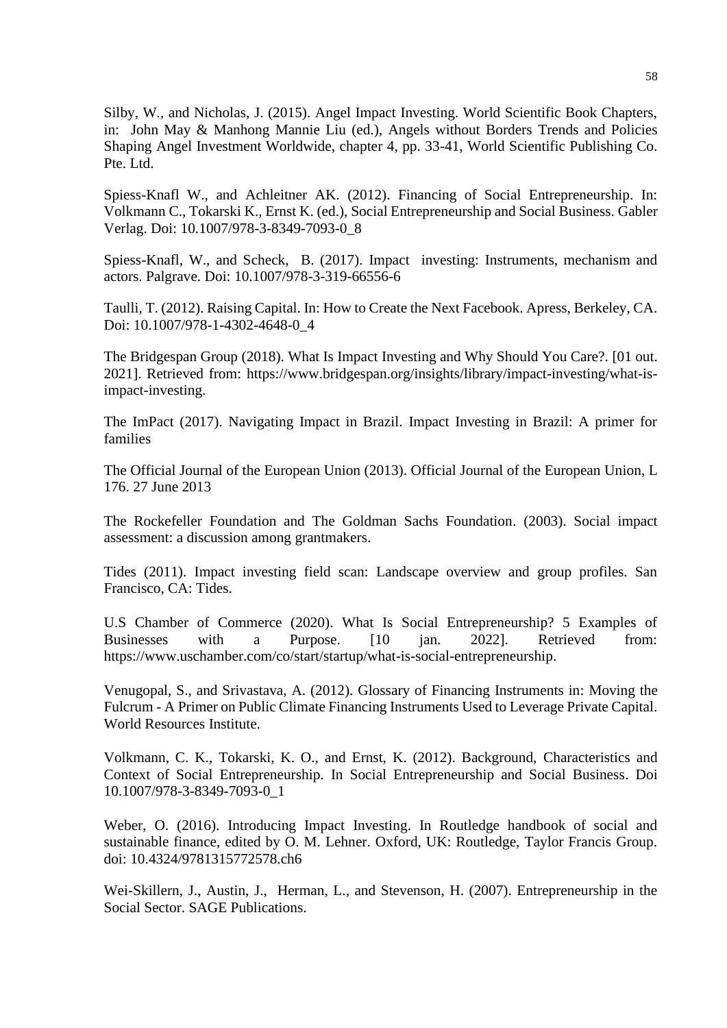Silby, W., and Nicholas, J. (2015). Angel Impact Investing. World Scientific Book Chapters, in: John May & Manhong Mannie Liu (ed.), Angels without Borders Trends and Policies Shaping Angel Investment Worldwide, chapter 4, pp. 33-41, World Scientific Publishing Co. Pte. Ltd.

Spiess-Knafl W., and Achleitner AK. (2012). Financing of Social Entrepreneurship. In: Volkmann C., Tokarski K., Ernst K. (ed.), Social Entrepreneurship and Social Business. Gabler Verlag. Doi: 10.1007/978-3-8349-7093-0_8

Spiess-Knafl, W., and Scheck, B. (2017). Impact investing: Instruments, mechanism and actors. Palgrave. Doi: 10.1007/978-3-319-66556-6

Taulli, T. (2012). Raising Capital. In: How to Create the Next Facebook. Apress, Berkeley, CA. Doi: 10.1007/978-1-4302-4648-0_4

The Bridgespan Group (2018). What Is Impact Investing and Why Should You Care?. [01 out. 2021]. Retrieved from: https://www.bridgespan.org/insights/library/impact-investing/what-is-impact-investing.

The ImPact (2017). Navigating Impact in Brazil. Impact Investing in Brazil: A primer for families

The Official Journal of the European Union (2013). Official Journal of the European Union, L 176. 27 June 2013

The Rockefeller Foundation and The Goldman Sachs Foundation. (2003). Social impact assessment: a discussion among grantmakers.

Tides (2011). Impact investing field scan: Landscape overview and group profiles. San Francisco, CA: Tides.

U.S Chamber of Commerce (2020). What Is Social Entrepreneurship? 5 Examples of Businesses with a Purpose. [10 jan. 2022]. Retrieved from: https://www.uschamber.com/co/start/startup/what-is-social-entrepreneurship.

Venugopal, S., and Srivastava, A. (2012). Glossary of Financing Instruments in: Moving the Fulcrum - A Primer on Public Climate Financing Instruments Used to Leverage Private Capital. World Resources Institute.

Volkmann, C. K., Tokarski, K. O., and Ernst, K. (2012). Background, Characteristics and Context of Social Entrepreneurship. In Social Entrepreneurship and Social Business. Doi 10.1007/978-3-8349-7093-0_1

Weber, O. (2016). Introducing Impact Investing. In Routledge handbook of social and sustainable finance, edited by O. M. Lehner. Oxford, UK: Routledge, Taylor Francis Group. doi: 10.4324/9781315772578.ch6

Wei-Skillern, J., Austin, J., Herman, L., and Stevenson, H. (2007). Entrepreneurship in the Social Sector. SAGE Publications.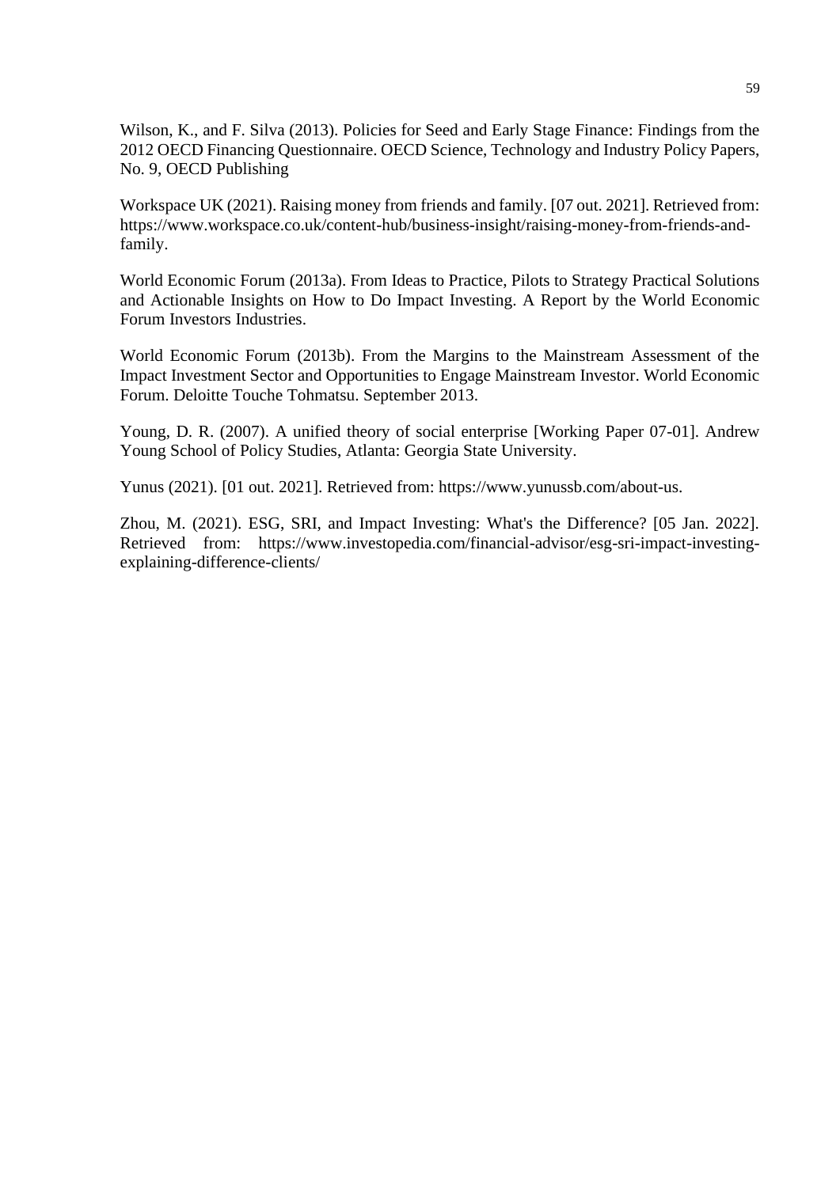Wilson, K., and F. Silva (2013). Policies for Seed and Early Stage Finance: Findings from the 2012 OECD Financing Questionnaire. OECD Science, Technology and Industry Policy Papers, No. 9, OECD Publishing

Workspace UK (2021). Raising money from friends and family. [07 out. 2021]. Retrieved from: https://www.workspace.co.uk/content-hub/business-insight/raising-money-from-friends-and-family.

World Economic Forum (2013a). From Ideas to Practice, Pilots to Strategy Practical Solutions and Actionable Insights on How to Do Impact Investing. A Report by the World Economic Forum Investors Industries.

World Economic Forum (2013b). From the Margins to the Mainstream Assessment of the Impact Investment Sector and Opportunities to Engage Mainstream Investor. World Economic Forum. Deloitte Touche Tohmatsu. September 2013.

Young, D. R. (2007). A unified theory of social enterprise [Working Paper 07-01]. Andrew Young School of Policy Studies, Atlanta: Georgia State University.

Yunus (2021). [01 out. 2021]. Retrieved from: https://www.yunussb.com/about-us.

Zhou, M. (2021). ESG, SRI, and Impact Investing: What's the Difference? [05 Jan. 2022]. Retrieved from: https://www.investopedia.com/financial-advisor/esg-sri-impact-investing-explaining-difference-clients/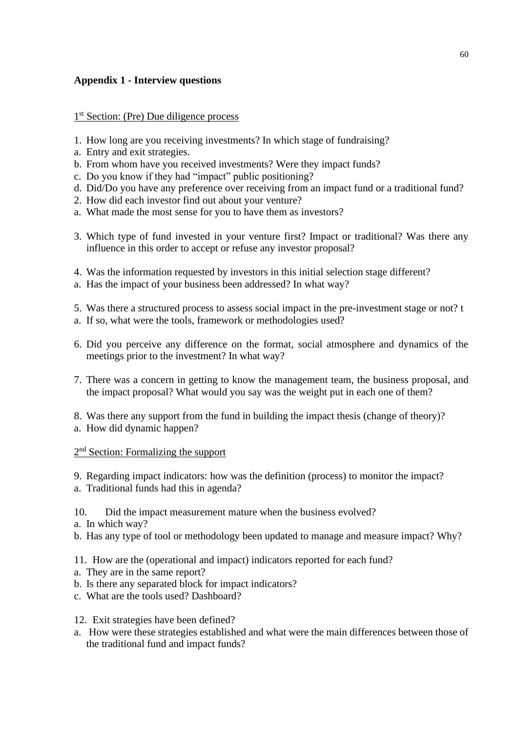## Appendix 1 - Interview questions

1st Section: (Pre) Due diligence process

1. How long are you receiving investments? In which stage of fundraising?
a. Entry and exit strategies.
b. From whom have you received investments? Were they impact funds?
c. Do you know if they had "impact" public positioning?
d. Did/Do you have any preference over receiving from an impact fund or a traditional fund?
2. How did each investor find out about your venture?
a. What made the most sense for you to have them as investors?

3. Which type of fund invested in your venture first? Impact or traditional? Was there any influence in this order to accept or refuse any investor proposal?

4. Was the information requested by investors in this initial selection stage different?
a. Has the impact of your business been addressed? In what way?

5. Was there a structured process to assess social impact in the pre-investment stage or not? t
a. If so, what were the tools, framework or methodologies used?

6. Did you perceive any difference on the format, social atmosphere and dynamics of the meetings prior to the investment? In what way?

7. There was a concern in getting to know the management team, the business proposal, and the impact proposal? What would you say was the weight put in each one of them?

8. Was there any support from the fund in building the impact thesis (change of theory)?
a. How did dynamic happen?

2nd Section: Formalizing the support

9. Regarding impact indicators: how was the definition (process) to monitor the impact?
a. Traditional funds had this in agenda?

10. Did the impact measurement mature when the business evolved?
a. In which way?
b. Has any type of tool or methodology been updated to manage and measure impact? Why?

11. How are the (operational and impact) indicators reported for each fund?
a. They are in the same report?
b. Is there any separated block for impact indicators?
c. What are the tools used? Dashboard?

12. Exit strategies have been defined?
a. How were these strategies established and what were the main differences between those of the traditional fund and impact funds?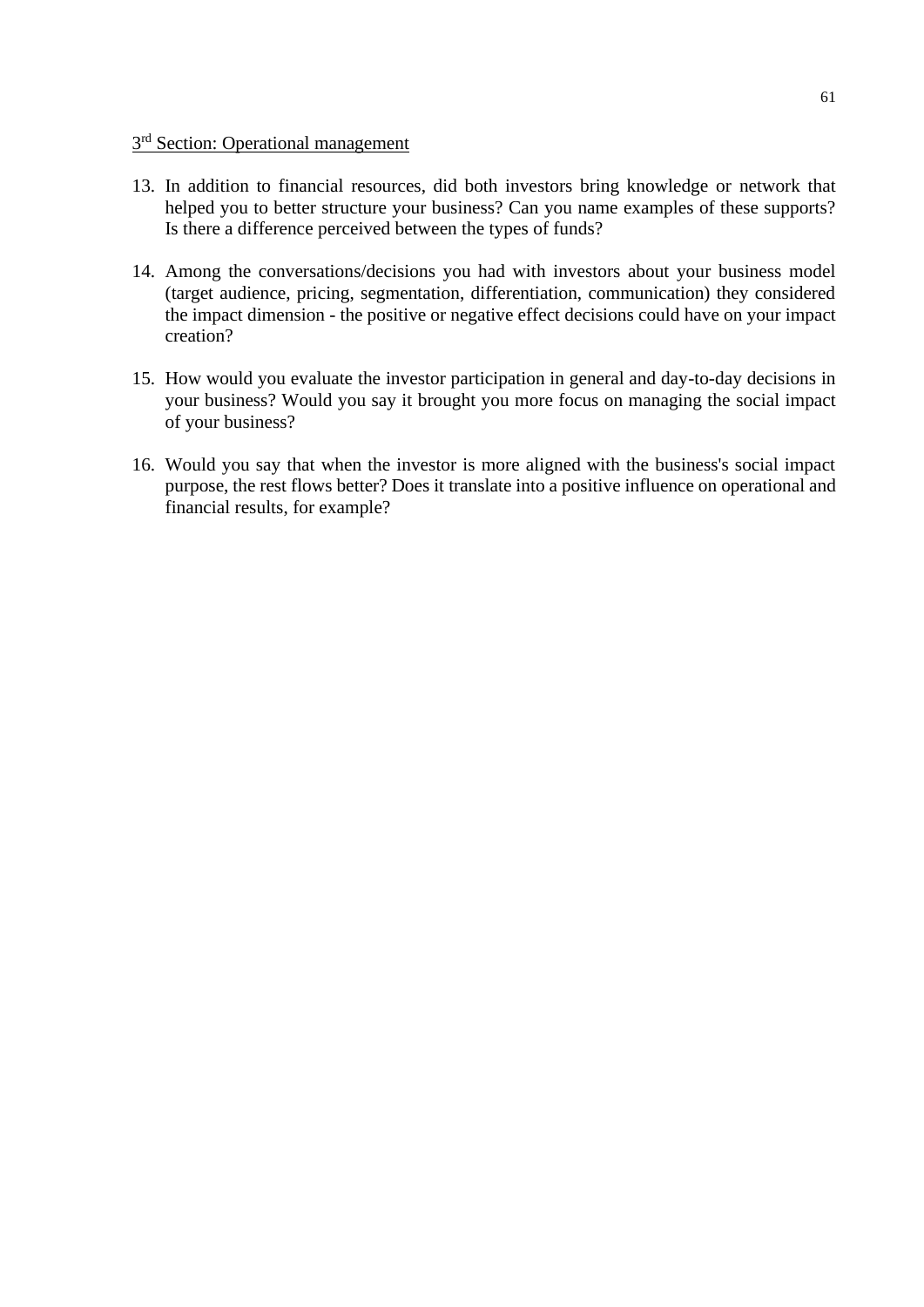3rd Section: Operational management

13. In addition to financial resources, did both investors bring knowledge or network that helped you to better structure your business? Can you name examples of these supports? Is there a difference perceived between the types of funds?

14. Among the conversations/decisions you had with investors about your business model (target audience, pricing, segmentation, differentiation, communication) they considered the impact dimension - the positive or negative effect decisions could have on your impact creation?

15. How would you evaluate the investor participation in general and day-to-day decisions in your business? Would you say it brought you more focus on managing the social impact of your business?

16. Would you say that when the investor is more aligned with the business's social impact purpose, the rest flows better? Does it translate into a positive influence on operational and financial results, for example?